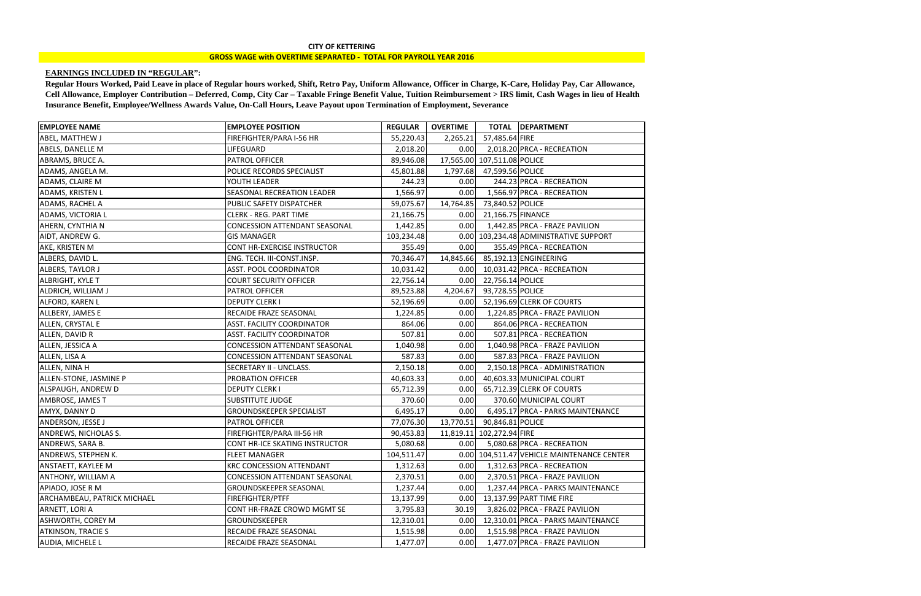# CITY OF KETTERING

## GROSS WAGE with OVERTIME SEPARATED - TOTAL FOR PAYROLL YEAR 2016

**EARNINGS INCLUDED IN "REGULAR":**

**Regular Hours Worked, Paid Leave in place of Regular hours worked, Shift, Retro Pay, Uniform Allowance, Officer in Charge, K-Care, Holiday Pay, Car Allowance, Cell Allowance, Employer Contribution – Deferred, Comp, City Car – Taxable Fringe Benefit Value, Tuition Reimbursement > IRS limit, Cash Wages in lieu of Health Insurance Benefit, Employee/Wellness Awards Value, On-Call Hours, Leave Payout upon Termination of Employment, Severance**

| EMPLOYEE NAME | EMPLOYEE POSITION | REGULAR | OVERTIME | TOTAL | DEPARTMENT |
|---|---|---|---|---|---|
| ABEL, MATTHEW J | FIREFIGHTER/PARA I-56 HR | 55,220.43 | 2,265.21 | 57,485.64 | FIRE |
| ABELS, DANELLE M | LIFEGUARD | 2,018.20 | 0.00 | 2,018.20 | PRCA - RECREATION |
| ABRAMS, BRUCE A. | PATROL OFFICER | 89,946.08 | 17,565.00 | 107,511.08 | POLICE |
| ADAMS, ANGELA M. | POLICE RECORDS SPECIALIST | 45,801.88 | 1,797.68 | 47,599.56 | POLICE |
| ADAMS, CLAIRE M | YOUTH LEADER | 244.23 | 0.00 | 244.23 | PRCA - RECREATION |
| ADAMS, KRISTEN L | SEASONAL RECREATION LEADER | 1,566.97 | 0.00 | 1,566.97 | PRCA - RECREATION |
| ADAMS, RACHEL A | PUBLIC SAFETY DISPATCHER | 59,075.67 | 14,764.85 | 73,840.52 | POLICE |
| ADAMS, VICTORIA L | CLERK - REG. PART TIME | 21,166.75 | 0.00 | 21,166.75 | FINANCE |
| AHERN, CYNTHIA N | CONCESSION ATTENDANT SEASONAL | 1,442.85 | 0.00 | 1,442.85 | PRCA - FRAZE PAVILION |
| AIDT, ANDREW G. | GIS MANAGER | 103,234.48 | 0.00 | 103,234.48 | ADMINISTRATIVE SUPPORT |
| AKE, KRISTEN M | CONT HR-EXERCISE INSTRUCTOR | 355.49 | 0.00 | 355.49 | PRCA - RECREATION |
| ALBERS, DAVID L. | ENG. TECH. III-CONST.INSP. | 70,346.47 | 14,845.66 | 85,192.13 | ENGINEERING |
| ALBERS, TAYLOR J | ASST. POOL COORDINATOR | 10,031.42 | 0.00 | 10,031.42 | PRCA - RECREATION |
| ALBRIGHT, KYLE T | COURT SECURITY OFFICER | 22,756.14 | 0.00 | 22,756.14 | POLICE |
| ALDRICH, WILLIAM J | PATROL OFFICER | 89,523.88 | 4,204.67 | 93,728.55 | POLICE |
| ALFORD, KAREN L | DEPUTY CLERK I | 52,196.69 | 0.00 | 52,196.69 | CLERK OF COURTS |
| ALLBERY, JAMES E | RECAIDE FRAZE SEASONAL | 1,224.85 | 0.00 | 1,224.85 | PRCA - FRAZE PAVILION |
| ALLEN, CRYSTAL E | ASST. FACILITY COORDINATOR | 864.06 | 0.00 | 864.06 | PRCA - RECREATION |
| ALLEN, DAVID R | ASST. FACILITY COORDINATOR | 507.81 | 0.00 | 507.81 | PRCA - RECREATION |
| ALLEN, JESSICA A | CONCESSION ATTENDANT SEASONAL | 1,040.98 | 0.00 | 1,040.98 | PRCA - FRAZE PAVILION |
| ALLEN, LISA A | CONCESSION ATTENDANT SEASONAL | 587.83 | 0.00 | 587.83 | PRCA - FRAZE PAVILION |
| ALLEN, NINA H | SECRETARY II - UNCLASS. | 2,150.18 | 0.00 | 2,150.18 | PRCA - ADMINISTRATION |
| ALLEN-STONE, JASMINE P | PROBATION OFFICER | 40,603.33 | 0.00 | 40,603.33 | MUNICIPAL COURT |
| ALSPAUGH, ANDREW D | DEPUTY CLERK I | 65,712.39 | 0.00 | 65,712.39 | CLERK OF COURTS |
| AMBROSE, JAMES T | SUBSTITUTE JUDGE | 370.60 | 0.00 | 370.60 | MUNICIPAL COURT |
| AMYX, DANNY D | GROUNDSKEEPER SPECIALIST | 6,495.17 | 0.00 | 6,495.17 | PRCA - PARKS MAINTENANCE |
| ANDERSON, JESSE J | PATROL OFFICER | 77,076.30 | 13,770.51 | 90,846.81 | POLICE |
| ANDREWS, NICHOLAS S. | FIREFIGHTER/PARA III-56 HR | 90,453.83 | 11,819.11 | 102,272.94 | FIRE |
| ANDREWS, SARA B. | CONT HR-ICE SKATING INSTRUCTOR | 5,080.68 | 0.00 | 5,080.68 | PRCA - RECREATION |
| ANDREWS, STEPHEN K. | FLEET MANAGER | 104,511.47 | 0.00 | 104,511.47 | VEHICLE MAINTENANCE CENTER |
| ANSTAETT, KAYLEE M | KRC CONCESSION ATTENDANT | 1,312.63 | 0.00 | 1,312.63 | PRCA - RECREATION |
| ANTHONY, WILLIAM A | CONCESSION ATTENDANT SEASONAL | 2,370.51 | 0.00 | 2,370.51 | PRCA - FRAZE PAVILION |
| APIADO, JOSE R M | GROUNDSKEEPER SEASONAL | 1,237.44 | 0.00 | 1,237.44 | PRCA - PARKS MAINTENANCE |
| ARCHAMBEAU, PATRICK MICHAEL | FIREFIGHTER/PTFF | 13,137.99 | 0.00 | 13,137.99 | PART TIME FIRE |
| ARNETT, LORI A | CONT HR-FRAZE CROWD MGMT SE | 3,795.83 | 30.19 | 3,826.02 | PRCA - FRAZE PAVILION |
| ASHWORTH, COREY M | GROUNDSKEEPER | 12,310.01 | 0.00 | 12,310.01 | PRCA - PARKS MAINTENANCE |
| ATKINSON, TRACIE S | RECAIDE FRAZE SEASONAL | 1,515.98 | 0.00 | 1,515.98 | PRCA - FRAZE PAVILION |
| AUDIA, MICHELE L | RECAIDE FRAZE SEASONAL | 1,477.07 | 0.00 | 1,477.07 | PRCA - FRAZE PAVILION |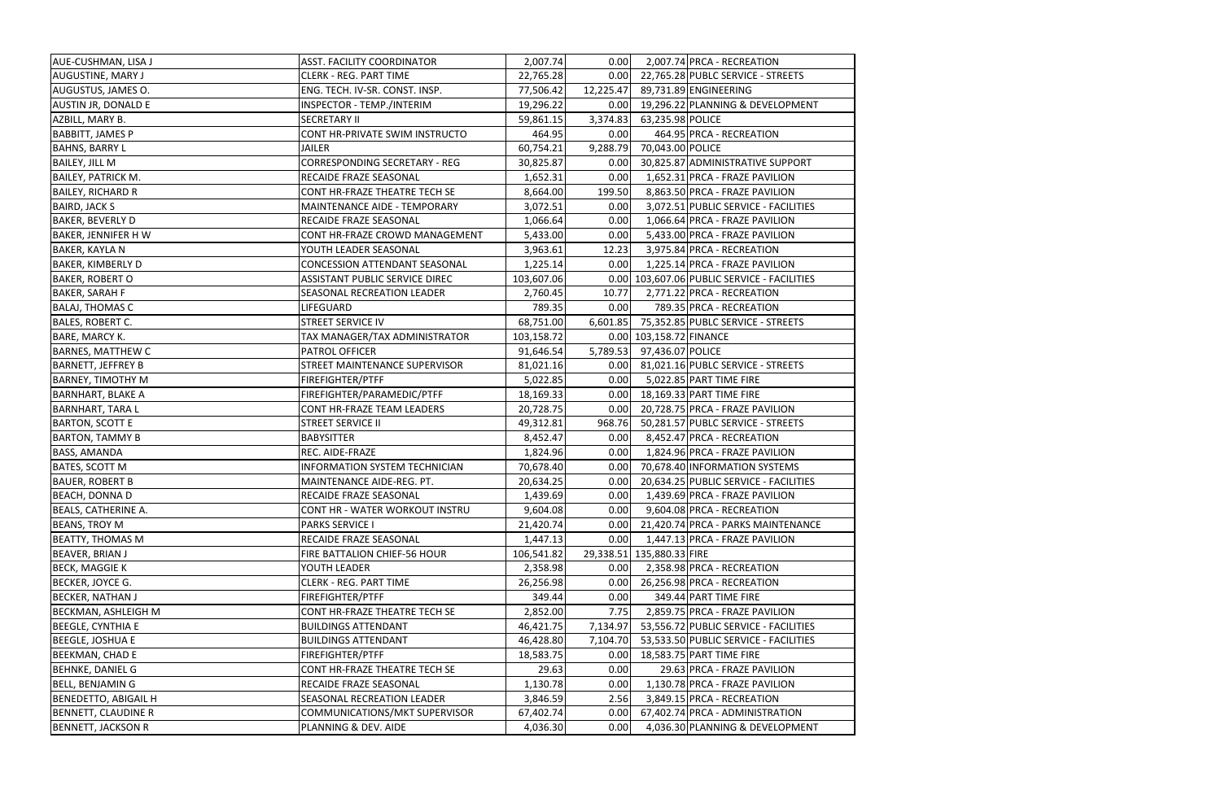| | | | | | |
|---|---|---|---|---|---|
| AUE-CUSHMAN, LISA J | ASST. FACILITY COORDINATOR | 2,007.74 | 0.00 | 2,007.74 | PRCA - RECREATION |
| AUGUSTINE, MARY J | CLERK - REG. PART TIME | 22,765.28 | 0.00 | 22,765.28 | PUBLC SERVICE - STREETS |
| AUGUSTUS, JAMES O. | ENG. TECH. IV-SR. CONST. INSP. | 77,506.42 | 12,225.47 | 89,731.89 | ENGINEERING |
| AUSTIN JR, DONALD E | INSPECTOR - TEMP./INTERIM | 19,296.22 | 0.00 | 19,296.22 | PLANNING & DEVELOPMENT |
| AZBILL, MARY B. | SECRETARY II | 59,861.15 | 3,374.83 | 63,235.98 | POLICE |
| BABBITT, JAMES P | CONT HR-PRIVATE SWIM INSTRUCTO | 464.95 | 0.00 | 464.95 | PRCA - RECREATION |
| BAHNS, BARRY L | JAILER | 60,754.21 | 9,288.79 | 70,043.00 | POLICE |
| BAILEY, JILL M | CORRESPONDING SECRETARY - REG | 30,825.87 | 0.00 | 30,825.87 | ADMINISTRATIVE SUPPORT |
| BAILEY, PATRICK M. | RECAIDE FRAZE SEASONAL | 1,652.31 | 0.00 | 1,652.31 | PRCA - FRAZE PAVILION |
| BAILEY, RICHARD R | CONT HR-FRAZE THEATRE TECH SE | 8,664.00 | 199.50 | 8,863.50 | PRCA - FRAZE PAVILION |
| BAIRD, JACK S | MAINTENANCE AIDE - TEMPORARY | 3,072.51 | 0.00 | 3,072.51 | PUBLIC SERVICE - FACILITIES |
| BAKER, BEVERLY D | RECAIDE FRAZE SEASONAL | 1,066.64 | 0.00 | 1,066.64 | PRCA - FRAZE PAVILION |
| BAKER, JENNIFER H W | CONT HR-FRAZE CROWD MANAGEMENT | 5,433.00 | 0.00 | 5,433.00 | PRCA - FRAZE PAVILION |
| BAKER, KAYLA N | YOUTH LEADER SEASONAL | 3,963.61 | 12.23 | 3,975.84 | PRCA - RECREATION |
| BAKER, KIMBERLY D | CONCESSION ATTENDANT SEASONAL | 1,225.14 | 0.00 | 1,225.14 | PRCA - FRAZE PAVILION |
| BAKER, ROBERT O | ASSISTANT PUBLIC SERVICE DIREC | 103,607.06 | 0.00 | 103,607.06 | PUBLIC SERVICE - FACILITIES |
| BAKER, SARAH F | SEASONAL RECREATION LEADER | 2,760.45 | 10.77 | 2,771.22 | PRCA - RECREATION |
| BALAJ, THOMAS C | LIFEGUARD | 789.35 | 0.00 | 789.35 | PRCA - RECREATION |
| BALES, ROBERT C. | STREET SERVICE IV | 68,751.00 | 6,601.85 | 75,352.85 | PUBLC SERVICE - STREETS |
| BARE, MARCY K. | TAX MANAGER/TAX ADMINISTRATOR | 103,158.72 | 0.00 | 103,158.72 | FINANCE |
| BARNES, MATTHEW C | PATROL OFFICER | 91,646.54 | 5,789.53 | 97,436.07 | POLICE |
| BARNETT, JEFFREY B | STREET MAINTENANCE SUPERVISOR | 81,021.16 | 0.00 | 81,021.16 | PUBLC SERVICE - STREETS |
| BARNEY, TIMOTHY M | FIREFIGHTER/PTFF | 5,022.85 | 0.00 | 5,022.85 | PART TIME FIRE |
| BARNHART, BLAKE A | FIREFIGHTER/PARAMEDIC/PTFF | 18,169.33 | 0.00 | 18,169.33 | PART TIME FIRE |
| BARNHART, TARA L | CONT HR-FRAZE TEAM LEADERS | 20,728.75 | 0.00 | 20,728.75 | PRCA - FRAZE PAVILION |
| BARTON, SCOTT E | STREET SERVICE II | 49,312.81 | 968.76 | 50,281.57 | PUBLC SERVICE - STREETS |
| BARTON, TAMMY B | BABYSITTER | 8,452.47 | 0.00 | 8,452.47 | PRCA - RECREATION |
| BASS, AMANDA | REC. AIDE-FRAZE | 1,824.96 | 0.00 | 1,824.96 | PRCA - FRAZE PAVILION |
| BATES, SCOTT M | INFORMATION SYSTEM TECHNICIAN | 70,678.40 | 0.00 | 70,678.40 | INFORMATION SYSTEMS |
| BAUER, ROBERT B | MAINTENANCE AIDE-REG. PT. | 20,634.25 | 0.00 | 20,634.25 | PUBLIC SERVICE - FACILITIES |
| BEACH, DONNA D | RECAIDE FRAZE SEASONAL | 1,439.69 | 0.00 | 1,439.69 | PRCA - FRAZE PAVILION |
| BEALS, CATHERINE A. | CONT HR - WATER WORKOUT INSTRU | 9,604.08 | 0.00 | 9,604.08 | PRCA - RECREATION |
| BEANS, TROY M | PARKS SERVICE I | 21,420.74 | 0.00 | 21,420.74 | PRCA - PARKS MAINTENANCE |
| BEATTY, THOMAS M | RECAIDE FRAZE SEASONAL | 1,447.13 | 0.00 | 1,447.13 | PRCA - FRAZE PAVILION |
| BEAVER, BRIAN J | FIRE BATTALION CHIEF-56 HOUR | 106,541.82 | 29,338.51 | 135,880.33 | FIRE |
| BECK, MAGGIE K | YOUTH LEADER | 2,358.98 | 0.00 | 2,358.98 | PRCA - RECREATION |
| BECKER, JOYCE G. | CLERK - REG. PART TIME | 26,256.98 | 0.00 | 26,256.98 | PRCA - RECREATION |
| BECKER, NATHAN J | FIREFIGHTER/PTFF | 349.44 | 0.00 | 349.44 | PART TIME FIRE |
| BECKMAN, ASHLEIGH M | CONT HR-FRAZE THEATRE TECH SE | 2,852.00 | 7.75 | 2,859.75 | PRCA - FRAZE PAVILION |
| BEEGLE, CYNTHIA E | BUILDINGS ATTENDANT | 46,421.75 | 7,134.97 | 53,556.72 | PUBLIC SERVICE - FACILITIES |
| BEEGLE, JOSHUA E | BUILDINGS ATTENDANT | 46,428.80 | 7,104.70 | 53,533.50 | PUBLIC SERVICE - FACILITIES |
| BEEKMAN, CHAD E | FIREFIGHTER/PTFF | 18,583.75 | 0.00 | 18,583.75 | PART TIME FIRE |
| BEHNKE, DANIEL G | CONT HR-FRAZE THEATRE TECH SE | 29.63 | 0.00 | 29.63 | PRCA - FRAZE PAVILION |
| BELL, BENJAMIN G | RECAIDE FRAZE SEASONAL | 1,130.78 | 0.00 | 1,130.78 | PRCA - FRAZE PAVILION |
| BENEDETTO, ABIGAIL H | SEASONAL RECREATION LEADER | 3,846.59 | 2.56 | 3,849.15 | PRCA - RECREATION |
| BENNETT, CLAUDINE R | COMMUNICATIONS/MKT SUPERVISOR | 67,402.74 | 0.00 | 67,402.74 | PRCA - ADMINISTRATION |
| BENNETT, JACKSON R | PLANNING & DEV. AIDE | 4,036.30 | 0.00 | 4,036.30 | PLANNING & DEVELOPMENT |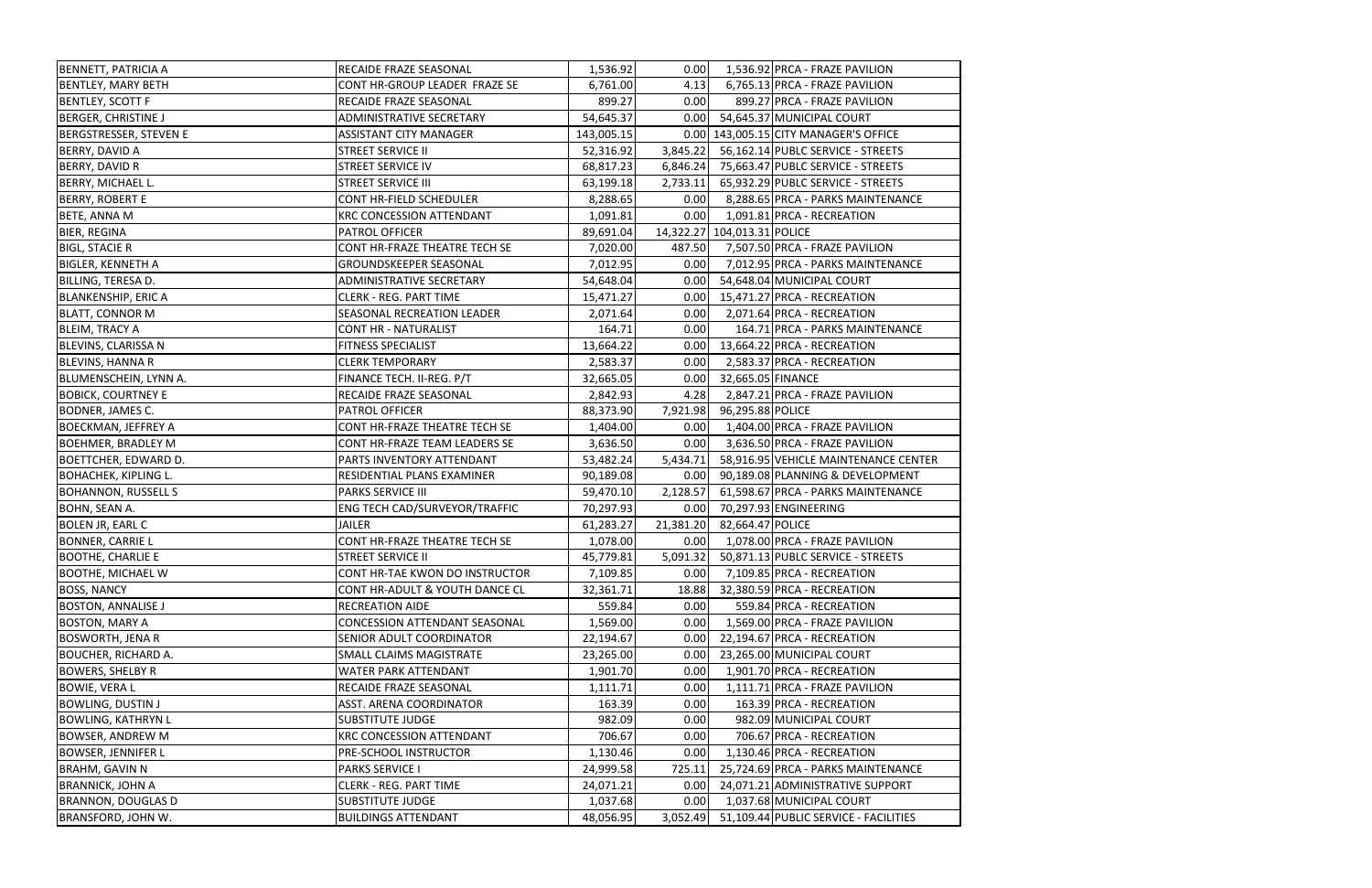| | | | | | |
|---|---|---|---|---|---|
| BENNETT, PATRICIA A | RECAIDE FRAZE SEASONAL | 1,536.92 | 0.00 | 1,536.92 | PRCA - FRAZE PAVILION |
| BENTLEY, MARY BETH | CONT HR-GROUP LEADER FRAZE SE | 6,761.00 | 4.13 | 6,765.13 | PRCA - FRAZE PAVILION |
| BENTLEY, SCOTT F | RECAIDE FRAZE SEASONAL | 899.27 | 0.00 | 899.27 | PRCA - FRAZE PAVILION |
| BERGER, CHRISTINE J | ADMINISTRATIVE SECRETARY | 54,645.37 | 0.00 | 54,645.37 | MUNICIPAL COURT |
| BERGSTRESSER, STEVEN E | ASSISTANT CITY MANAGER | 143,005.15 | 0.00 | 143,005.15 | CITY MANAGER'S OFFICE |
| BERRY, DAVID A | STREET SERVICE II | 52,316.92 | 3,845.22 | 56,162.14 | PUBLC SERVICE - STREETS |
| BERRY, DAVID R | STREET SERVICE IV | 68,817.23 | 6,846.24 | 75,663.47 | PUBLC SERVICE - STREETS |
| BERRY, MICHAEL L. | STREET SERVICE III | 63,199.18 | 2,733.11 | 65,932.29 | PUBLC SERVICE - STREETS |
| BERRY, ROBERT E | CONT HR-FIELD SCHEDULER | 8,288.65 | 0.00 | 8,288.65 | PRCA - PARKS MAINTENANCE |
| BETE, ANNA M | KRC CONCESSION ATTENDANT | 1,091.81 | 0.00 | 1,091.81 | PRCA - RECREATION |
| BIER, REGINA | PATROL OFFICER | 89,691.04 | 14,322.27 | 104,013.31 | POLICE |
| BIGL, STACIE R | CONT HR-FRAZE THEATRE TECH SE | 7,020.00 | 487.50 | 7,507.50 | PRCA - FRAZE PAVILION |
| BIGLER, KENNETH A | GROUNDSKEEPER SEASONAL | 7,012.95 | 0.00 | 7,012.95 | PRCA - PARKS MAINTENANCE |
| BILLING, TERESA D. | ADMINISTRATIVE SECRETARY | 54,648.04 | 0.00 | 54,648.04 | MUNICIPAL COURT |
| BLANKENSHIP, ERIC A | CLERK - REG. PART TIME | 15,471.27 | 0.00 | 15,471.27 | PRCA - RECREATION |
| BLATT, CONNOR M | SEASONAL RECREATION LEADER | 2,071.64 | 0.00 | 2,071.64 | PRCA - RECREATION |
| BLEIM, TRACY A | CONT HR - NATURALIST | 164.71 | 0.00 | 164.71 | PRCA - PARKS MAINTENANCE |
| BLEVINS, CLARISSA N | FITNESS SPECIALIST | 13,664.22 | 0.00 | 13,664.22 | PRCA - RECREATION |
| BLEVINS, HANNA R | CLERK TEMPORARY | 2,583.37 | 0.00 | 2,583.37 | PRCA - RECREATION |
| BLUMENSCHEIN, LYNN A. | FINANCE TECH. II-REG. P/T | 32,665.05 | 0.00 | 32,665.05 | FINANCE |
| BOBICK, COURTNEY E | RECAIDE FRAZE SEASONAL | 2,842.93 | 4.28 | 2,847.21 | PRCA - FRAZE PAVILION |
| BODNER, JAMES C. | PATROL OFFICER | 88,373.90 | 7,921.98 | 96,295.88 | POLICE |
| BOECKMAN, JEFFREY A | CONT HR-FRAZE THEATRE TECH SE | 1,404.00 | 0.00 | 1,404.00 | PRCA - FRAZE PAVILION |
| BOEHMER, BRADLEY M | CONT HR-FRAZE TEAM LEADERS SE | 3,636.50 | 0.00 | 3,636.50 | PRCA - FRAZE PAVILION |
| BOETTCHER, EDWARD D. | PARTS INVENTORY ATTENDANT | 53,482.24 | 5,434.71 | 58,916.95 | VEHICLE MAINTENANCE CENTER |
| BOHACHEK, KIPLING L. | RESIDENTIAL PLANS EXAMINER | 90,189.08 | 0.00 | 90,189.08 | PLANNING & DEVELOPMENT |
| BOHANNON, RUSSELL S | PARKS SERVICE III | 59,470.10 | 2,128.57 | 61,598.67 | PRCA - PARKS MAINTENANCE |
| BOHN, SEAN A. | ENG TECH CAD/SURVEYOR/TRAFFIC | 70,297.93 | 0.00 | 70,297.93 | ENGINEERING |
| BOLEN JR, EARL C | JAILER | 61,283.27 | 21,381.20 | 82,664.47 | POLICE |
| BONNER, CARRIE L | CONT HR-FRAZE THEATRE TECH SE | 1,078.00 | 0.00 | 1,078.00 | PRCA - FRAZE PAVILION |
| BOOTHE, CHARLIE E | STREET SERVICE II | 45,779.81 | 5,091.32 | 50,871.13 | PUBLC SERVICE - STREETS |
| BOOTHE, MICHAEL W | CONT HR-TAE KWON DO INSTRUCTOR | 7,109.85 | 0.00 | 7,109.85 | PRCA - RECREATION |
| BOSS, NANCY | CONT HR-ADULT & YOUTH DANCE CL | 32,361.71 | 18.88 | 32,380.59 | PRCA - RECREATION |
| BOSTON, ANNALISE J | RECREATION AIDE | 559.84 | 0.00 | 559.84 | PRCA - RECREATION |
| BOSTON, MARY A | CONCESSION ATTENDANT SEASONAL | 1,569.00 | 0.00 | 1,569.00 | PRCA - FRAZE PAVILION |
| BOSWORTH, JENA R | SENIOR ADULT COORDINATOR | 22,194.67 | 0.00 | 22,194.67 | PRCA - RECREATION |
| BOUCHER, RICHARD A. | SMALL CLAIMS MAGISTRATE | 23,265.00 | 0.00 | 23,265.00 | MUNICIPAL COURT |
| BOWERS, SHELBY R | WATER PARK ATTENDANT | 1,901.70 | 0.00 | 1,901.70 | PRCA - RECREATION |
| BOWIE, VERA L | RECAIDE FRAZE SEASONAL | 1,111.71 | 0.00 | 1,111.71 | PRCA - FRAZE PAVILION |
| BOWLING, DUSTIN J | ASST. ARENA COORDINATOR | 163.39 | 0.00 | 163.39 | PRCA - RECREATION |
| BOWLING, KATHRYN L | SUBSTITUTE JUDGE | 982.09 | 0.00 | 982.09 | MUNICIPAL COURT |
| BOWSER, ANDREW M | KRC CONCESSION ATTENDANT | 706.67 | 0.00 | 706.67 | PRCA - RECREATION |
| BOWSER, JENNIFER L | PRE-SCHOOL INSTRUCTOR | 1,130.46 | 0.00 | 1,130.46 | PRCA - RECREATION |
| BRAHM, GAVIN N | PARKS SERVICE I | 24,999.58 | 725.11 | 25,724.69 | PRCA - PARKS MAINTENANCE |
| BRANNICK, JOHN A | CLERK - REG. PART TIME | 24,071.21 | 0.00 | 24,071.21 | ADMINISTRATIVE SUPPORT |
| BRANNON, DOUGLAS D | SUBSTITUTE JUDGE | 1,037.68 | 0.00 | 1,037.68 | MUNICIPAL COURT |
| BRANSFORD, JOHN W. | BUILDINGS ATTENDANT | 48,056.95 | 3,052.49 | 51,109.44 | PUBLIC SERVICE - FACILITIES |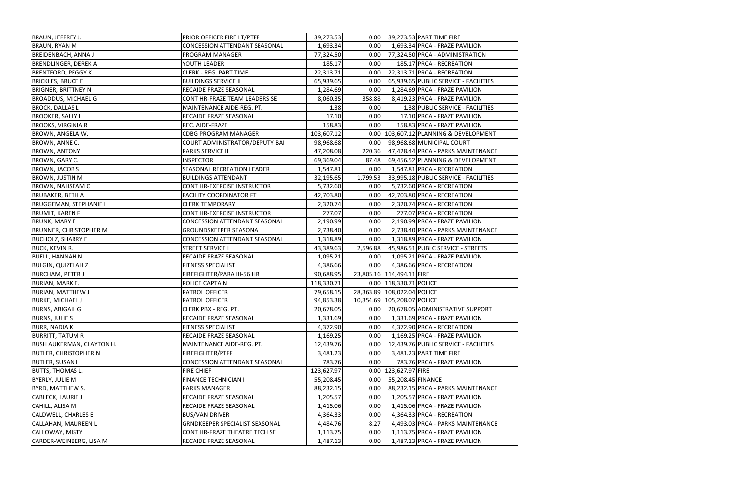| | | | | | |
|---|---|---|---|---|---|
| BRAUN, JEFFREY J. | PRIOR OFFICER FIRE LT/PTFF | 39,273.53 | 0.00 | 39,273.53 | PART TIME FIRE |
| BRAUN, RYAN M | CONCESSION ATTENDANT SEASONAL | 1,693.34 | 0.00 | 1,693.34 | PRCA - FRAZE PAVILION |
| BREIDENBACH, ANNA J | PROGRAM MANAGER | 77,324.50 | 0.00 | 77,324.50 | PRCA - ADMINISTRATION |
| BRENDLINGER, DEREK A | YOUTH LEADER | 185.17 | 0.00 | 185.17 | PRCA - RECREATION |
| BRENTFORD, PEGGY K. | CLERK - REG. PART TIME | 22,313.71 | 0.00 | 22,313.71 | PRCA - RECREATION |
| BRICKLES, BRUCE E | BUILDINGS SERVICE II | 65,939.65 | 0.00 | 65,939.65 | PUBLIC SERVICE - FACILITIES |
| BRIGNER, BRITTNEY N | RECAIDE FRAZE SEASONAL | 1,284.69 | 0.00 | 1,284.69 | PRCA - FRAZE PAVILION |
| BROADDUS, MICHAEL G | CONT HR-FRAZE TEAM LEADERS SE | 8,060.35 | 358.88 | 8,419.23 | PRCA - FRAZE PAVILION |
| BROCK, DALLAS L | MAINTENANCE AIDE-REG. PT. | 1.38 | 0.00 | 1.38 | PUBLIC SERVICE - FACILITIES |
| BROOKER, SALLY L | RECAIDE FRAZE SEASONAL | 17.10 | 0.00 | 17.10 | PRCA - FRAZE PAVILION |
| BROOKS, VIRGINIA R | REC. AIDE-FRAZE | 158.83 | 0.00 | 158.83 | PRCA - FRAZE PAVILION |
| BROWN, ANGELA W. | CDBG PROGRAM MANAGER | 103,607.12 | 0.00 | 103,607.12 | PLANNING & DEVELOPMENT |
| BROWN, ANNE C. | COURT ADMINISTRATOR/DEPUTY BAI | 98,968.68 | 0.00 | 98,968.68 | MUNICIPAL COURT |
| BROWN, ANTONY | PARKS SERVICE II | 47,208.08 | 220.36 | 47,428.44 | PRCA - PARKS MAINTENANCE |
| BROWN, GARY C. | INSPECTOR | 69,369.04 | 87.48 | 69,456.52 | PLANNING & DEVELOPMENT |
| BROWN, JACOB S | SEASONAL RECREATION LEADER | 1,547.81 | 0.00 | 1,547.81 | PRCA - RECREATION |
| BROWN, JUSTIN M | BUILDINGS ATTENDANT | 32,195.65 | 1,799.53 | 33,995.18 | PUBLIC SERVICE - FACILITIES |
| BROWN, NAHSEAM C | CONT HR-EXERCISE INSTRUCTOR | 5,732.60 | 0.00 | 5,732.60 | PRCA - RECREATION |
| BRUBAKER, BETH A | FACILITY COORDINATOR FT | 42,703.80 | 0.00 | 42,703.80 | PRCA - RECREATION |
| BRUGGEMAN, STEPHANIE L | CLERK TEMPORARY | 2,320.74 | 0.00 | 2,320.74 | PRCA - RECREATION |
| BRUMIT, KAREN F | CONT HR-EXERCISE INSTRUCTOR | 277.07 | 0.00 | 277.07 | PRCA - RECREATION |
| BRUNK, MARY E | CONCESSION ATTENDANT SEASONAL | 2,190.99 | 0.00 | 2,190.99 | PRCA - FRAZE PAVILION |
| BRUNNER, CHRISTOPHER M | GROUNDSKEEPER SEASONAL | 2,738.40 | 0.00 | 2,738.40 | PRCA - PARKS MAINTENANCE |
| BUCHOLZ, SHARRY E | CONCESSION ATTENDANT SEASONAL | 1,318.89 | 0.00 | 1,318.89 | PRCA - FRAZE PAVILION |
| BUCK, KEVIN R. | STREET SERVICE I | 43,389.63 | 2,596.88 | 45,986.51 | PUBLC SERVICE - STREETS |
| BUELL, HANNAH N | RECAIDE FRAZE SEASONAL | 1,095.21 | 0.00 | 1,095.21 | PRCA - FRAZE PAVILION |
| BULGIN, QUIZELAH Z | FITNESS SPECIALIST | 4,386.66 | 0.00 | 4,386.66 | PRCA - RECREATION |
| BURCHAM, PETER J | FIREFIGHTER/PARA III-56 HR | 90,688.95 | 23,805.16 | 114,494.11 | FIRE |
| BURIAN, MARK E. | POLICE CAPTAIN | 118,330.71 | 0.00 | 118,330.71 | POLICE |
| BURIAN, MATTHEW J | PATROL OFFICER | 79,658.15 | 28,363.89 | 108,022.04 | POLICE |
| BURKE, MICHAEL J | PATROL OFFICER | 94,853.38 | 10,354.69 | 105,208.07 | POLICE |
| BURNS, ABIGAIL G | CLERK PBX - REG. PT. | 20,678.05 | 0.00 | 20,678.05 | ADMINISTRATIVE SUPPORT |
| BURNS, JULIE S | RECAIDE FRAZE SEASONAL | 1,331.69 | 0.00 | 1,331.69 | PRCA - FRAZE PAVILION |
| BURR, NADIA K | FITNESS SPECIALIST | 4,372.90 | 0.00 | 4,372.90 | PRCA - RECREATION |
| BURRITT, TATUM R | RECAIDE FRAZE SEASONAL | 1,169.25 | 0.00 | 1,169.25 | PRCA - FRAZE PAVILION |
| BUSH AUKERMAN, CLAYTON H. | MAINTENANCE AIDE-REG. PT. | 12,439.76 | 0.00 | 12,439.76 | PUBLIC SERVICE - FACILITIES |
| BUTLER, CHRISTOPHER N | FIREFIGHTER/PTFF | 3,481.23 | 0.00 | 3,481.23 | PART TIME FIRE |
| BUTLER, SUSAN L | CONCESSION ATTENDANT SEASONAL | 783.76 | 0.00 | 783.76 | PRCA - FRAZE PAVILION |
| BUTTS, THOMAS L. | FIRE CHIEF | 123,627.97 | 0.00 | 123,627.97 | FIRE |
| BYERLY, JULIE M | FINANCE TECHNICIAN I | 55,208.45 | 0.00 | 55,208.45 | FINANCE |
| BYRD, MATTHEW S. | PARKS MANAGER | 88,232.15 | 0.00 | 88,232.15 | PRCA - PARKS MAINTENANCE |
| CABLECK, LAURIE J | RECAIDE FRAZE SEASONAL | 1,205.57 | 0.00 | 1,205.57 | PRCA - FRAZE PAVILION |
| CAHILL, ALISA M | RECAIDE FRAZE SEASONAL | 1,415.06 | 0.00 | 1,415.06 | PRCA - FRAZE PAVILION |
| CALDWELL, CHARLES E | BUS/VAN DRIVER | 4,364.33 | 0.00 | 4,364.33 | PRCA - RECREATION |
| CALLAHAN, MAUREEN L | GRNDKEEPER SPECIALIST SEASONAL | 4,484.76 | 8.27 | 4,493.03 | PRCA - PARKS MAINTENANCE |
| CALLOWAY, MISTY | CONT HR-FRAZE THEATRE TECH SE | 1,113.75 | 0.00 | 1,113.75 | PRCA - FRAZE PAVILION |
| CARDER-WEINBERG, LISA M | RECAIDE FRAZE SEASONAL | 1,487.13 | 0.00 | 1,487.13 | PRCA - FRAZE PAVILION |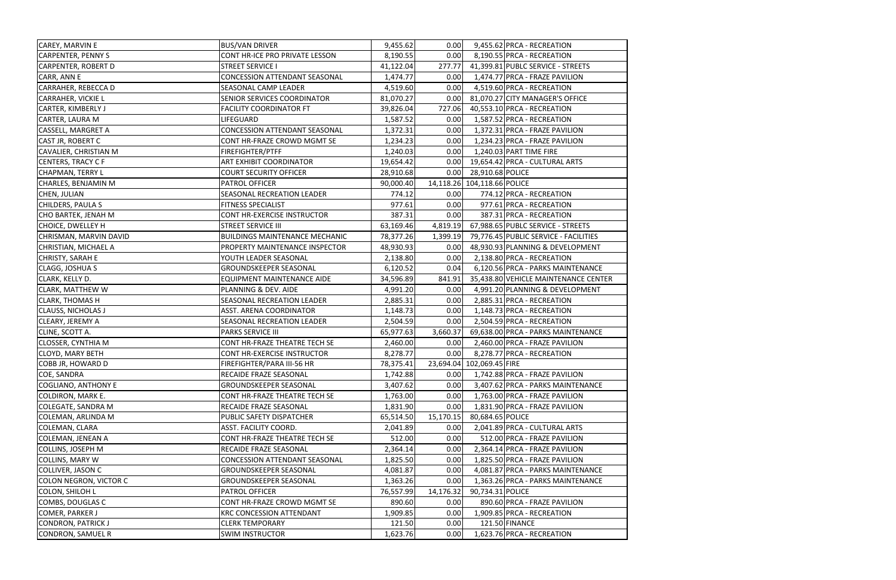| | | | | | |
|---|---|---|---|---|---|
| CAREY, MARVIN E | BUS/VAN DRIVER | 9,455.62 | 0.00 | 9,455.62 | PRCA - RECREATION |
| CARPENTER, PENNY S | CONT HR-ICE PRO PRIVATE LESSON | 8,190.55 | 0.00 | 8,190.55 | PRCA - RECREATION |
| CARPENTER, ROBERT D | STREET SERVICE I | 41,122.04 | 277.77 | 41,399.81 | PUBLC SERVICE - STREETS |
| CARR, ANN E | CONCESSION ATTENDANT SEASONAL | 1,474.77 | 0.00 | 1,474.77 | PRCA - FRAZE PAVILION |
| CARRAHER, REBECCA D | SEASONAL CAMP LEADER | 4,519.60 | 0.00 | 4,519.60 | PRCA - RECREATION |
| CARRAHER, VICKIE L | SENIOR SERVICES COORDINATOR | 81,070.27 | 0.00 | 81,070.27 | CITY MANAGER'S OFFICE |
| CARTER, KIMBERLY J | FACILITY COORDINATOR FT | 39,826.04 | 727.06 | 40,553.10 | PRCA - RECREATION |
| CARTER, LAURA M | LIFEGUARD | 1,587.52 | 0.00 | 1,587.52 | PRCA - RECREATION |
| CASSELL, MARGRET A | CONCESSION ATTENDANT SEASONAL | 1,372.31 | 0.00 | 1,372.31 | PRCA - FRAZE PAVILION |
| CAST JR, ROBERT C | CONT HR-FRAZE CROWD MGMT SE | 1,234.23 | 0.00 | 1,234.23 | PRCA - FRAZE PAVILION |
| CAVALIER, CHRISTIAN M | FIREFIGHTER/PTFF | 1,240.03 | 0.00 | 1,240.03 | PART TIME FIRE |
| CENTERS, TRACY C F | ART EXHIBIT COORDINATOR | 19,654.42 | 0.00 | 19,654.42 | PRCA - CULTURAL ARTS |
| CHAPMAN, TERRY L | COURT SECURITY OFFICER | 28,910.68 | 0.00 | 28,910.68 | POLICE |
| CHARLES, BENJAMIN M | PATROL OFFICER | 90,000.40 | 14,118.26 | 104,118.66 | POLICE |
| CHEN, JULIAN | SEASONAL RECREATION LEADER | 774.12 | 0.00 | 774.12 | PRCA - RECREATION |
| CHILDERS, PAULA S | FITNESS SPECIALIST | 977.61 | 0.00 | 977.61 | PRCA - RECREATION |
| CHO BARTEK, JENAH M | CONT HR-EXERCISE INSTRUCTOR | 387.31 | 0.00 | 387.31 | PRCA - RECREATION |
| CHOICE, DWELLEY H | STREET SERVICE III | 63,169.46 | 4,819.19 | 67,988.65 | PUBLC SERVICE - STREETS |
| CHRISMAN, MARVIN DAVID | BUILDINGS MAINTENANCE MECHANIC | 78,377.26 | 1,399.19 | 79,776.45 | PUBLIC SERVICE - FACILITIES |
| CHRISTIAN, MICHAEL A | PROPERTY MAINTENANCE INSPECTOR | 48,930.93 | 0.00 | 48,930.93 | PLANNING & DEVELOPMENT |
| CHRISTY, SARAH E | YOUTH LEADER SEASONAL | 2,138.80 | 0.00 | 2,138.80 | PRCA - RECREATION |
| CLAGG, JOSHUA S | GROUNDSKEEPER SEASONAL | 6,120.52 | 0.04 | 6,120.56 | PRCA - PARKS MAINTENANCE |
| CLARK, KELLY D. | EQUIPMENT MAINTENANCE AIDE | 34,596.89 | 841.91 | 35,438.80 | VEHICLE MAINTENANCE CENTER |
| CLARK, MATTHEW W | PLANNING & DEV. AIDE | 4,991.20 | 0.00 | 4,991.20 | PLANNING & DEVELOPMENT |
| CLARK, THOMAS H | SEASONAL RECREATION LEADER | 2,885.31 | 0.00 | 2,885.31 | PRCA - RECREATION |
| CLAUSS, NICHOLAS J | ASST. ARENA COORDINATOR | 1,148.73 | 0.00 | 1,148.73 | PRCA - RECREATION |
| CLEARY, JEREMY A | SEASONAL RECREATION LEADER | 2,504.59 | 0.00 | 2,504.59 | PRCA - RECREATION |
| CLINE, SCOTT A. | PARKS SERVICE III | 65,977.63 | 3,660.37 | 69,638.00 | PRCA - PARKS MAINTENANCE |
| CLOSSER, CYNTHIA M | CONT HR-FRAZE THEATRE TECH SE | 2,460.00 | 0.00 | 2,460.00 | PRCA - FRAZE PAVILION |
| CLOYD, MARY BETH | CONT HR-EXERCISE INSTRUCTOR | 8,278.77 | 0.00 | 8,278.77 | PRCA - RECREATION |
| COBB JR, HOWARD D | FIREFIGHTER/PARA III-56 HR | 78,375.41 | 23,694.04 | 102,069.45 | FIRE |
| COE, SANDRA | RECAIDE FRAZE SEASONAL | 1,742.88 | 0.00 | 1,742.88 | PRCA - FRAZE PAVILION |
| COGLIANO, ANTHONY E | GROUNDSKEEPER SEASONAL | 3,407.62 | 0.00 | 3,407.62 | PRCA - PARKS MAINTENANCE |
| COLDIRON, MARK E. | CONT HR-FRAZE THEATRE TECH SE | 1,763.00 | 0.00 | 1,763.00 | PRCA - FRAZE PAVILION |
| COLEGATE, SANDRA M | RECAIDE FRAZE SEASONAL | 1,831.90 | 0.00 | 1,831.90 | PRCA - FRAZE PAVILION |
| COLEMAN, ARLINDA M | PUBLIC SAFETY DISPATCHER | 65,514.50 | 15,170.15 | 80,684.65 | POLICE |
| COLEMAN, CLARA | ASST. FACILITY COORD. | 2,041.89 | 0.00 | 2,041.89 | PRCA - CULTURAL ARTS |
| COLEMAN, JENEAN A | CONT HR-FRAZE THEATRE TECH SE | 512.00 | 0.00 | 512.00 | PRCA - FRAZE PAVILION |
| COLLINS, JOSEPH M | RECAIDE FRAZE SEASONAL | 2,364.14 | 0.00 | 2,364.14 | PRCA - FRAZE PAVILION |
| COLLINS, MARY W | CONCESSION ATTENDANT SEASONAL | 1,825.50 | 0.00 | 1,825.50 | PRCA - FRAZE PAVILION |
| COLLIVER, JASON C | GROUNDSKEEPER SEASONAL | 4,081.87 | 0.00 | 4,081.87 | PRCA - PARKS MAINTENANCE |
| COLON NEGRON, VICTOR C | GROUNDSKEEPER SEASONAL | 1,363.26 | 0.00 | 1,363.26 | PRCA - PARKS MAINTENANCE |
| COLON, SHILOH L | PATROL OFFICER | 76,557.99 | 14,176.32 | 90,734.31 | POLICE |
| COMBS, DOUGLAS C | CONT HR-FRAZE CROWD MGMT SE | 890.60 | 0.00 | 890.60 | PRCA - FRAZE PAVILION |
| COMER, PARKER J | KRC CONCESSION ATTENDANT | 1,909.85 | 0.00 | 1,909.85 | PRCA - RECREATION |
| CONDRON, PATRICK J | CLERK TEMPORARY | 121.50 | 0.00 | 121.50 | FINANCE |
| CONDRON, SAMUEL R | SWIM INSTRUCTOR | 1,623.76 | 0.00 | 1,623.76 | PRCA - RECREATION |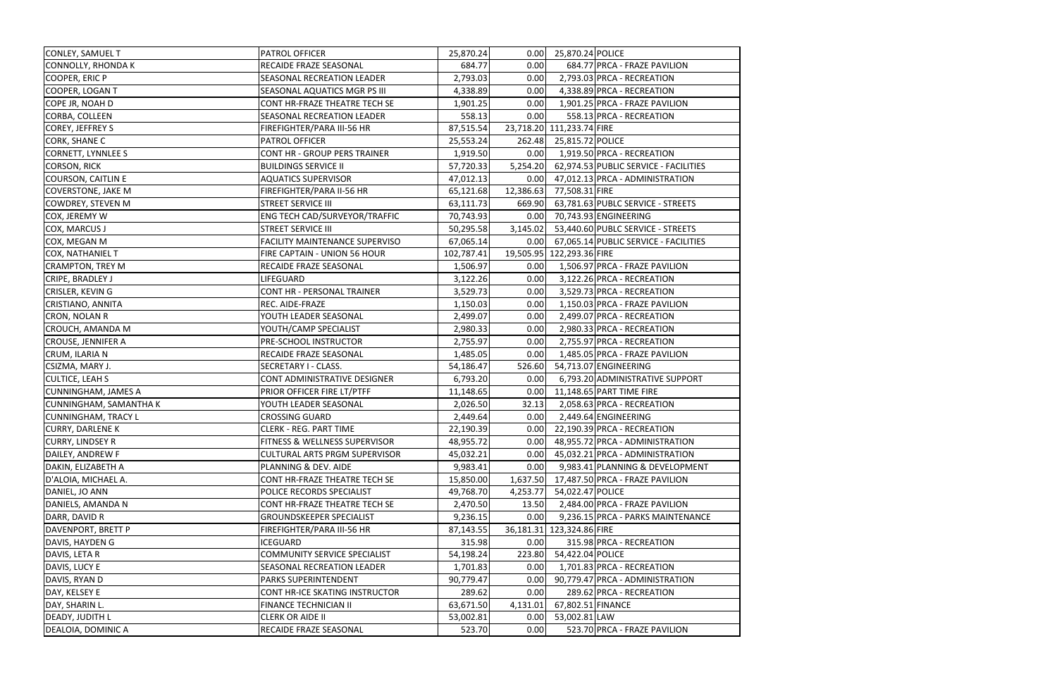| | | | | | |
|---|---|---|---|---|---|
| CONLEY, SAMUEL T | PATROL OFFICER | 25,870.24 | 0.00 | 25,870.24 | POLICE |
| CONNOLLY, RHONDA K | RECAIDE FRAZE SEASONAL | 684.77 | 0.00 | 684.77 | PRCA - FRAZE PAVILION |
| COOPER, ERIC P | SEASONAL RECREATION LEADER | 2,793.03 | 0.00 | 2,793.03 | PRCA - RECREATION |
| COOPER, LOGAN T | SEASONAL AQUATICS MGR PS III | 4,338.89 | 0.00 | 4,338.89 | PRCA - RECREATION |
| COPE JR, NOAH D | CONT HR-FRAZE THEATRE TECH SE | 1,901.25 | 0.00 | 1,901.25 | PRCA - FRAZE PAVILION |
| CORBA, COLLEEN | SEASONAL RECREATION LEADER | 558.13 | 0.00 | 558.13 | PRCA - RECREATION |
| COREY, JEFFREY S | FIREFIGHTER/PARA III-56 HR | 87,515.54 | 23,718.20 | 111,233.74 | FIRE |
| CORK, SHANE C | PATROL OFFICER | 25,553.24 | 262.48 | 25,815.72 | POLICE |
| CORNETT, LYNNLEE S | CONT HR - GROUP PERS TRAINER | 1,919.50 | 0.00 | 1,919.50 | PRCA - RECREATION |
| CORSON, RICK | BUILDINGS SERVICE II | 57,720.33 | 5,254.20 | 62,974.53 | PUBLIC SERVICE - FACILITIES |
| COURSON, CAITLIN E | AQUATICS SUPERVISOR | 47,012.13 | 0.00 | 47,012.13 | PRCA - ADMINISTRATION |
| COVERSTONE, JAKE M | FIREFIGHTER/PARA II-56 HR | 65,121.68 | 12,386.63 | 77,508.31 | FIRE |
| COWDREY, STEVEN M | STREET SERVICE III | 63,111.73 | 669.90 | 63,781.63 | PUBLC SERVICE - STREETS |
| COX, JEREMY W | ENG TECH CAD/SURVEYOR/TRAFFIC | 70,743.93 | 0.00 | 70,743.93 | ENGINEERING |
| COX, MARCUS J | STREET SERVICE III | 50,295.58 | 3,145.02 | 53,440.60 | PUBLC SERVICE - STREETS |
| COX, MEGAN M | FACILITY MAINTENANCE SUPERVISO | 67,065.14 | 0.00 | 67,065.14 | PUBLIC SERVICE - FACILITIES |
| COX, NATHANIEL T | FIRE CAPTAIN - UNION 56 HOUR | 102,787.41 | 19,505.95 | 122,293.36 | FIRE |
| CRAMPTON, TREY M | RECAIDE FRAZE SEASONAL | 1,506.97 | 0.00 | 1,506.97 | PRCA - FRAZE PAVILION |
| CRIPE, BRADLEY J | LIFEGUARD | 3,122.26 | 0.00 | 3,122.26 | PRCA - RECREATION |
| CRISLER, KEVIN G | CONT HR - PERSONAL TRAINER | 3,529.73 | 0.00 | 3,529.73 | PRCA - RECREATION |
| CRISTIANO, ANNITA | REC. AIDE-FRAZE | 1,150.03 | 0.00 | 1,150.03 | PRCA - FRAZE PAVILION |
| CRON, NOLAN R | YOUTH LEADER SEASONAL | 2,499.07 | 0.00 | 2,499.07 | PRCA - RECREATION |
| CROUCH, AMANDA M | YOUTH/CAMP SPECIALIST | 2,980.33 | 0.00 | 2,980.33 | PRCA - RECREATION |
| CROUSE, JENNIFER A | PRE-SCHOOL INSTRUCTOR | 2,755.97 | 0.00 | 2,755.97 | PRCA - RECREATION |
| CRUM, ILARIA N | RECAIDE FRAZE SEASONAL | 1,485.05 | 0.00 | 1,485.05 | PRCA - FRAZE PAVILION |
| CSIZMA, MARY J. | SECRETARY I - CLASS. | 54,186.47 | 526.60 | 54,713.07 | ENGINEERING |
| CULTICE, LEAH S | CONT ADMINISTRATIVE DESIGNER | 6,793.20 | 0.00 | 6,793.20 | ADMINISTRATIVE SUPPORT |
| CUNNINGHAM, JAMES A | PRIOR OFFICER FIRE LT/PTFF | 11,148.65 | 0.00 | 11,148.65 | PART TIME FIRE |
| CUNNINGHAM, SAMANTHA K | YOUTH LEADER SEASONAL | 2,026.50 | 32.13 | 2,058.63 | PRCA - RECREATION |
| CUNNINGHAM, TRACY L | CROSSING GUARD | 2,449.64 | 0.00 | 2,449.64 | ENGINEERING |
| CURRY, DARLENE K | CLERK - REG. PART TIME | 22,190.39 | 0.00 | 22,190.39 | PRCA - RECREATION |
| CURRY, LINDSEY R | FITNESS & WELLNESS SUPERVISOR | 48,955.72 | 0.00 | 48,955.72 | PRCA - ADMINISTRATION |
| DAILEY, ANDREW F | CULTURAL ARTS PRGM SUPERVISOR | 45,032.21 | 0.00 | 45,032.21 | PRCA - ADMINISTRATION |
| DAKIN, ELIZABETH A | PLANNING & DEV. AIDE | 9,983.41 | 0.00 | 9,983.41 | PLANNING & DEVELOPMENT |
| D'ALOIA, MICHAEL A. | CONT HR-FRAZE THEATRE TECH SE | 15,850.00 | 1,637.50 | 17,487.50 | PRCA - FRAZE PAVILION |
| DANIEL, JO ANN | POLICE RECORDS SPECIALIST | 49,768.70 | 4,253.77 | 54,022.47 | POLICE |
| DANIELS, AMANDA N | CONT HR-FRAZE THEATRE TECH SE | 2,470.50 | 13.50 | 2,484.00 | PRCA - FRAZE PAVILION |
| DARR, DAVID R | GROUNDSKEEPER SPECIALIST | 9,236.15 | 0.00 | 9,236.15 | PRCA - PARKS MAINTENANCE |
| DAVENPORT, BRETT P | FIREFIGHTER/PARA III-56 HR | 87,143.55 | 36,181.31 | 123,324.86 | FIRE |
| DAVIS, HAYDEN G | ICEGUARD | 315.98 | 0.00 | 315.98 | PRCA - RECREATION |
| DAVIS, LETA R | COMMUNITY SERVICE SPECIALIST | 54,198.24 | 223.80 | 54,422.04 | POLICE |
| DAVIS, LUCY E | SEASONAL RECREATION LEADER | 1,701.83 | 0.00 | 1,701.83 | PRCA - RECREATION |
| DAVIS, RYAN D | PARKS SUPERINTENDENT | 90,779.47 | 0.00 | 90,779.47 | PRCA - ADMINISTRATION |
| DAY, KELSEY E | CONT HR-ICE SKATING INSTRUCTOR | 289.62 | 0.00 | 289.62 | PRCA - RECREATION |
| DAY, SHARIN L. | FINANCE TECHNICIAN II | 63,671.50 | 4,131.01 | 67,802.51 | FINANCE |
| DEADY, JUDITH L | CLERK OR AIDE II | 53,002.81 | 0.00 | 53,002.81 | LAW |
| DEALOIA, DOMINIC A | RECAIDE FRAZE SEASONAL | 523.70 | 0.00 | 523.70 | PRCA - FRAZE PAVILION |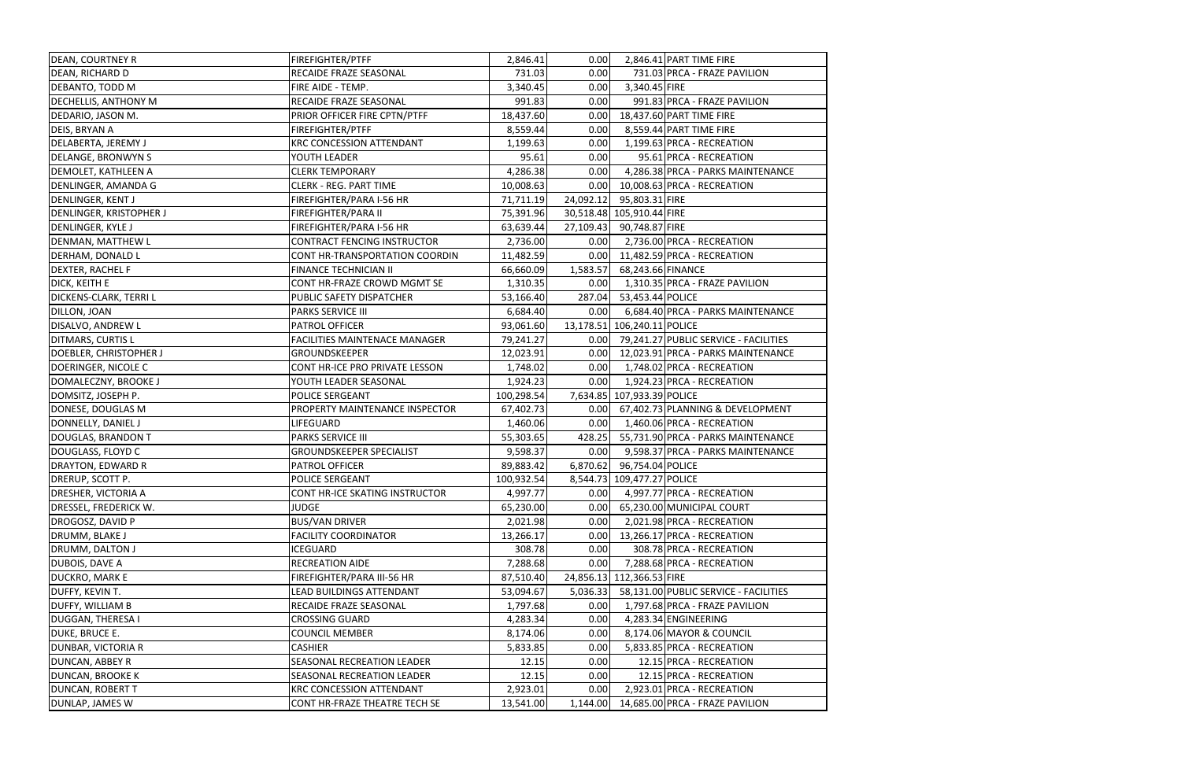| DEAN, COURTNEY R | FIREFIGHTER/PTFF | 2,846.41 | 0.00 | 2,846.41 | PART TIME FIRE |
|---|---|---|---|---|---|
| DEAN, RICHARD D | RECAIDE FRAZE SEASONAL | 731.03 | 0.00 | 731.03 | PRCA - FRAZE PAVILION |
| DEBANTO, TODD M | FIRE AIDE - TEMP. | 3,340.45 | 0.00 | 3,340.45 | FIRE |
| DECHELLIS, ANTHONY M | RECAIDE FRAZE SEASONAL | 991.83 | 0.00 | 991.83 | PRCA - FRAZE PAVILION |
| DEDARIO, JASON M. | PRIOR OFFICER FIRE CPTN/PTFF | 18,437.60 | 0.00 | 18,437.60 | PART TIME FIRE |
| DEIS, BRYAN A | FIREFIGHTER/PTFF | 8,559.44 | 0.00 | 8,559.44 | PART TIME FIRE |
| DELABERTA, JEREMY J | KRC CONCESSION ATTENDANT | 1,199.63 | 0.00 | 1,199.63 | PRCA - RECREATION |
| DELANGE, BRONWYN S | YOUTH LEADER | 95.61 | 0.00 | 95.61 | PRCA - RECREATION |
| DEMOLET, KATHLEEN A | CLERK TEMPORARY | 4,286.38 | 0.00 | 4,286.38 | PRCA - PARKS MAINTENANCE |
| DENLINGER, AMANDA G | CLERK - REG. PART TIME | 10,008.63 | 0.00 | 10,008.63 | PRCA - RECREATION |
| DENLINGER, KENT J | FIREFIGHTER/PARA I-56 HR | 71,711.19 | 24,092.12 | 95,803.31 | FIRE |
| DENLINGER, KRISTOPHER J | FIREFIGHTER/PARA II | 75,391.96 | 30,518.48 | 105,910.44 | FIRE |
| DENLINGER, KYLE J | FIREFIGHTER/PARA I-56 HR | 63,639.44 | 27,109.43 | 90,748.87 | FIRE |
| DENMAN, MATTHEW L | CONTRACT FENCING INSTRUCTOR | 2,736.00 | 0.00 | 2,736.00 | PRCA - RECREATION |
| DERHAM, DONALD L | CONT HR-TRANSPORTATION COORDIN | 11,482.59 | 0.00 | 11,482.59 | PRCA - RECREATION |
| DEXTER, RACHEL F | FINANCE TECHNICIAN II | 66,660.09 | 1,583.57 | 68,243.66 | FINANCE |
| DICK, KEITH E | CONT HR-FRAZE CROWD MGMT SE | 1,310.35 | 0.00 | 1,310.35 | PRCA - FRAZE PAVILION |
| DICKENS-CLARK, TERRI L | PUBLIC SAFETY DISPATCHER | 53,166.40 | 287.04 | 53,453.44 | POLICE |
| DILLON, JOAN | PARKS SERVICE III | 6,684.40 | 0.00 | 6,684.40 | PRCA - PARKS MAINTENANCE |
| DISALVO, ANDREW L | PATROL OFFICER | 93,061.60 | 13,178.51 | 106,240.11 | POLICE |
| DITMARS, CURTIS L | FACILITIES MAINTENACE MANAGER | 79,241.27 | 0.00 | 79,241.27 | PUBLIC SERVICE - FACILITIES |
| DOEBLER, CHRISTOPHER J | GROUNDSKEEPER | 12,023.91 | 0.00 | 12,023.91 | PRCA - PARKS MAINTENANCE |
| DOERINGER, NICOLE C | CONT HR-ICE PRO PRIVATE LESSON | 1,748.02 | 0.00 | 1,748.02 | PRCA - RECREATION |
| DOMALECZNY, BROOKE J | YOUTH LEADER SEASONAL | 1,924.23 | 0.00 | 1,924.23 | PRCA - RECREATION |
| DOMSITZ, JOSEPH P. | POLICE SERGEANT | 100,298.54 | 7,634.85 | 107,933.39 | POLICE |
| DONESE, DOUGLAS M | PROPERTY MAINTENANCE INSPECTOR | 67,402.73 | 0.00 | 67,402.73 | PLANNING & DEVELOPMENT |
| DONNELLY, DANIEL J | LIFEGUARD | 1,460.06 | 0.00 | 1,460.06 | PRCA - RECREATION |
| DOUGLAS, BRANDON T | PARKS SERVICE III | 55,303.65 | 428.25 | 55,731.90 | PRCA - PARKS MAINTENANCE |
| DOUGLASS, FLOYD C | GROUNDSKEEPER SPECIALIST | 9,598.37 | 0.00 | 9,598.37 | PRCA - PARKS MAINTENANCE |
| DRAYTON, EDWARD R | PATROL OFFICER | 89,883.42 | 6,870.62 | 96,754.04 | POLICE |
| DRERUP, SCOTT P. | POLICE SERGEANT | 100,932.54 | 8,544.73 | 109,477.27 | POLICE |
| DRESHER, VICTORIA A | CONT HR-ICE SKATING INSTRUCTOR | 4,997.77 | 0.00 | 4,997.77 | PRCA - RECREATION |
| DRESSEL, FREDERICK W. | JUDGE | 65,230.00 | 0.00 | 65,230.00 | MUNICIPAL COURT |
| DROGOSZ, DAVID P | BUS/VAN DRIVER | 2,021.98 | 0.00 | 2,021.98 | PRCA - RECREATION |
| DRUMM, BLAKE J | FACILITY COORDINATOR | 13,266.17 | 0.00 | 13,266.17 | PRCA - RECREATION |
| DRUMM, DALTON J | ICEGUARD | 308.78 | 0.00 | 308.78 | PRCA - RECREATION |
| DUBOIS, DAVE A | RECREATION AIDE | 7,288.68 | 0.00 | 7,288.68 | PRCA - RECREATION |
| DUCKRO, MARK E | FIREFIGHTER/PARA III-56 HR | 87,510.40 | 24,856.13 | 112,366.53 | FIRE |
| DUFFY, KEVIN T. | LEAD BUILDINGS ATTENDANT | 53,094.67 | 5,036.33 | 58,131.00 | PUBLIC SERVICE - FACILITIES |
| DUFFY, WILLIAM B | RECAIDE FRAZE SEASONAL | 1,797.68 | 0.00 | 1,797.68 | PRCA - FRAZE PAVILION |
| DUGGAN, THERESA I | CROSSING GUARD | 4,283.34 | 0.00 | 4,283.34 | ENGINEERING |
| DUKE, BRUCE E. | COUNCIL MEMBER | 8,174.06 | 0.00 | 8,174.06 | MAYOR & COUNCIL |
| DUNBAR, VICTORIA R | CASHIER | 5,833.85 | 0.00 | 5,833.85 | PRCA - RECREATION |
| DUNCAN, ABBEY R | SEASONAL RECREATION LEADER | 12.15 | 0.00 | 12.15 | PRCA - RECREATION |
| DUNCAN, BROOKE K | SEASONAL RECREATION LEADER | 12.15 | 0.00 | 12.15 | PRCA - RECREATION |
| DUNCAN, ROBERT T | KRC CONCESSION ATTENDANT | 2,923.01 | 0.00 | 2,923.01 | PRCA - RECREATION |
| DUNLAP, JAMES W | CONT HR-FRAZE THEATRE TECH SE | 13,541.00 | 1,144.00 | 14,685.00 | PRCA - FRAZE PAVILION |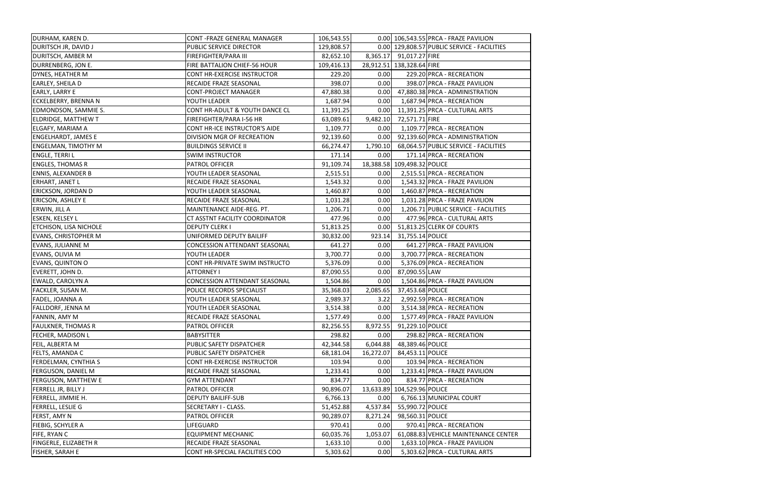| | | | | | |
|---|---|---|---|---|---|
| DURHAM, KAREN D. | CONT -FRAZE GENERAL MANAGER | 106,543.55 | 0.00 | 106,543.55 | PRCA - FRAZE PAVILION |
| DURITSCH JR, DAVID J | PUBLIC SERVICE DIRECTOR | 129,808.57 | 0.00 | 129,808.57 | PUBLIC SERVICE - FACILITIES |
| DURITSCH, AMBER M | FIREFIGHTER/PARA III | 82,652.10 | 8,365.17 | 91,017.27 | FIRE |
| DURRENBERG, JON E. | FIRE BATTALION CHIEF-56 HOUR | 109,416.13 | 28,912.51 | 138,328.64 | FIRE |
| DYNES, HEATHER M | CONT HR-EXERCISE INSTRUCTOR | 229.20 | 0.00 | 229.20 | PRCA - RECREATION |
| EARLEY, SHEILA D | RECAIDE FRAZE SEASONAL | 398.07 | 0.00 | 398.07 | PRCA - FRAZE PAVILION |
| EARLY, LARRY E | CONT-PROJECT MANAGER | 47,880.38 | 0.00 | 47,880.38 | PRCA - ADMINISTRATION |
| ECKELBERRY, BRENNA N | YOUTH LEADER | 1,687.94 | 0.00 | 1,687.94 | PRCA - RECREATION |
| EDMONDSON, SAMMIE S. | CONT HR-ADULT & YOUTH DANCE CL | 11,391.25 | 0.00 | 11,391.25 | PRCA - CULTURAL ARTS |
| ELDRIDGE, MATTHEW T | FIREFIGHTER/PARA I-56 HR | 63,089.61 | 9,482.10 | 72,571.71 | FIRE |
| ELGAFY, MARIAM A | CONT HR-ICE INSTRUCTOR'S AIDE | 1,109.77 | 0.00 | 1,109.77 | PRCA - RECREATION |
| ENGELHARDT, JAMES E | DIVISION MGR OF RECREATION | 92,139.60 | 0.00 | 92,139.60 | PRCA - ADMINISTRATION |
| ENGELMAN, TIMOTHY M | BUILDINGS SERVICE II | 66,274.47 | 1,790.10 | 68,064.57 | PUBLIC SERVICE - FACILITIES |
| ENGLE, TERRI L | SWIM INSTRUCTOR | 171.14 | 0.00 | 171.14 | PRCA - RECREATION |
| ENGLES, THOMAS R | PATROL OFFICER | 91,109.74 | 18,388.58 | 109,498.32 | POLICE |
| ENNIS, ALEXANDER B | YOUTH LEADER SEASONAL | 2,515.51 | 0.00 | 2,515.51 | PRCA - RECREATION |
| ERHART, JANET L | RECAIDE FRAZE SEASONAL | 1,543.32 | 0.00 | 1,543.32 | PRCA - FRAZE PAVILION |
| ERICKSON, JORDAN D | YOUTH LEADER SEASONAL | 1,460.87 | 0.00 | 1,460.87 | PRCA - RECREATION |
| ERICSON, ASHLEY E | RECAIDE FRAZE SEASONAL | 1,031.28 | 0.00 | 1,031.28 | PRCA - FRAZE PAVILION |
| ERWIN, JILL A | MAINTENANCE AIDE-REG. PT. | 1,206.71 | 0.00 | 1,206.71 | PUBLIC SERVICE - FACILITIES |
| ESKEN, KELSEY L | CT ASSTNT FACILITY COORDINATOR | 477.96 | 0.00 | 477.96 | PRCA - CULTURAL ARTS |
| ETCHISON, LISA NICHOLE | DEPUTY CLERK I | 51,813.25 | 0.00 | 51,813.25 | CLERK OF COURTS |
| EVANS, CHRISTOPHER M | UNIFORMED DEPUTY BAILIFF | 30,832.00 | 923.14 | 31,755.14 | POLICE |
| EVANS, JULIANNE M | CONCESSION ATTENDANT SEASONAL | 641.27 | 0.00 | 641.27 | PRCA - FRAZE PAVILION |
| EVANS, OLIVIA M | YOUTH LEADER | 3,700.77 | 0.00 | 3,700.77 | PRCA - RECREATION |
| EVANS, QUINTON O | CONT HR-PRIVATE SWIM INSTRUCTO | 5,376.09 | 0.00 | 5,376.09 | PRCA - RECREATION |
| EVERETT, JOHN D. | ATTORNEY I | 87,090.55 | 0.00 | 87,090.55 | LAW |
| EWALD, CAROLYN A | CONCESSION ATTENDANT SEASONAL | 1,504.86 | 0.00 | 1,504.86 | PRCA - FRAZE PAVILION |
| FACKLER, SUSAN M. | POLICE RECORDS SPECIALIST | 35,368.03 | 2,085.65 | 37,453.68 | POLICE |
| FADEL, JOANNA A | YOUTH LEADER SEASONAL | 2,989.37 | 3.22 | 2,992.59 | PRCA - RECREATION |
| FALLDORF, JENNA M | YOUTH LEADER SEASONAL | 3,514.38 | 0.00 | 3,514.38 | PRCA - RECREATION |
| FANNIN, AMY M | RECAIDE FRAZE SEASONAL | 1,577.49 | 0.00 | 1,577.49 | PRCA - FRAZE PAVILION |
| FAULKNER, THOMAS R | PATROL OFFICER | 82,256.55 | 8,972.55 | 91,229.10 | POLICE |
| FECHER, MADISON L | BABYSITTER | 298.82 | 0.00 | 298.82 | PRCA - RECREATION |
| FEIL, ALBERTA M | PUBLIC SAFETY DISPATCHER | 42,344.58 | 6,044.88 | 48,389.46 | POLICE |
| FELTS, AMANDA C | PUBLIC SAFETY DISPATCHER | 68,181.04 | 16,272.07 | 84,453.11 | POLICE |
| FERDELMAN, CYNTHIA S | CONT HR-EXERCISE INSTRUCTOR | 103.94 | 0.00 | 103.94 | PRCA - RECREATION |
| FERGUSON, DANIEL M | RECAIDE FRAZE SEASONAL | 1,233.41 | 0.00 | 1,233.41 | PRCA - FRAZE PAVILION |
| FERGUSON, MATTHEW E | GYM ATTENDANT | 834.77 | 0.00 | 834.77 | PRCA - RECREATION |
| FERRELL JR, BILLY J | PATROL OFFICER | 90,896.07 | 13,633.89 | 104,529.96 | POLICE |
| FERRELL, JIMMIE H. | DEPUTY BAILIFF-SUB | 6,766.13 | 0.00 | 6,766.13 | MUNICIPAL COURT |
| FERRELL, LESLIE G | SECRETARY I - CLASS. | 51,452.88 | 4,537.84 | 55,990.72 | POLICE |
| FERST, AMY N | PATROL OFFICER | 90,289.07 | 8,271.24 | 98,560.31 | POLICE |
| FIEBIG, SCHYLER A | LIFEGUARD | 970.41 | 0.00 | 970.41 | PRCA - RECREATION |
| FIFE, RYAN C | EQUIPMENT MECHANIC | 60,035.76 | 1,053.07 | 61,088.83 | VEHICLE MAINTENANCE CENTER |
| FINGERLE, ELIZABETH R | RECAIDE FRAZE SEASONAL | 1,633.10 | 0.00 | 1,633.10 | PRCA - FRAZE PAVILION |
| FISHER, SARAH E | CONT HR-SPECIAL FACILITIES COO | 5,303.62 | 0.00 | 5,303.62 | PRCA - CULTURAL ARTS |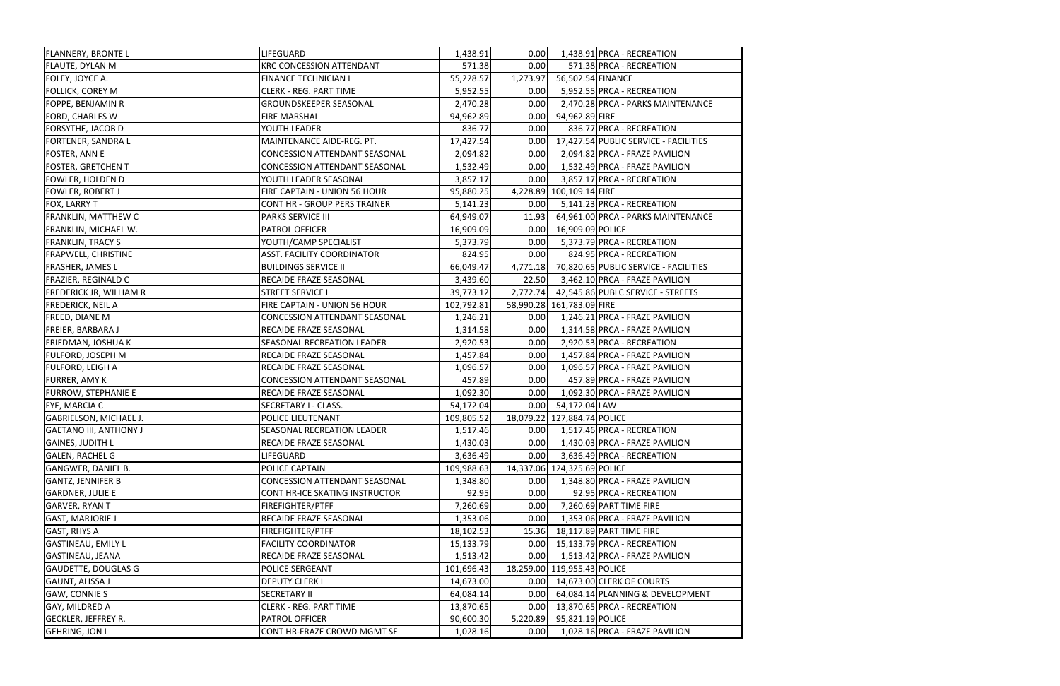| | | | | | |
|---|---|---|---|---|---|
| FLANNERY, BRONTE L | LIFEGUARD | 1,438.91 | 0.00 | 1,438.91 | PRCA - RECREATION |
| FLAUTE, DYLAN M | KRC CONCESSION ATTENDANT | 571.38 | 0.00 | 571.38 | PRCA - RECREATION |
| FOLEY, JOYCE A. | FINANCE TECHNICIAN I | 55,228.57 | 1,273.97 | 56,502.54 | FINANCE |
| FOLLICK, COREY M | CLERK - REG. PART TIME | 5,952.55 | 0.00 | 5,952.55 | PRCA - RECREATION |
| FOPPE, BENJAMIN R | GROUNDSKEEPER SEASONAL | 2,470.28 | 0.00 | 2,470.28 | PRCA - PARKS MAINTENANCE |
| FORD, CHARLES W | FIRE MARSHAL | 94,962.89 | 0.00 | 94,962.89 | FIRE |
| FORSYTHE, JACOB D | YOUTH LEADER | 836.77 | 0.00 | 836.77 | PRCA - RECREATION |
| FORTENER, SANDRA L | MAINTENANCE AIDE-REG. PT. | 17,427.54 | 0.00 | 17,427.54 | PUBLIC SERVICE - FACILITIES |
| FOSTER, ANN E | CONCESSION ATTENDANT SEASONAL | 2,094.82 | 0.00 | 2,094.82 | PRCA - FRAZE PAVILION |
| FOSTER, GRETCHEN T | CONCESSION ATTENDANT SEASONAL | 1,532.49 | 0.00 | 1,532.49 | PRCA - FRAZE PAVILION |
| FOWLER, HOLDEN D | YOUTH LEADER SEASONAL | 3,857.17 | 0.00 | 3,857.17 | PRCA - RECREATION |
| FOWLER, ROBERT J | FIRE CAPTAIN - UNION 56 HOUR | 95,880.25 | 4,228.89 | 100,109.14 | FIRE |
| FOX, LARRY T | CONT HR - GROUP PERS TRAINER | 5,141.23 | 0.00 | 5,141.23 | PRCA - RECREATION |
| FRANKLIN, MATTHEW C | PARKS SERVICE III | 64,949.07 | 11.93 | 64,961.00 | PRCA - PARKS MAINTENANCE |
| FRANKLIN, MICHAEL W. | PATROL OFFICER | 16,909.09 | 0.00 | 16,909.09 | POLICE |
| FRANKLIN, TRACY S | YOUTH/CAMP SPECIALIST | 5,373.79 | 0.00 | 5,373.79 | PRCA - RECREATION |
| FRAPWELL, CHRISTINE | ASST. FACILITY COORDINATOR | 824.95 | 0.00 | 824.95 | PRCA - RECREATION |
| FRASHER, JAMES L | BUILDINGS SERVICE II | 66,049.47 | 4,771.18 | 70,820.65 | PUBLIC SERVICE - FACILITIES |
| FRAZIER, REGINALD C | RECAIDE FRAZE SEASONAL | 3,439.60 | 22.50 | 3,462.10 | PRCA - FRAZE PAVILION |
| FREDERICK JR, WILLIAM R | STREET SERVICE I | 39,773.12 | 2,772.74 | 42,545.86 | PUBLC SERVICE - STREETS |
| FREDERICK, NEIL A | FIRE CAPTAIN - UNION 56 HOUR | 102,792.81 | 58,990.28 | 161,783.09 | FIRE |
| FREED, DIANE M | CONCESSION ATTENDANT SEASONAL | 1,246.21 | 0.00 | 1,246.21 | PRCA - FRAZE PAVILION |
| FREIER, BARBARA J | RECAIDE FRAZE SEASONAL | 1,314.58 | 0.00 | 1,314.58 | PRCA - FRAZE PAVILION |
| FRIEDMAN, JOSHUA K | SEASONAL RECREATION LEADER | 2,920.53 | 0.00 | 2,920.53 | PRCA - RECREATION |
| FULFORD, JOSEPH M | RECAIDE FRAZE SEASONAL | 1,457.84 | 0.00 | 1,457.84 | PRCA - FRAZE PAVILION |
| FULFORD, LEIGH A | RECAIDE FRAZE SEASONAL | 1,096.57 | 0.00 | 1,096.57 | PRCA - FRAZE PAVILION |
| FURRER, AMY K | CONCESSION ATTENDANT SEASONAL | 457.89 | 0.00 | 457.89 | PRCA - FRAZE PAVILION |
| FURROW, STEPHANIE E | RECAIDE FRAZE SEASONAL | 1,092.30 | 0.00 | 1,092.30 | PRCA - FRAZE PAVILION |
| FYE, MARCIA C | SECRETARY I - CLASS. | 54,172.04 | 0.00 | 54,172.04 | LAW |
| GABRIELSON, MICHAEL J. | POLICE LIEUTENANT | 109,805.52 | 18,079.22 | 127,884.74 | POLICE |
| GAETANO III, ANTHONY J | SEASONAL RECREATION LEADER | 1,517.46 | 0.00 | 1,517.46 | PRCA - RECREATION |
| GAINES, JUDITH L | RECAIDE FRAZE SEASONAL | 1,430.03 | 0.00 | 1,430.03 | PRCA - FRAZE PAVILION |
| GALEN, RACHEL G | LIFEGUARD | 3,636.49 | 0.00 | 3,636.49 | PRCA - RECREATION |
| GANGWER, DANIEL B. | POLICE CAPTAIN | 109,988.63 | 14,337.06 | 124,325.69 | POLICE |
| GANTZ, JENNIFER B | CONCESSION ATTENDANT SEASONAL | 1,348.80 | 0.00 | 1,348.80 | PRCA - FRAZE PAVILION |
| GARDNER, JULIE E | CONT HR-ICE SKATING INSTRUCTOR | 92.95 | 0.00 | 92.95 | PRCA - RECREATION |
| GARVER, RYAN T | FIREFIGHTER/PTFF | 7,260.69 | 0.00 | 7,260.69 | PART TIME FIRE |
| GAST, MARJORIE J | RECAIDE FRAZE SEASONAL | 1,353.06 | 0.00 | 1,353.06 | PRCA - FRAZE PAVILION |
| GAST, RHYS A | FIREFIGHTER/PTFF | 18,102.53 | 15.36 | 18,117.89 | PART TIME FIRE |
| GASTINEAU, EMILY L | FACILITY COORDINATOR | 15,133.79 | 0.00 | 15,133.79 | PRCA - RECREATION |
| GASTINEAU, JEANA | RECAIDE FRAZE SEASONAL | 1,513.42 | 0.00 | 1,513.42 | PRCA - FRAZE PAVILION |
| GAUDETTE, DOUGLAS G | POLICE SERGEANT | 101,696.43 | 18,259.00 | 119,955.43 | POLICE |
| GAUNT, ALISSA J | DEPUTY CLERK I | 14,673.00 | 0.00 | 14,673.00 | CLERK OF COURTS |
| GAW, CONNIE S | SECRETARY II | 64,084.14 | 0.00 | 64,084.14 | PLANNING & DEVELOPMENT |
| GAY, MILDRED A | CLERK - REG. PART TIME | 13,870.65 | 0.00 | 13,870.65 | PRCA - RECREATION |
| GECKLER, JEFFREY R. | PATROL OFFICER | 90,600.30 | 5,220.89 | 95,821.19 | POLICE |
| GEHRING, JON L | CONT HR-FRAZE CROWD MGMT SE | 1,028.16 | 0.00 | 1,028.16 | PRCA - FRAZE PAVILION |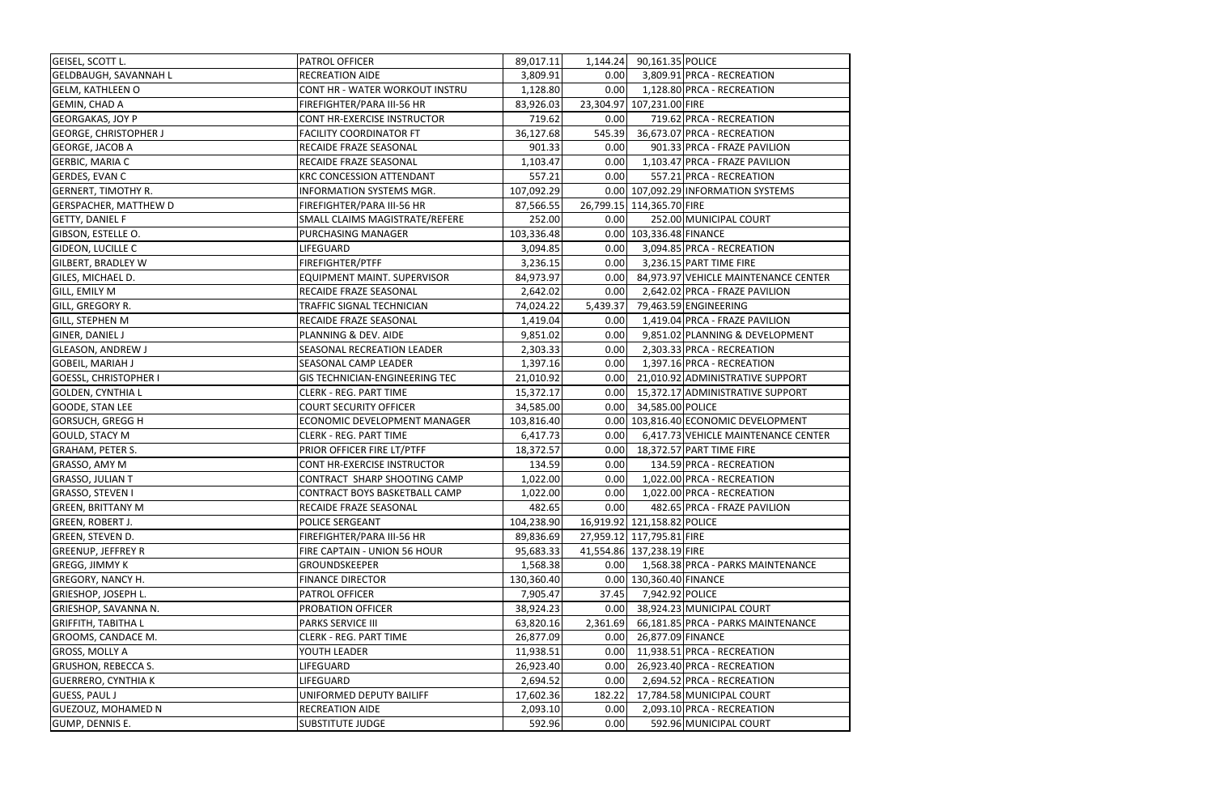| | | | | | |
|---|---|---|---|---|---|
| GEISEL, SCOTT L. | PATROL OFFICER | 89,017.11 | 1,144.24 | 90,161.35 | POLICE |
| GELDBAUGH, SAVANNAH L | RECREATION AIDE | 3,809.91 | 0.00 | 3,809.91 | PRCA - RECREATION |
| GELM, KATHLEEN O | CONT HR - WATER WORKOUT INSTRU | 1,128.80 | 0.00 | 1,128.80 | PRCA - RECREATION |
| GEMIN, CHAD A | FIREFIGHTER/PARA III-56 HR | 83,926.03 | 23,304.97 | 107,231.00 | FIRE |
| GEORGAKAS, JOY P | CONT HR-EXERCISE INSTRUCTOR | 719.62 | 0.00 | 719.62 | PRCA - RECREATION |
| GEORGE, CHRISTOPHER J | FACILITY COORDINATOR FT | 36,127.68 | 545.39 | 36,673.07 | PRCA - RECREATION |
| GEORGE, JACOB A | RECAIDE FRAZE SEASONAL | 901.33 | 0.00 | 901.33 | PRCA - FRAZE PAVILION |
| GERBIC, MARIA C | RECAIDE FRAZE SEASONAL | 1,103.47 | 0.00 | 1,103.47 | PRCA - FRAZE PAVILION |
| GERDES, EVAN C | KRC CONCESSION ATTENDANT | 557.21 | 0.00 | 557.21 | PRCA - RECREATION |
| GERNERT, TIMOTHY R. | INFORMATION SYSTEMS MGR. | 107,092.29 | 0.00 | 107,092.29 | INFORMATION SYSTEMS |
| GERSPACHER, MATTHEW D | FIREFIGHTER/PARA III-56 HR | 87,566.55 | 26,799.15 | 114,365.70 | FIRE |
| GETTY, DANIEL F | SMALL CLAIMS MAGISTRATE/REFERE | 252.00 | 0.00 | 252.00 | MUNICIPAL COURT |
| GIBSON, ESTELLE O. | PURCHASING MANAGER | 103,336.48 | 0.00 | 103,336.48 | FINANCE |
| GIDEON, LUCILLE C | LIFEGUARD | 3,094.85 | 0.00 | 3,094.85 | PRCA - RECREATION |
| GILBERT, BRADLEY W | FIREFIGHTER/PTFF | 3,236.15 | 0.00 | 3,236.15 | PART TIME FIRE |
| GILES, MICHAEL D. | EQUIPMENT MAINT. SUPERVISOR | 84,973.97 | 0.00 | 84,973.97 | VEHICLE MAINTENANCE CENTER |
| GILL, EMILY M | RECAIDE FRAZE SEASONAL | 2,642.02 | 0.00 | 2,642.02 | PRCA - FRAZE PAVILION |
| GILL, GREGORY R. | TRAFFIC SIGNAL TECHNICIAN | 74,024.22 | 5,439.37 | 79,463.59 | ENGINEERING |
| GILL, STEPHEN M | RECAIDE FRAZE SEASONAL | 1,419.04 | 0.00 | 1,419.04 | PRCA - FRAZE PAVILION |
| GINER, DANIEL J | PLANNING & DEV. AIDE | 9,851.02 | 0.00 | 9,851.02 | PLANNING & DEVELOPMENT |
| GLEASON, ANDREW J | SEASONAL RECREATION LEADER | 2,303.33 | 0.00 | 2,303.33 | PRCA - RECREATION |
| GOBEIL, MARIAH J | SEASONAL CAMP LEADER | 1,397.16 | 0.00 | 1,397.16 | PRCA - RECREATION |
| GOESSL, CHRISTOPHER I | GIS TECHNICIAN-ENGINEERING TEC | 21,010.92 | 0.00 | 21,010.92 | ADMINISTRATIVE SUPPORT |
| GOLDEN, CYNTHIA L | CLERK - REG. PART TIME | 15,372.17 | 0.00 | 15,372.17 | ADMINISTRATIVE SUPPORT |
| GOODE, STAN LEE | COURT SECURITY OFFICER | 34,585.00 | 0.00 | 34,585.00 | POLICE |
| GORSUCH, GREGG H | ECONOMIC DEVELOPMENT MANAGER | 103,816.40 | 0.00 | 103,816.40 | ECONOMIC DEVELOPMENT |
| GOULD, STACY M | CLERK - REG. PART TIME | 6,417.73 | 0.00 | 6,417.73 | VEHICLE MAINTENANCE CENTER |
| GRAHAM, PETER S. | PRIOR OFFICER FIRE LT/PTFF | 18,372.57 | 0.00 | 18,372.57 | PART TIME FIRE |
| GRASSO, AMY M | CONT HR-EXERCISE INSTRUCTOR | 134.59 | 0.00 | 134.59 | PRCA - RECREATION |
| GRASSO, JULIAN T | CONTRACT SHARP SHOOTING CAMP | 1,022.00 | 0.00 | 1,022.00 | PRCA - RECREATION |
| GRASSO, STEVEN I | CONTRACT BOYS BASKETBALL CAMP | 1,022.00 | 0.00 | 1,022.00 | PRCA - RECREATION |
| GREEN, BRITTANY M | RECAIDE FRAZE SEASONAL | 482.65 | 0.00 | 482.65 | PRCA - FRAZE PAVILION |
| GREEN, ROBERT J. | POLICE SERGEANT | 104,238.90 | 16,919.92 | 121,158.82 | POLICE |
| GREEN, STEVEN D. | FIREFIGHTER/PARA III-56 HR | 89,836.69 | 27,959.12 | 117,795.81 | FIRE |
| GREENUP, JEFFREY R | FIRE CAPTAIN - UNION 56 HOUR | 95,683.33 | 41,554.86 | 137,238.19 | FIRE |
| GREGG, JIMMY K | GROUNDSKEEPER | 1,568.38 | 0.00 | 1,568.38 | PRCA - PARKS MAINTENANCE |
| GREGORY, NANCY H. | FINANCE DIRECTOR | 130,360.40 | 0.00 | 130,360.40 | FINANCE |
| GRIESHOP, JOSEPH L. | PATROL OFFICER | 7,905.47 | 37.45 | 7,942.92 | POLICE |
| GRIESHOP, SAVANNA N. | PROBATION OFFICER | 38,924.23 | 0.00 | 38,924.23 | MUNICIPAL COURT |
| GRIFFITH, TABITHA L | PARKS SERVICE III | 63,820.16 | 2,361.69 | 66,181.85 | PRCA - PARKS MAINTENANCE |
| GROOMS, CANDACE M. | CLERK - REG. PART TIME | 26,877.09 | 0.00 | 26,877.09 | FINANCE |
| GROSS, MOLLY A | YOUTH LEADER | 11,938.51 | 0.00 | 11,938.51 | PRCA - RECREATION |
| GRUSHON, REBECCA S. | LIFEGUARD | 26,923.40 | 0.00 | 26,923.40 | PRCA - RECREATION |
| GUERRERO, CYNTHIA K | LIFEGUARD | 2,694.52 | 0.00 | 2,694.52 | PRCA - RECREATION |
| GUESS, PAUL J | UNIFORMED DEPUTY BAILIFF | 17,602.36 | 182.22 | 17,784.58 | MUNICIPAL COURT |
| GUEZOUZ, MOHAMED N | RECREATION AIDE | 2,093.10 | 0.00 | 2,093.10 | PRCA - RECREATION |
| GUMP, DENNIS E. | SUBSTITUTE JUDGE | 592.96 | 0.00 | 592.96 | MUNICIPAL COURT |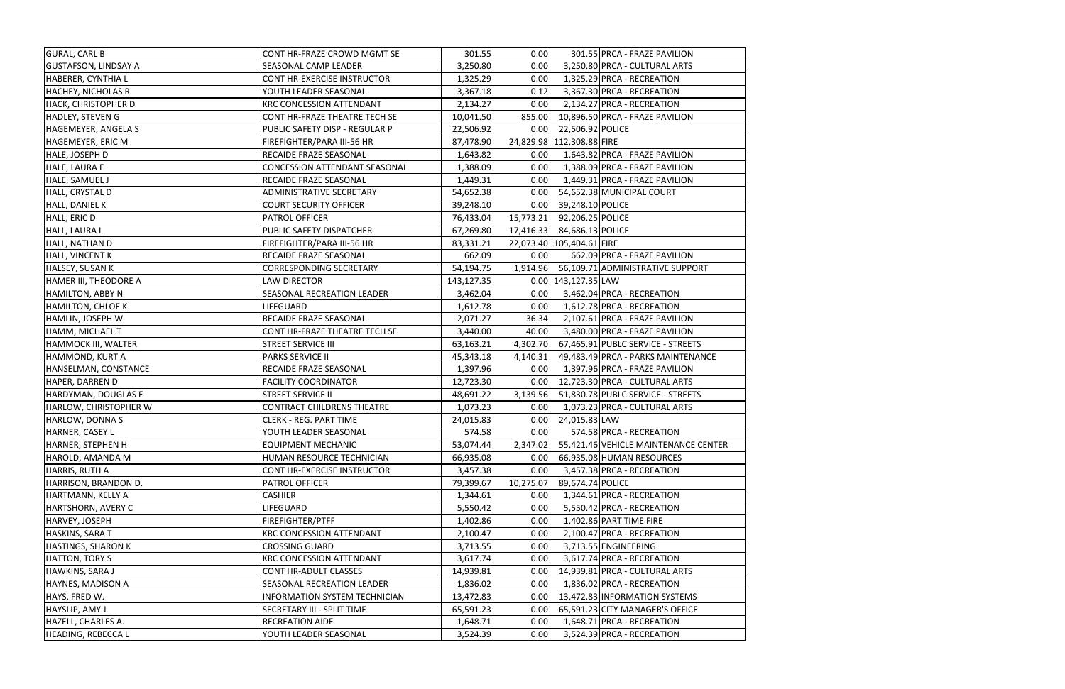| | | | | | |
|---|---|---|---|---|---|
| GURAL, CARL B | CONT HR-FRAZE CROWD MGMT SE | 301.55 | 0.00 | 301.55 | PRCA - FRAZE PAVILION |
| GUSTAFSON, LINDSAY A | SEASONAL CAMP LEADER | 3,250.80 | 0.00 | 3,250.80 | PRCA - CULTURAL ARTS |
| HABERER, CYNTHIA L | CONT HR-EXERCISE INSTRUCTOR | 1,325.29 | 0.00 | 1,325.29 | PRCA - RECREATION |
| HACHEY, NICHOLAS R | YOUTH LEADER SEASONAL | 3,367.18 | 0.12 | 3,367.30 | PRCA - RECREATION |
| HACK, CHRISTOPHER D | KRC CONCESSION ATTENDANT | 2,134.27 | 0.00 | 2,134.27 | PRCA - RECREATION |
| HADLEY, STEVEN G | CONT HR-FRAZE THEATRE TECH SE | 10,041.50 | 855.00 | 10,896.50 | PRCA - FRAZE PAVILION |
| HAGEMEYER, ANGELA S | PUBLIC SAFETY DISP - REGULAR P | 22,506.92 | 0.00 | 22,506.92 | POLICE |
| HAGEMEYER, ERIC M | FIREFIGHTER/PARA III-56 HR | 87,478.90 | 24,829.98 | 112,308.88 | FIRE |
| HALE, JOSEPH D | RECAIDE FRAZE SEASONAL | 1,643.82 | 0.00 | 1,643.82 | PRCA - FRAZE PAVILION |
| HALE, LAURA E | CONCESSION ATTENDANT SEASONAL | 1,388.09 | 0.00 | 1,388.09 | PRCA - FRAZE PAVILION |
| HALE, SAMUEL J | RECAIDE FRAZE SEASONAL | 1,449.31 | 0.00 | 1,449.31 | PRCA - FRAZE PAVILION |
| HALL, CRYSTAL D | ADMINISTRATIVE SECRETARY | 54,652.38 | 0.00 | 54,652.38 | MUNICIPAL COURT |
| HALL, DANIEL K | COURT SECURITY OFFICER | 39,248.10 | 0.00 | 39,248.10 | POLICE |
| HALL, ERIC D | PATROL OFFICER | 76,433.04 | 15,773.21 | 92,206.25 | POLICE |
| HALL, LAURA L | PUBLIC SAFETY DISPATCHER | 67,269.80 | 17,416.33 | 84,686.13 | POLICE |
| HALL, NATHAN D | FIREFIGHTER/PARA III-56 HR | 83,331.21 | 22,073.40 | 105,404.61 | FIRE |
| HALL, VINCENT K | RECAIDE FRAZE SEASONAL | 662.09 | 0.00 | 662.09 | PRCA - FRAZE PAVILION |
| HALSEY, SUSAN K | CORRESPONDING SECRETARY | 54,194.75 | 1,914.96 | 56,109.71 | ADMINISTRATIVE SUPPORT |
| HAMER III, THEODORE A | LAW DIRECTOR | 143,127.35 | 0.00 | 143,127.35 | LAW |
| HAMILTON, ABBY N | SEASONAL RECREATION LEADER | 3,462.04 | 0.00 | 3,462.04 | PRCA - RECREATION |
| HAMILTON, CHLOE K | LIFEGUARD | 1,612.78 | 0.00 | 1,612.78 | PRCA - RECREATION |
| HAMLIN, JOSEPH W | RECAIDE FRAZE SEASONAL | 2,071.27 | 36.34 | 2,107.61 | PRCA - FRAZE PAVILION |
| HAMM, MICHAEL T | CONT HR-FRAZE THEATRE TECH SE | 3,440.00 | 40.00 | 3,480.00 | PRCA - FRAZE PAVILION |
| HAMMOCK III, WALTER | STREET SERVICE III | 63,163.21 | 4,302.70 | 67,465.91 | PUBLC SERVICE - STREETS |
| HAMMOND, KURT A | PARKS SERVICE II | 45,343.18 | 4,140.31 | 49,483.49 | PRCA - PARKS MAINTENANCE |
| HANSELMAN, CONSTANCE | RECAIDE FRAZE SEASONAL | 1,397.96 | 0.00 | 1,397.96 | PRCA - FRAZE PAVILION |
| HAPER, DARREN D | FACILITY COORDINATOR | 12,723.30 | 0.00 | 12,723.30 | PRCA - CULTURAL ARTS |
| HARDYMAN, DOUGLAS E | STREET SERVICE II | 48,691.22 | 3,139.56 | 51,830.78 | PUBLC SERVICE - STREETS |
| HARLOW, CHRISTOPHER W | CONTRACT CHILDRENS THEATRE | 1,073.23 | 0.00 | 1,073.23 | PRCA - CULTURAL ARTS |
| HARLOW, DONNA S | CLERK - REG. PART TIME | 24,015.83 | 0.00 | 24,015.83 | LAW |
| HARNER, CASEY L | YOUTH LEADER SEASONAL | 574.58 | 0.00 | 574.58 | PRCA - RECREATION |
| HARNER, STEPHEN H | EQUIPMENT MECHANIC | 53,074.44 | 2,347.02 | 55,421.46 | VEHICLE MAINTENANCE CENTER |
| HAROLD, AMANDA M | HUMAN RESOURCE TECHNICIAN | 66,935.08 | 0.00 | 66,935.08 | HUMAN RESOURCES |
| HARRIS, RUTH A | CONT HR-EXERCISE INSTRUCTOR | 3,457.38 | 0.00 | 3,457.38 | PRCA - RECREATION |
| HARRISON, BRANDON D. | PATROL OFFICER | 79,399.67 | 10,275.07 | 89,674.74 | POLICE |
| HARTMANN, KELLY A | CASHIER | 1,344.61 | 0.00 | 1,344.61 | PRCA - RECREATION |
| HARTSHORN, AVERY C | LIFEGUARD | 5,550.42 | 0.00 | 5,550.42 | PRCA - RECREATION |
| HARVEY, JOSEPH | FIREFIGHTER/PTFF | 1,402.86 | 0.00 | 1,402.86 | PART TIME FIRE |
| HASKINS, SARA T | KRC CONCESSION ATTENDANT | 2,100.47 | 0.00 | 2,100.47 | PRCA - RECREATION |
| HASTINGS, SHARON K | CROSSING GUARD | 3,713.55 | 0.00 | 3,713.55 | ENGINEERING |
| HATTON, TORY S | KRC CONCESSION ATTENDANT | 3,617.74 | 0.00 | 3,617.74 | PRCA - RECREATION |
| HAWKINS, SARA J | CONT HR-ADULT CLASSES | 14,939.81 | 0.00 | 14,939.81 | PRCA - CULTURAL ARTS |
| HAYNES, MADISON A | SEASONAL RECREATION LEADER | 1,836.02 | 0.00 | 1,836.02 | PRCA - RECREATION |
| HAYS, FRED W. | INFORMATION SYSTEM TECHNICIAN | 13,472.83 | 0.00 | 13,472.83 | INFORMATION SYSTEMS |
| HAYSLIP, AMY J | SECRETARY III - SPLIT TIME | 65,591.23 | 0.00 | 65,591.23 | CITY MANAGER'S OFFICE |
| HAZELL, CHARLES A. | RECREATION AIDE | 1,648.71 | 0.00 | 1,648.71 | PRCA - RECREATION |
| HEADING, REBECCA L | YOUTH LEADER SEASONAL | 3,524.39 | 0.00 | 3,524.39 | PRCA - RECREATION |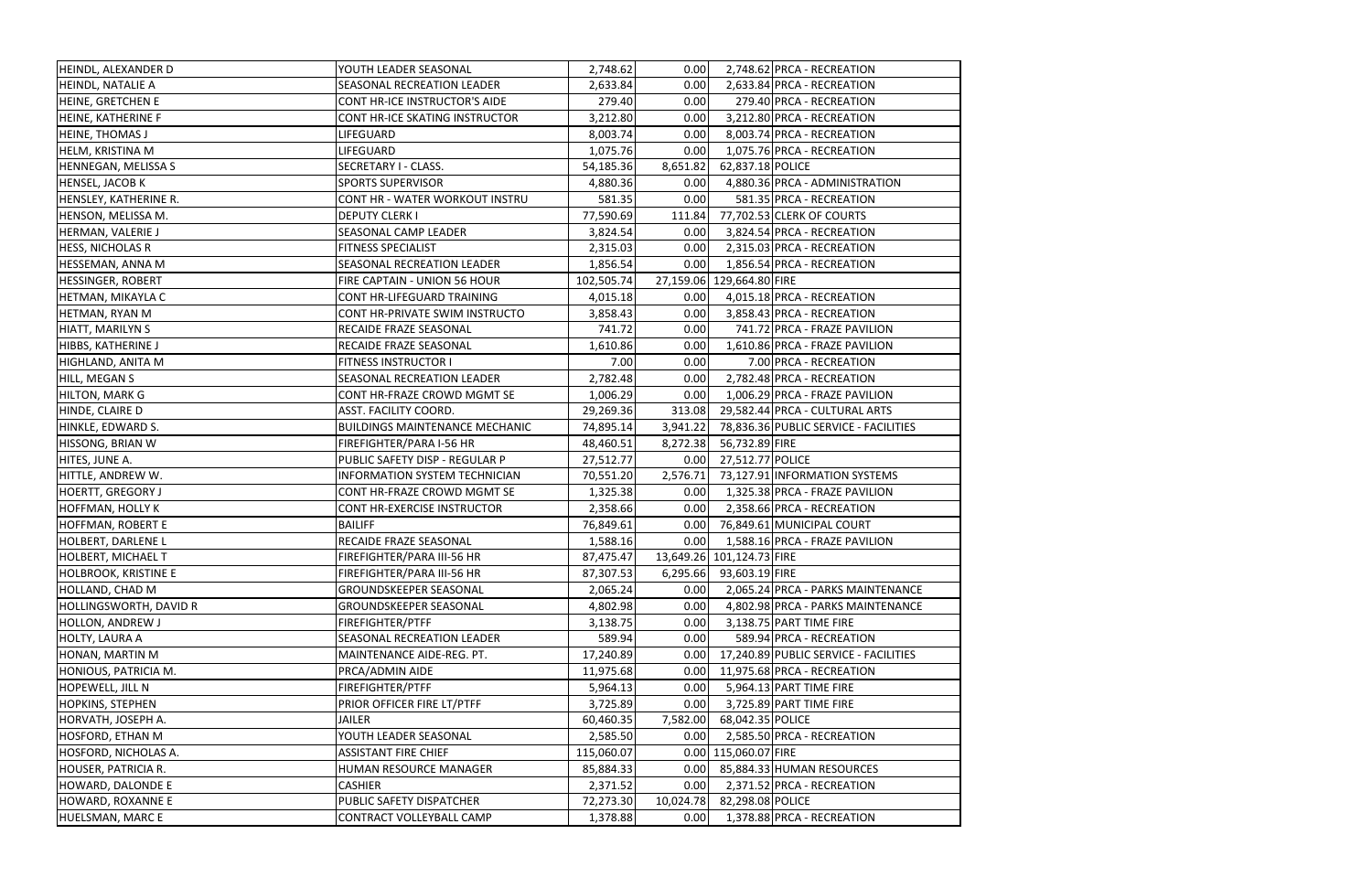| | | | | | |
|---|---|---|---|---|---|
| HEINDL, ALEXANDER D | YOUTH LEADER SEASONAL | 2,748.62 | 0.00 | 2,748.62 | PRCA - RECREATION |
| HEINDL, NATALIE A | SEASONAL RECREATION LEADER | 2,633.84 | 0.00 | 2,633.84 | PRCA - RECREATION |
| HEINE, GRETCHEN E | CONT HR-ICE INSTRUCTOR'S AIDE | 279.40 | 0.00 | 279.40 | PRCA - RECREATION |
| HEINE, KATHERINE F | CONT HR-ICE SKATING INSTRUCTOR | 3,212.80 | 0.00 | 3,212.80 | PRCA - RECREATION |
| HEINE, THOMAS J | LIFEGUARD | 8,003.74 | 0.00 | 8,003.74 | PRCA - RECREATION |
| HELM, KRISTINA M | LIFEGUARD | 1,075.76 | 0.00 | 1,075.76 | PRCA - RECREATION |
| HENNEGAN, MELISSA S | SECRETARY I - CLASS. | 54,185.36 | 8,651.82 | 62,837.18 | POLICE |
| HENSEL, JACOB K | SPORTS SUPERVISOR | 4,880.36 | 0.00 | 4,880.36 | PRCA - ADMINISTRATION |
| HENSLEY, KATHERINE R. | CONT HR - WATER WORKOUT INSTRU | 581.35 | 0.00 | 581.35 | PRCA - RECREATION |
| HENSON, MELISSA M. | DEPUTY CLERK I | 77,590.69 | 111.84 | 77,702.53 | CLERK OF COURTS |
| HERMAN, VALERIE J | SEASONAL CAMP LEADER | 3,824.54 | 0.00 | 3,824.54 | PRCA - RECREATION |
| HESS, NICHOLAS R | FITNESS SPECIALIST | 2,315.03 | 0.00 | 2,315.03 | PRCA - RECREATION |
| HESSEMAN, ANNA M | SEASONAL RECREATION LEADER | 1,856.54 | 0.00 | 1,856.54 | PRCA - RECREATION |
| HESSINGER, ROBERT | FIRE CAPTAIN - UNION 56 HOUR | 102,505.74 | 27,159.06 | 129,664.80 | FIRE |
| HETMAN, MIKAYLA C | CONT HR-LIFEGUARD TRAINING | 4,015.18 | 0.00 | 4,015.18 | PRCA - RECREATION |
| HETMAN, RYAN M | CONT HR-PRIVATE SWIM INSTRUCTO | 3,858.43 | 0.00 | 3,858.43 | PRCA - RECREATION |
| HIATT, MARILYN S | RECAIDE FRAZE SEASONAL | 741.72 | 0.00 | 741.72 | PRCA - FRAZE PAVILION |
| HIBBS, KATHERINE J | RECAIDE FRAZE SEASONAL | 1,610.86 | 0.00 | 1,610.86 | PRCA - FRAZE PAVILION |
| HIGHLAND, ANITA M | FITNESS INSTRUCTOR I | 7.00 | 0.00 | 7.00 | PRCA - RECREATION |
| HILL, MEGAN S | SEASONAL RECREATION LEADER | 2,782.48 | 0.00 | 2,782.48 | PRCA - RECREATION |
| HILTON, MARK G | CONT HR-FRAZE CROWD MGMT SE | 1,006.29 | 0.00 | 1,006.29 | PRCA - FRAZE PAVILION |
| HINDE, CLAIRE D | ASST. FACILITY COORD. | 29,269.36 | 313.08 | 29,582.44 | PRCA - CULTURAL ARTS |
| HINKLE, EDWARD S. | BUILDINGS MAINTENANCE MECHANIC | 74,895.14 | 3,941.22 | 78,836.36 | PUBLIC SERVICE - FACILITIES |
| HISSONG, BRIAN W | FIREFIGHTER/PARA I-56 HR | 48,460.51 | 8,272.38 | 56,732.89 | FIRE |
| HITES, JUNE A. | PUBLIC SAFETY DISP - REGULAR P | 27,512.77 | 0.00 | 27,512.77 | POLICE |
| HITTLE, ANDREW W. | INFORMATION SYSTEM TECHNICIAN | 70,551.20 | 2,576.71 | 73,127.91 | INFORMATION SYSTEMS |
| HOERTT, GREGORY J | CONT HR-FRAZE CROWD MGMT SE | 1,325.38 | 0.00 | 1,325.38 | PRCA - FRAZE PAVILION |
| HOFFMAN, HOLLY K | CONT HR-EXERCISE INSTRUCTOR | 2,358.66 | 0.00 | 2,358.66 | PRCA - RECREATION |
| HOFFMAN, ROBERT E | BAILIFF | 76,849.61 | 0.00 | 76,849.61 | MUNICIPAL COURT |
| HOLBERT, DARLENE L | RECAIDE FRAZE SEASONAL | 1,588.16 | 0.00 | 1,588.16 | PRCA - FRAZE PAVILION |
| HOLBERT, MICHAEL T | FIREFIGHTER/PARA III-56 HR | 87,475.47 | 13,649.26 | 101,124.73 | FIRE |
| HOLBROOK, KRISTINE E | FIREFIGHTER/PARA III-56 HR | 87,307.53 | 6,295.66 | 93,603.19 | FIRE |
| HOLLAND, CHAD M | GROUNDSKEEPER SEASONAL | 2,065.24 | 0.00 | 2,065.24 | PRCA - PARKS MAINTENANCE |
| HOLLINGSWORTH, DAVID R | GROUNDSKEEPER SEASONAL | 4,802.98 | 0.00 | 4,802.98 | PRCA - PARKS MAINTENANCE |
| HOLLON, ANDREW J | FIREFIGHTER/PTFF | 3,138.75 | 0.00 | 3,138.75 | PART TIME FIRE |
| HOLTY, LAURA A | SEASONAL RECREATION LEADER | 589.94 | 0.00 | 589.94 | PRCA - RECREATION |
| HONAN, MARTIN M | MAINTENANCE AIDE-REG. PT. | 17,240.89 | 0.00 | 17,240.89 | PUBLIC SERVICE - FACILITIES |
| HONIOUS, PATRICIA M. | PRCA/ADMIN AIDE | 11,975.68 | 0.00 | 11,975.68 | PRCA - RECREATION |
| HOPEWELL, JILL N | FIREFIGHTER/PTFF | 5,964.13 | 0.00 | 5,964.13 | PART TIME FIRE |
| HOPKINS, STEPHEN | PRIOR OFFICER FIRE LT/PTFF | 3,725.89 | 0.00 | 3,725.89 | PART TIME FIRE |
| HORVATH, JOSEPH A. | JAILER | 60,460.35 | 7,582.00 | 68,042.35 | POLICE |
| HOSFORD, ETHAN M | YOUTH LEADER SEASONAL | 2,585.50 | 0.00 | 2,585.50 | PRCA - RECREATION |
| HOSFORD, NICHOLAS A. | ASSISTANT FIRE CHIEF | 115,060.07 | 0.00 | 115,060.07 | FIRE |
| HOUSER, PATRICIA R. | HUMAN RESOURCE MANAGER | 85,884.33 | 0.00 | 85,884.33 | HUMAN RESOURCES |
| HOWARD, DALONDE E | CASHIER | 2,371.52 | 0.00 | 2,371.52 | PRCA - RECREATION |
| HOWARD, ROXANNE E | PUBLIC SAFETY DISPATCHER | 72,273.30 | 10,024.78 | 82,298.08 | POLICE |
| HUELSMAN, MARC E | CONTRACT VOLLEYBALL CAMP | 1,378.88 | 0.00 | 1,378.88 | PRCA - RECREATION |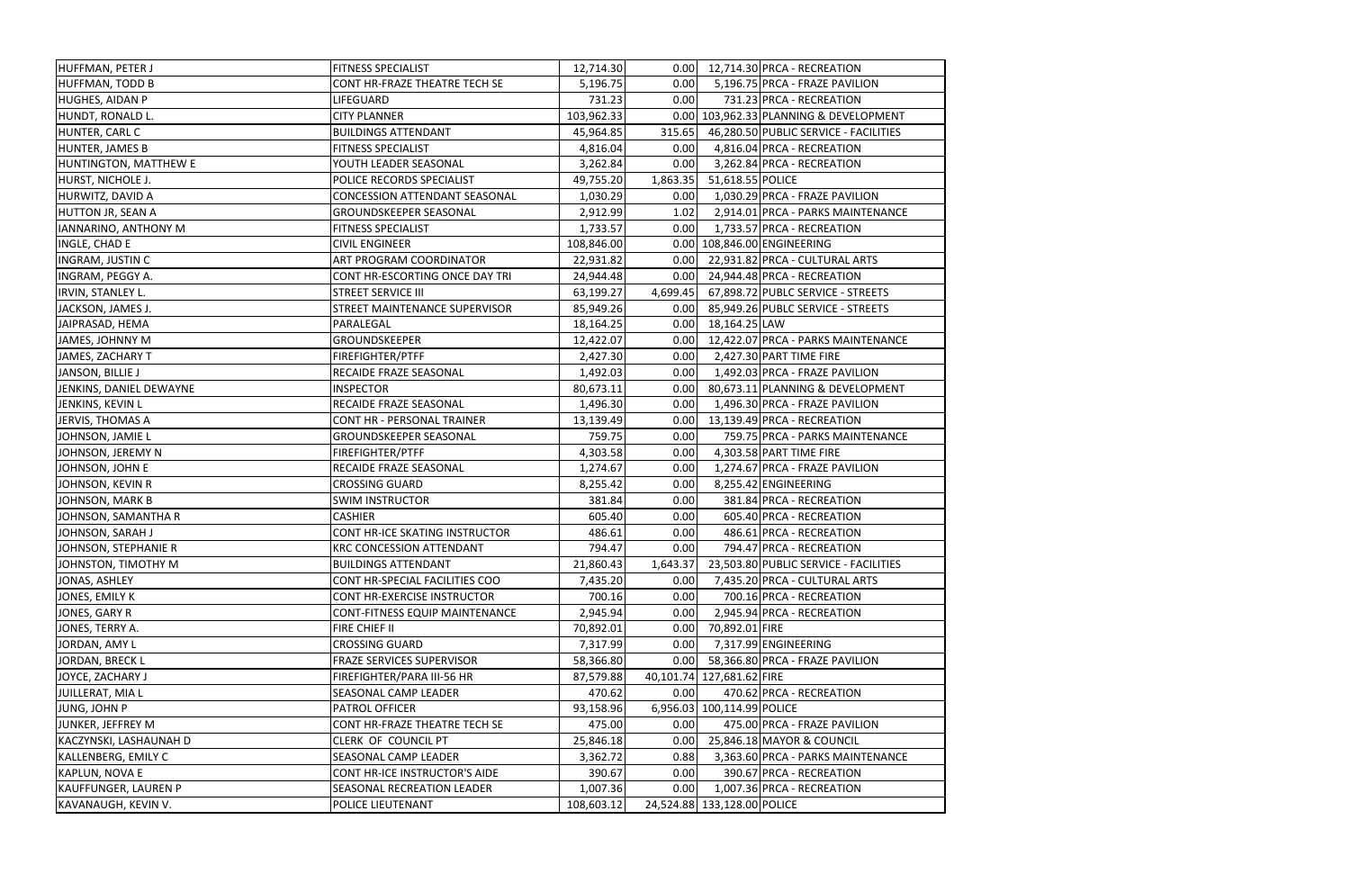| HUFFMAN, PETER J | FITNESS SPECIALIST | 12,714.30 | 0.00 | 12,714.30 | PRCA - RECREATION |
|---|---|---|---|---|---|
| HUFFMAN, TODD B | CONT HR-FRAZE THEATRE TECH SE | 5,196.75 | 0.00 | 5,196.75 | PRCA - FRAZE PAVILION |
| HUGHES, AIDAN P | LIFEGUARD | 731.23 | 0.00 | 731.23 | PRCA - RECREATION |
| HUNDT, RONALD L. | CITY PLANNER | 103,962.33 | 0.00 | 103,962.33 | PLANNING & DEVELOPMENT |
| HUNTER, CARL C | BUILDINGS ATTENDANT | 45,964.85 | 315.65 | 46,280.50 | PUBLIC SERVICE - FACILITIES |
| HUNTER, JAMES B | FITNESS SPECIALIST | 4,816.04 | 0.00 | 4,816.04 | PRCA - RECREATION |
| HUNTINGTON, MATTHEW E | YOUTH LEADER SEASONAL | 3,262.84 | 0.00 | 3,262.84 | PRCA - RECREATION |
| HURST, NICHOLE J. | POLICE RECORDS SPECIALIST | 49,755.20 | 1,863.35 | 51,618.55 | POLICE |
| HURWITZ, DAVID A | CONCESSION ATTENDANT SEASONAL | 1,030.29 | 0.00 | 1,030.29 | PRCA - FRAZE PAVILION |
| HUTTON JR, SEAN A | GROUNDSKEEPER SEASONAL | 2,912.99 | 1.02 | 2,914.01 | PRCA - PARKS MAINTENANCE |
| IANNARINO, ANTHONY M | FITNESS SPECIALIST | 1,733.57 | 0.00 | 1,733.57 | PRCA - RECREATION |
| INGLE, CHAD E | CIVIL ENGINEER | 108,846.00 | 0.00 | 108,846.00 | ENGINEERING |
| INGRAM, JUSTIN C | ART PROGRAM COORDINATOR | 22,931.82 | 0.00 | 22,931.82 | PRCA - CULTURAL ARTS |
| INGRAM, PEGGY A. | CONT HR-ESCORTING ONCE DAY TRI | 24,944.48 | 0.00 | 24,944.48 | PRCA - RECREATION |
| IRVIN, STANLEY L. | STREET SERVICE III | 63,199.27 | 4,699.45 | 67,898.72 | PUBLC SERVICE - STREETS |
| JACKSON, JAMES J. | STREET MAINTENANCE SUPERVISOR | 85,949.26 | 0.00 | 85,949.26 | PUBLC SERVICE - STREETS |
| JAIPRASAD, HEMA | PARALEGAL | 18,164.25 | 0.00 | 18,164.25 | LAW |
| JAMES, JOHNNY M | GROUNDSKEEPER | 12,422.07 | 0.00 | 12,422.07 | PRCA - PARKS MAINTENANCE |
| JAMES, ZACHARY T | FIREFIGHTER/PTFF | 2,427.30 | 0.00 | 2,427.30 | PART TIME FIRE |
| JANSON, BILLIE J | RECAIDE FRAZE SEASONAL | 1,492.03 | 0.00 | 1,492.03 | PRCA - FRAZE PAVILION |
| JENKINS, DANIEL DEWAYNE | INSPECTOR | 80,673.11 | 0.00 | 80,673.11 | PLANNING & DEVELOPMENT |
| JENKINS, KEVIN L | RECAIDE FRAZE SEASONAL | 1,496.30 | 0.00 | 1,496.30 | PRCA - FRAZE PAVILION |
| JERVIS, THOMAS A | CONT HR - PERSONAL TRAINER | 13,139.49 | 0.00 | 13,139.49 | PRCA - RECREATION |
| JOHNSON, JAMIE L | GROUNDSKEEPER SEASONAL | 759.75 | 0.00 | 759.75 | PRCA - PARKS MAINTENANCE |
| JOHNSON, JEREMY N | FIREFIGHTER/PTFF | 4,303.58 | 0.00 | 4,303.58 | PART TIME FIRE |
| JOHNSON, JOHN E | RECAIDE FRAZE SEASONAL | 1,274.67 | 0.00 | 1,274.67 | PRCA - FRAZE PAVILION |
| JOHNSON, KEVIN R | CROSSING GUARD | 8,255.42 | 0.00 | 8,255.42 | ENGINEERING |
| JOHNSON, MARK B | SWIM INSTRUCTOR | 381.84 | 0.00 | 381.84 | PRCA - RECREATION |
| JOHNSON, SAMANTHA R | CASHIER | 605.40 | 0.00 | 605.40 | PRCA - RECREATION |
| JOHNSON, SARAH J | CONT HR-ICE SKATING INSTRUCTOR | 486.61 | 0.00 | 486.61 | PRCA - RECREATION |
| JOHNSON, STEPHANIE R | KRC CONCESSION ATTENDANT | 794.47 | 0.00 | 794.47 | PRCA - RECREATION |
| JOHNSTON, TIMOTHY M | BUILDINGS ATTENDANT | 21,860.43 | 1,643.37 | 23,503.80 | PUBLIC SERVICE - FACILITIES |
| JONAS, ASHLEY | CONT HR-SPECIAL FACILITIES COO | 7,435.20 | 0.00 | 7,435.20 | PRCA - CULTURAL ARTS |
| JONES, EMILY K | CONT HR-EXERCISE INSTRUCTOR | 700.16 | 0.00 | 700.16 | PRCA - RECREATION |
| JONES, GARY R | CONT-FITNESS EQUIP MAINTENANCE | 2,945.94 | 0.00 | 2,945.94 | PRCA - RECREATION |
| JONES, TERRY A. | FIRE CHIEF II | 70,892.01 | 0.00 | 70,892.01 | FIRE |
| JORDAN, AMY L | CROSSING GUARD | 7,317.99 | 0.00 | 7,317.99 | ENGINEERING |
| JORDAN, BRECK L | FRAZE SERVICES SUPERVISOR | 58,366.80 | 0.00 | 58,366.80 | PRCA - FRAZE PAVILION |
| JOYCE, ZACHARY J | FIREFIGHTER/PARA III-56 HR | 87,579.88 | 40,101.74 | 127,681.62 | FIRE |
| JUILLERAT, MIA L | SEASONAL CAMP LEADER | 470.62 | 0.00 | 470.62 | PRCA - RECREATION |
| JUNG, JOHN P | PATROL OFFICER | 93,158.96 | 6,956.03 | 100,114.99 | POLICE |
| JUNKER, JEFFREY M | CONT HR-FRAZE THEATRE TECH SE | 475.00 | 0.00 | 475.00 | PRCA - FRAZE PAVILION |
| KACZYNSKI, LASHAUNAH D | CLERK OF COUNCIL PT | 25,846.18 | 0.00 | 25,846.18 | MAYOR & COUNCIL |
| KALLENBERG, EMILY C | SEASONAL CAMP LEADER | 3,362.72 | 0.88 | 3,363.60 | PRCA - PARKS MAINTENANCE |
| KAPLUN, NOVA E | CONT HR-ICE INSTRUCTOR'S AIDE | 390.67 | 0.00 | 390.67 | PRCA - RECREATION |
| KAUFFUNGER, LAUREN P | SEASONAL RECREATION LEADER | 1,007.36 | 0.00 | 1,007.36 | PRCA - RECREATION |
| KAVANAUGH, KEVIN V. | POLICE LIEUTENANT | 108,603.12 | 24,524.88 | 133,128.00 | POLICE |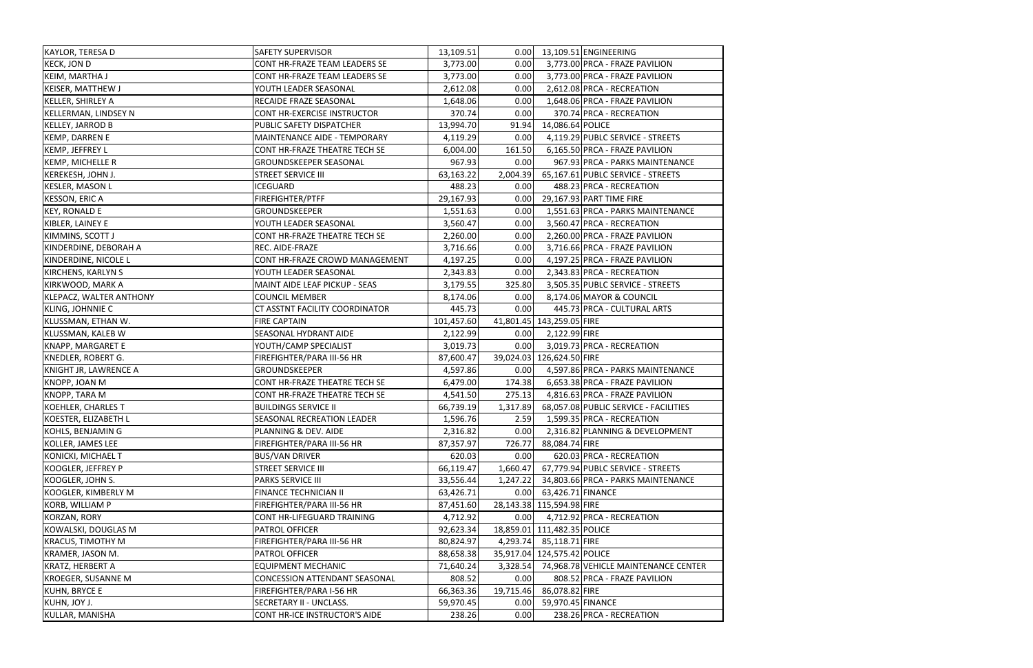| | | | | | |
|---|---|---|---|---|---|
| KAYLOR, TERESA D | SAFETY SUPERVISOR | 13,109.51 | 0.00 | 13,109.51 | ENGINEERING |
| KECK, JON D | CONT HR-FRAZE TEAM LEADERS SE | 3,773.00 | 0.00 | 3,773.00 | PRCA - FRAZE PAVILION |
| KEIM, MARTHA J | CONT HR-FRAZE TEAM LEADERS SE | 3,773.00 | 0.00 | 3,773.00 | PRCA - FRAZE PAVILION |
| KEISER, MATTHEW J | YOUTH LEADER SEASONAL | 2,612.08 | 0.00 | 2,612.08 | PRCA - RECREATION |
| KELLER, SHIRLEY A | RECAIDE FRAZE SEASONAL | 1,648.06 | 0.00 | 1,648.06 | PRCA - FRAZE PAVILION |
| KELLERMAN, LINDSEY N | CONT HR-EXERCISE INSTRUCTOR | 370.74 | 0.00 | 370.74 | PRCA - RECREATION |
| KELLEY, JARROD B | PUBLIC SAFETY DISPATCHER | 13,994.70 | 91.94 | 14,086.64 | POLICE |
| KEMP, DARREN E | MAINTENANCE AIDE - TEMPORARY | 4,119.29 | 0.00 | 4,119.29 | PUBLC SERVICE - STREETS |
| KEMP, JEFFREY L | CONT HR-FRAZE THEATRE TECH SE | 6,004.00 | 161.50 | 6,165.50 | PRCA - FRAZE PAVILION |
| KEMP, MICHELLE R | GROUNDSKEEPER SEASONAL | 967.93 | 0.00 | 967.93 | PRCA - PARKS MAINTENANCE |
| KEREKESH, JOHN J. | STREET SERVICE III | 63,163.22 | 2,004.39 | 65,167.61 | PUBLC SERVICE - STREETS |
| KESLER, MASON L | ICEGUARD | 488.23 | 0.00 | 488.23 | PRCA - RECREATION |
| KESSON, ERIC A | FIREFIGHTER/PTFF | 29,167.93 | 0.00 | 29,167.93 | PART TIME FIRE |
| KEY, RONALD E | GROUNDSKEEPER | 1,551.63 | 0.00 | 1,551.63 | PRCA - PARKS MAINTENANCE |
| KIBLER, LAINEY E | YOUTH LEADER SEASONAL | 3,560.47 | 0.00 | 3,560.47 | PRCA - RECREATION |
| KIMMINS, SCOTT J | CONT HR-FRAZE THEATRE TECH SE | 2,260.00 | 0.00 | 2,260.00 | PRCA - FRAZE PAVILION |
| KINDERDINE, DEBORAH A | REC. AIDE-FRAZE | 3,716.66 | 0.00 | 3,716.66 | PRCA - FRAZE PAVILION |
| KINDERDINE, NICOLE L | CONT HR-FRAZE CROWD MANAGEMENT | 4,197.25 | 0.00 | 4,197.25 | PRCA - FRAZE PAVILION |
| KIRCHENS, KARLYN S | YOUTH LEADER SEASONAL | 2,343.83 | 0.00 | 2,343.83 | PRCA - RECREATION |
| KIRKWOOD, MARK A | MAINT AIDE LEAF PICKUP - SEAS | 3,179.55 | 325.80 | 3,505.35 | PUBLC SERVICE - STREETS |
| KLEPACZ, WALTER ANTHONY | COUNCIL MEMBER | 8,174.06 | 0.00 | 8,174.06 | MAYOR & COUNCIL |
| KLING, JOHNNIE C | CT ASSTNT FACILITY COORDINATOR | 445.73 | 0.00 | 445.73 | PRCA - CULTURAL ARTS |
| KLUSSMAN, ETHAN W. | FIRE CAPTAIN | 101,457.60 | 41,801.45 | 143,259.05 | FIRE |
| KLUSSMAN, KALEB W | SEASONAL HYDRANT AIDE | 2,122.99 | 0.00 | 2,122.99 | FIRE |
| KNAPP, MARGARET E | YOUTH/CAMP SPECIALIST | 3,019.73 | 0.00 | 3,019.73 | PRCA - RECREATION |
| KNEDLER, ROBERT G. | FIREFIGHTER/PARA III-56 HR | 87,600.47 | 39,024.03 | 126,624.50 | FIRE |
| KNIGHT JR, LAWRENCE A | GROUNDSKEEPER | 4,597.86 | 0.00 | 4,597.86 | PRCA - PARKS MAINTENANCE |
| KNOPP, JOAN M | CONT HR-FRAZE THEATRE TECH SE | 6,479.00 | 174.38 | 6,653.38 | PRCA - FRAZE PAVILION |
| KNOPP, TARA M | CONT HR-FRAZE THEATRE TECH SE | 4,541.50 | 275.13 | 4,816.63 | PRCA - FRAZE PAVILION |
| KOEHLER, CHARLES T | BUILDINGS SERVICE II | 66,739.19 | 1,317.89 | 68,057.08 | PUBLIC SERVICE - FACILITIES |
| KOESTER, ELIZABETH L | SEASONAL RECREATION LEADER | 1,596.76 | 2.59 | 1,599.35 | PRCA - RECREATION |
| KOHLS, BENJAMIN G | PLANNING & DEV. AIDE | 2,316.82 | 0.00 | 2,316.82 | PLANNING & DEVELOPMENT |
| KOLLER, JAMES LEE | FIREFIGHTER/PARA III-56 HR | 87,357.97 | 726.77 | 88,084.74 | FIRE |
| KONICKI, MICHAEL T | BUS/VAN DRIVER | 620.03 | 0.00 | 620.03 | PRCA - RECREATION |
| KOOGLER, JEFFREY P | STREET SERVICE III | 66,119.47 | 1,660.47 | 67,779.94 | PUBLC SERVICE - STREETS |
| KOOGLER, JOHN S. | PARKS SERVICE III | 33,556.44 | 1,247.22 | 34,803.66 | PRCA - PARKS MAINTENANCE |
| KOOGLER, KIMBERLY M | FINANCE TECHNICIAN II | 63,426.71 | 0.00 | 63,426.71 | FINANCE |
| KORB, WILLIAM P | FIREFIGHTER/PARA III-56 HR | 87,451.60 | 28,143.38 | 115,594.98 | FIRE |
| KORZAN, RORY | CONT HR-LIFEGUARD TRAINING | 4,712.92 | 0.00 | 4,712.92 | PRCA - RECREATION |
| KOWALSKI, DOUGLAS M | PATROL OFFICER | 92,623.34 | 18,859.01 | 111,482.35 | POLICE |
| KRACUS, TIMOTHY M | FIREFIGHTER/PARA III-56 HR | 80,824.97 | 4,293.74 | 85,118.71 | FIRE |
| KRAMER, JASON M. | PATROL OFFICER | 88,658.38 | 35,917.04 | 124,575.42 | POLICE |
| KRATZ, HERBERT A | EQUIPMENT MECHANIC | 71,640.24 | 3,328.54 | 74,968.78 | VEHICLE MAINTENANCE CENTER |
| KROEGER, SUSANNE M | CONCESSION ATTENDANT SEASONAL | 808.52 | 0.00 | 808.52 | PRCA - FRAZE PAVILION |
| KUHN, BRYCE E | FIREFIGHTER/PARA I-56 HR | 66,363.36 | 19,715.46 | 86,078.82 | FIRE |
| KUHN, JOY J. | SECRETARY II - UNCLASS. | 59,970.45 | 0.00 | 59,970.45 | FINANCE |
| KULLAR, MANISHA | CONT HR-ICE INSTRUCTOR'S AIDE | 238.26 | 0.00 | 238.26 | PRCA - RECREATION |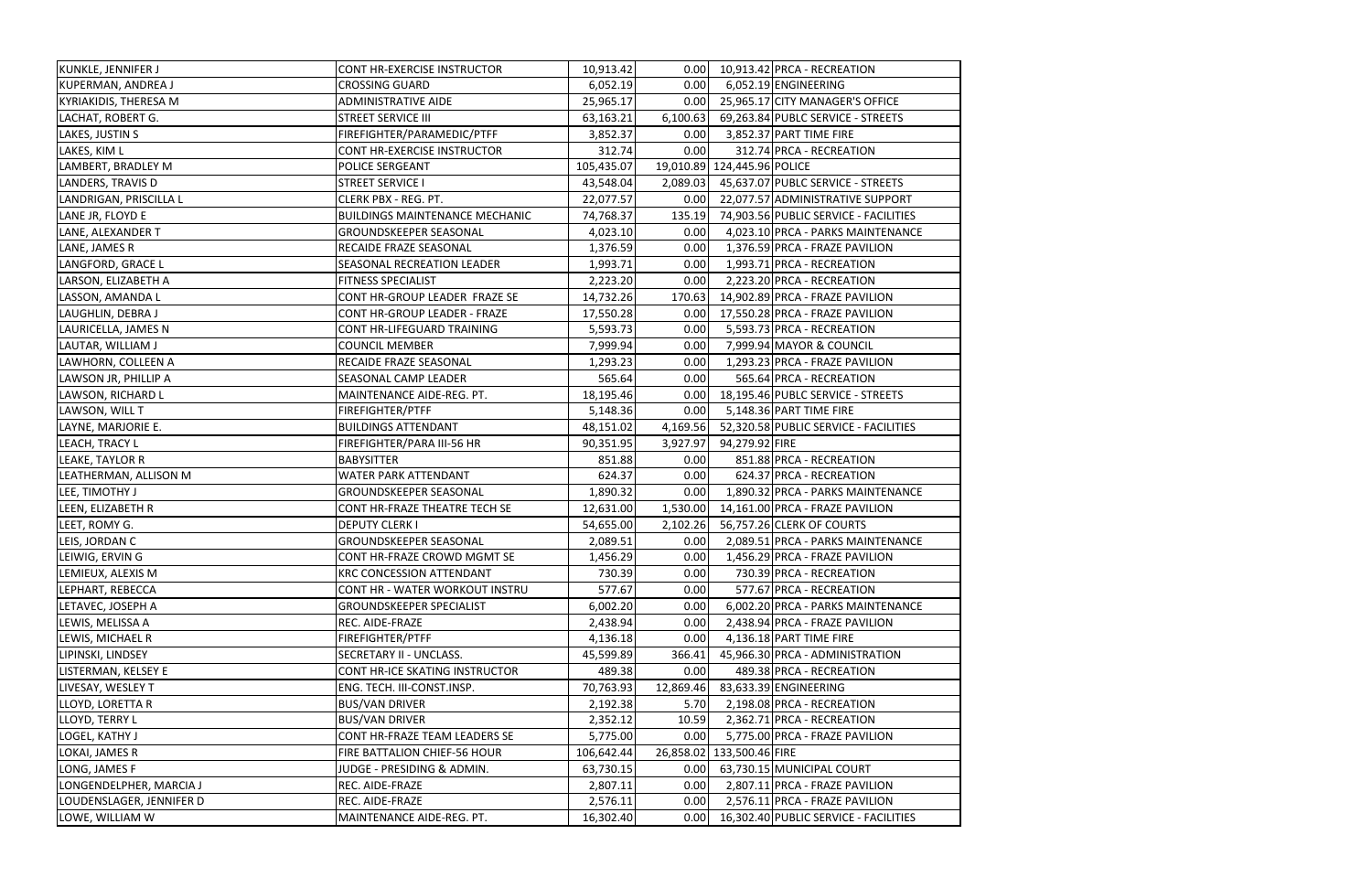| | | | | | |
|---|---|---|---|---|---|
| KUNKLE, JENNIFER J | CONT HR-EXERCISE INSTRUCTOR | 10,913.42 | 0.00 | 10,913.42 | PRCA - RECREATION |
| KUPERMAN, ANDREA J | CROSSING GUARD | 6,052.19 | 0.00 | 6,052.19 | ENGINEERING |
| KYRIAKIDIS, THERESA M | ADMINISTRATIVE AIDE | 25,965.17 | 0.00 | 25,965.17 | CITY MANAGER'S OFFICE |
| LACHAT, ROBERT G. | STREET SERVICE III | 63,163.21 | 6,100.63 | 69,263.84 | PUBLC SERVICE - STREETS |
| LAKES, JUSTIN S | FIREFIGHTER/PARAMEDIC/PTFF | 3,852.37 | 0.00 | 3,852.37 | PART TIME FIRE |
| LAKES, KIM L | CONT HR-EXERCISE INSTRUCTOR | 312.74 | 0.00 | 312.74 | PRCA - RECREATION |
| LAMBERT, BRADLEY M | POLICE SERGEANT | 105,435.07 | 19,010.89 | 124,445.96 | POLICE |
| LANDERS, TRAVIS D | STREET SERVICE I | 43,548.04 | 2,089.03 | 45,637.07 | PUBLC SERVICE - STREETS |
| LANDRIGAN, PRISCILLA L | CLERK PBX - REG. PT. | 22,077.57 | 0.00 | 22,077.57 | ADMINISTRATIVE SUPPORT |
| LANE JR, FLOYD E | BUILDINGS MAINTENANCE MECHANIC | 74,768.37 | 135.19 | 74,903.56 | PUBLIC SERVICE - FACILITIES |
| LANE, ALEXANDER T | GROUNDSKEEPER SEASONAL | 4,023.10 | 0.00 | 4,023.10 | PRCA - PARKS MAINTENANCE |
| LANE, JAMES R | RECAIDE FRAZE SEASONAL | 1,376.59 | 0.00 | 1,376.59 | PRCA - FRAZE PAVILION |
| LANGFORD, GRACE L | SEASONAL RECREATION LEADER | 1,993.71 | 0.00 | 1,993.71 | PRCA - RECREATION |
| LARSON, ELIZABETH A | FITNESS SPECIALIST | 2,223.20 | 0.00 | 2,223.20 | PRCA - RECREATION |
| LASSON, AMANDA L | CONT HR-GROUP LEADER FRAZE SE | 14,732.26 | 170.63 | 14,902.89 | PRCA - FRAZE PAVILION |
| LAUGHLIN, DEBRA J | CONT HR-GROUP LEADER - FRAZE | 17,550.28 | 0.00 | 17,550.28 | PRCA - FRAZE PAVILION |
| LAURICELLA, JAMES N | CONT HR-LIFEGUARD TRAINING | 5,593.73 | 0.00 | 5,593.73 | PRCA - RECREATION |
| LAUTAR, WILLIAM J | COUNCIL MEMBER | 7,999.94 | 0.00 | 7,999.94 | MAYOR & COUNCIL |
| LAWHORN, COLLEEN A | RECAIDE FRAZE SEASONAL | 1,293.23 | 0.00 | 1,293.23 | PRCA - FRAZE PAVILION |
| LAWSON JR, PHILLIP A | SEASONAL CAMP LEADER | 565.64 | 0.00 | 565.64 | PRCA - RECREATION |
| LAWSON, RICHARD L | MAINTENANCE AIDE-REG. PT. | 18,195.46 | 0.00 | 18,195.46 | PUBLC SERVICE - STREETS |
| LAWSON, WILL T | FIREFIGHTER/PTFF | 5,148.36 | 0.00 | 5,148.36 | PART TIME FIRE |
| LAYNE, MARJORIE E. | BUILDINGS ATTENDANT | 48,151.02 | 4,169.56 | 52,320.58 | PUBLIC SERVICE - FACILITIES |
| LEACH, TRACY L | FIREFIGHTER/PARA III-56 HR | 90,351.95 | 3,927.97 | 94,279.92 | FIRE |
| LEAKE, TAYLOR R | BABYSITTER | 851.88 | 0.00 | 851.88 | PRCA - RECREATION |
| LEATHERMAN, ALLISON M | WATER PARK ATTENDANT | 624.37 | 0.00 | 624.37 | PRCA - RECREATION |
| LEE, TIMOTHY J | GROUNDSKEEPER SEASONAL | 1,890.32 | 0.00 | 1,890.32 | PRCA - PARKS MAINTENANCE |
| LEEN, ELIZABETH R | CONT HR-FRAZE THEATRE TECH SE | 12,631.00 | 1,530.00 | 14,161.00 | PRCA - FRAZE PAVILION |
| LEET, ROMY G. | DEPUTY CLERK I | 54,655.00 | 2,102.26 | 56,757.26 | CLERK OF COURTS |
| LEIS, JORDAN C | GROUNDSKEEPER SEASONAL | 2,089.51 | 0.00 | 2,089.51 | PRCA - PARKS MAINTENANCE |
| LEIWIG, ERVIN G | CONT HR-FRAZE CROWD MGMT SE | 1,456.29 | 0.00 | 1,456.29 | PRCA - FRAZE PAVILION |
| LEMIEUX, ALEXIS M | KRC CONCESSION ATTENDANT | 730.39 | 0.00 | 730.39 | PRCA - RECREATION |
| LEPHART, REBECCA | CONT HR - WATER WORKOUT INSTRU | 577.67 | 0.00 | 577.67 | PRCA - RECREATION |
| LETAVEC, JOSEPH A | GROUNDSKEEPER SPECIALIST | 6,002.20 | 0.00 | 6,002.20 | PRCA - PARKS MAINTENANCE |
| LEWIS, MELISSA A | REC. AIDE-FRAZE | 2,438.94 | 0.00 | 2,438.94 | PRCA - FRAZE PAVILION |
| LEWIS, MICHAEL R | FIREFIGHTER/PTFF | 4,136.18 | 0.00 | 4,136.18 | PART TIME FIRE |
| LIPINSKI, LINDSEY | SECRETARY II - UNCLASS. | 45,599.89 | 366.41 | 45,966.30 | PRCA - ADMINISTRATION |
| LISTERMAN, KELSEY E | CONT HR-ICE SKATING INSTRUCTOR | 489.38 | 0.00 | 489.38 | PRCA - RECREATION |
| LIVESAY, WESLEY T | ENG. TECH. III-CONST.INSP. | 70,763.93 | 12,869.46 | 83,633.39 | ENGINEERING |
| LLOYD, LORETTA R | BUS/VAN DRIVER | 2,192.38 | 5.70 | 2,198.08 | PRCA - RECREATION |
| LLOYD, TERRY L | BUS/VAN DRIVER | 2,352.12 | 10.59 | 2,362.71 | PRCA - RECREATION |
| LOGEL, KATHY J | CONT HR-FRAZE TEAM LEADERS SE | 5,775.00 | 0.00 | 5,775.00 | PRCA - FRAZE PAVILION |
| LOKAI, JAMES R | FIRE BATTALION CHIEF-56 HOUR | 106,642.44 | 26,858.02 | 133,500.46 | FIRE |
| LONG, JAMES F | JUDGE - PRESIDING & ADMIN. | 63,730.15 | 0.00 | 63,730.15 | MUNICIPAL COURT |
| LONGENDELPHER, MARCIA J | REC. AIDE-FRAZE | 2,807.11 | 0.00 | 2,807.11 | PRCA - FRAZE PAVILION |
| LOUDENSLAGER, JENNIFER D | REC. AIDE-FRAZE | 2,576.11 | 0.00 | 2,576.11 | PRCA - FRAZE PAVILION |
| LOWE, WILLIAM W | MAINTENANCE AIDE-REG. PT. | 16,302.40 | 0.00 | 16,302.40 | PUBLIC SERVICE - FACILITIES |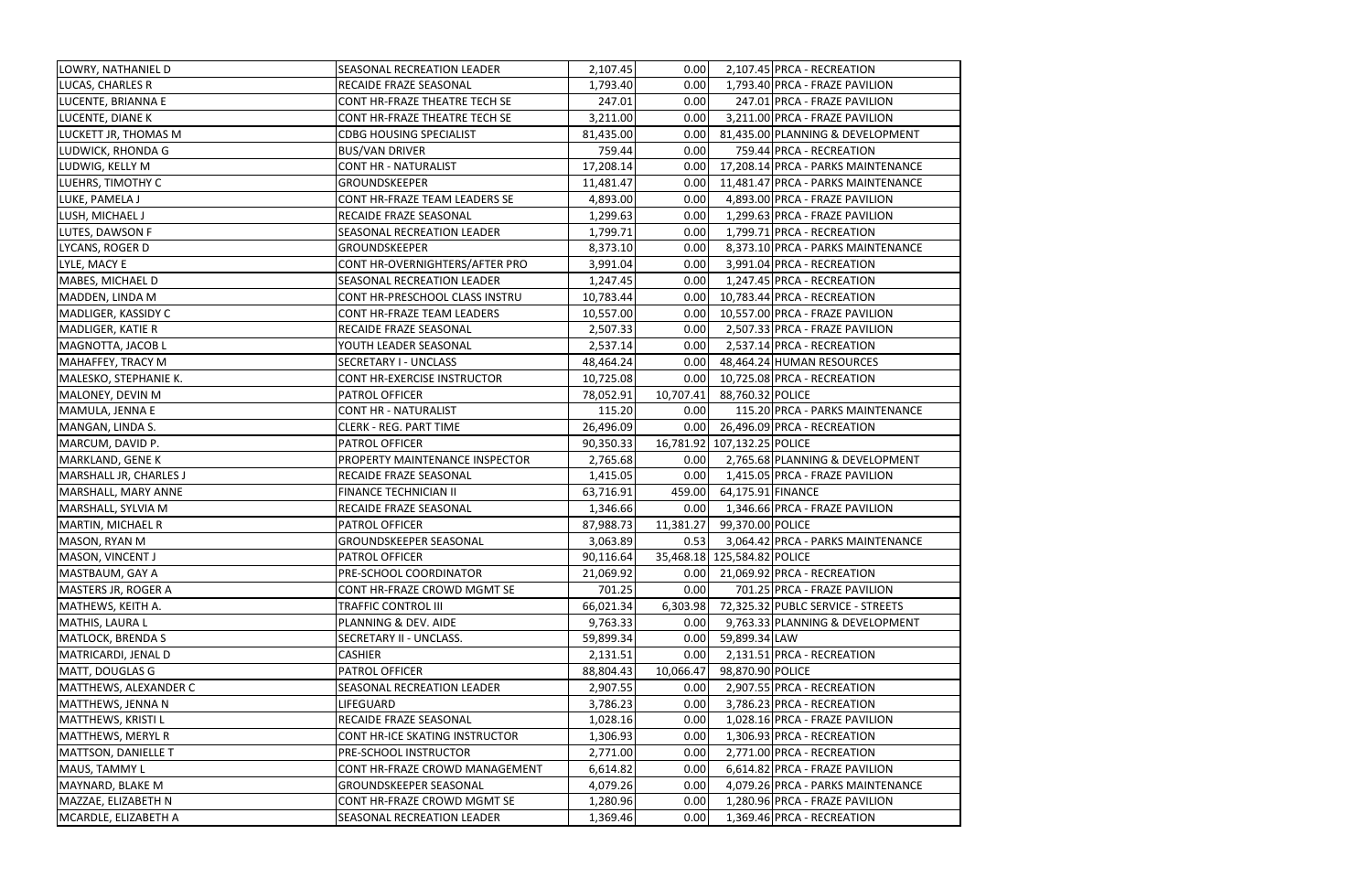| | | | | | |
|---|---|---|---|---|---|
| LOWRY, NATHANIEL D | SEASONAL RECREATION LEADER | 2,107.45 | 0.00 | 2,107.45 | PRCA - RECREATION |
| LUCAS, CHARLES R | RECAIDE FRAZE SEASONAL | 1,793.40 | 0.00 | 1,793.40 | PRCA - FRAZE PAVILION |
| LUCENTE, BRIANNA E | CONT HR-FRAZE THEATRE TECH SE | 247.01 | 0.00 | 247.01 | PRCA - FRAZE PAVILION |
| LUCENTE, DIANE K | CONT HR-FRAZE THEATRE TECH SE | 3,211.00 | 0.00 | 3,211.00 | PRCA - FRAZE PAVILION |
| LUCKETT JR, THOMAS M | CDBG HOUSING SPECIALIST | 81,435.00 | 0.00 | 81,435.00 | PLANNING & DEVELOPMENT |
| LUDWICK, RHONDA G | BUS/VAN DRIVER | 759.44 | 0.00 | 759.44 | PRCA - RECREATION |
| LUDWIG, KELLY M | CONT HR - NATURALIST | 17,208.14 | 0.00 | 17,208.14 | PRCA - PARKS MAINTENANCE |
| LUEHRS, TIMOTHY C | GROUNDSKEEPER | 11,481.47 | 0.00 | 11,481.47 | PRCA - PARKS MAINTENANCE |
| LUKE, PAMELA J | CONT HR-FRAZE TEAM LEADERS SE | 4,893.00 | 0.00 | 4,893.00 | PRCA - FRAZE PAVILION |
| LUSH, MICHAEL J | RECAIDE FRAZE SEASONAL | 1,299.63 | 0.00 | 1,299.63 | PRCA - FRAZE PAVILION |
| LUTES, DAWSON F | SEASONAL RECREATION LEADER | 1,799.71 | 0.00 | 1,799.71 | PRCA - RECREATION |
| LYCANS, ROGER D | GROUNDSKEEPER | 8,373.10 | 0.00 | 8,373.10 | PRCA - PARKS MAINTENANCE |
| LYLE, MACY E | CONT HR-OVERNIGHTERS/AFTER PRO | 3,991.04 | 0.00 | 3,991.04 | PRCA - RECREATION |
| MABES, MICHAEL D | SEASONAL RECREATION LEADER | 1,247.45 | 0.00 | 1,247.45 | PRCA - RECREATION |
| MADDEN, LINDA M | CONT HR-PRESCHOOL CLASS INSTRU | 10,783.44 | 0.00 | 10,783.44 | PRCA - RECREATION |
| MADLIGER, KASSIDY C | CONT HR-FRAZE TEAM LEADERS | 10,557.00 | 0.00 | 10,557.00 | PRCA - FRAZE PAVILION |
| MADLIGER, KATIE R | RECAIDE FRAZE SEASONAL | 2,507.33 | 0.00 | 2,507.33 | PRCA - FRAZE PAVILION |
| MAGNOTTA, JACOB L | YOUTH LEADER SEASONAL | 2,537.14 | 0.00 | 2,537.14 | PRCA - RECREATION |
| MAHAFFEY, TRACY M | SECRETARY I - UNCLASS | 48,464.24 | 0.00 | 48,464.24 | HUMAN RESOURCES |
| MALESKO, STEPHANIE K. | CONT HR-EXERCISE INSTRUCTOR | 10,725.08 | 0.00 | 10,725.08 | PRCA - RECREATION |
| MALONEY, DEVIN M | PATROL OFFICER | 78,052.91 | 10,707.41 | 88,760.32 | POLICE |
| MAMULA, JENNA E | CONT HR - NATURALIST | 115.20 | 0.00 | 115.20 | PRCA - PARKS MAINTENANCE |
| MANGAN, LINDA S. | CLERK - REG. PART TIME | 26,496.09 | 0.00 | 26,496.09 | PRCA - RECREATION |
| MARCUM, DAVID P. | PATROL OFFICER | 90,350.33 | 16,781.92 | 107,132.25 | POLICE |
| MARKLAND, GENE K | PROPERTY MAINTENANCE INSPECTOR | 2,765.68 | 0.00 | 2,765.68 | PLANNING & DEVELOPMENT |
| MARSHALL JR, CHARLES J | RECAIDE FRAZE SEASONAL | 1,415.05 | 0.00 | 1,415.05 | PRCA - FRAZE PAVILION |
| MARSHALL, MARY ANNE | FINANCE TECHNICIAN II | 63,716.91 | 459.00 | 64,175.91 | FINANCE |
| MARSHALL, SYLVIA M | RECAIDE FRAZE SEASONAL | 1,346.66 | 0.00 | 1,346.66 | PRCA - FRAZE PAVILION |
| MARTIN, MICHAEL R | PATROL OFFICER | 87,988.73 | 11,381.27 | 99,370.00 | POLICE |
| MASON, RYAN M | GROUNDSKEEPER SEASONAL | 3,063.89 | 0.53 | 3,064.42 | PRCA - PARKS MAINTENANCE |
| MASON, VINCENT J | PATROL OFFICER | 90,116.64 | 35,468.18 | 125,584.82 | POLICE |
| MASTBAUM, GAY A | PRE-SCHOOL COORDINATOR | 21,069.92 | 0.00 | 21,069.92 | PRCA - RECREATION |
| MASTERS JR, ROGER A | CONT HR-FRAZE CROWD MGMT SE | 701.25 | 0.00 | 701.25 | PRCA - FRAZE PAVILION |
| MATHEWS, KEITH A. | TRAFFIC CONTROL III | 66,021.34 | 6,303.98 | 72,325.32 | PUBLC SERVICE - STREETS |
| MATHIS, LAURA L | PLANNING & DEV. AIDE | 9,763.33 | 0.00 | 9,763.33 | PLANNING & DEVELOPMENT |
| MATLOCK, BRENDA S | SECRETARY II - UNCLASS. | 59,899.34 | 0.00 | 59,899.34 | LAW |
| MATRICARDI, JENAL D | CASHIER | 2,131.51 | 0.00 | 2,131.51 | PRCA - RECREATION |
| MATT, DOUGLAS G | PATROL OFFICER | 88,804.43 | 10,066.47 | 98,870.90 | POLICE |
| MATTHEWS, ALEXANDER C | SEASONAL RECREATION LEADER | 2,907.55 | 0.00 | 2,907.55 | PRCA - RECREATION |
| MATTHEWS, JENNA N | LIFEGUARD | 3,786.23 | 0.00 | 3,786.23 | PRCA - RECREATION |
| MATTHEWS, KRISTI L | RECAIDE FRAZE SEASONAL | 1,028.16 | 0.00 | 1,028.16 | PRCA - FRAZE PAVILION |
| MATTHEWS, MERYL R | CONT HR-ICE SKATING INSTRUCTOR | 1,306.93 | 0.00 | 1,306.93 | PRCA - RECREATION |
| MATTSON, DANIELLE T | PRE-SCHOOL INSTRUCTOR | 2,771.00 | 0.00 | 2,771.00 | PRCA - RECREATION |
| MAUS, TAMMY L | CONT HR-FRAZE CROWD MANAGEMENT | 6,614.82 | 0.00 | 6,614.82 | PRCA - FRAZE PAVILION |
| MAYNARD, BLAKE M | GROUNDSKEEPER SEASONAL | 4,079.26 | 0.00 | 4,079.26 | PRCA - PARKS MAINTENANCE |
| MAZZAE, ELIZABETH N | CONT HR-FRAZE CROWD MGMT SE | 1,280.96 | 0.00 | 1,280.96 | PRCA - FRAZE PAVILION |
| MCARDLE, ELIZABETH A | SEASONAL RECREATION LEADER | 1,369.46 | 0.00 | 1,369.46 | PRCA - RECREATION |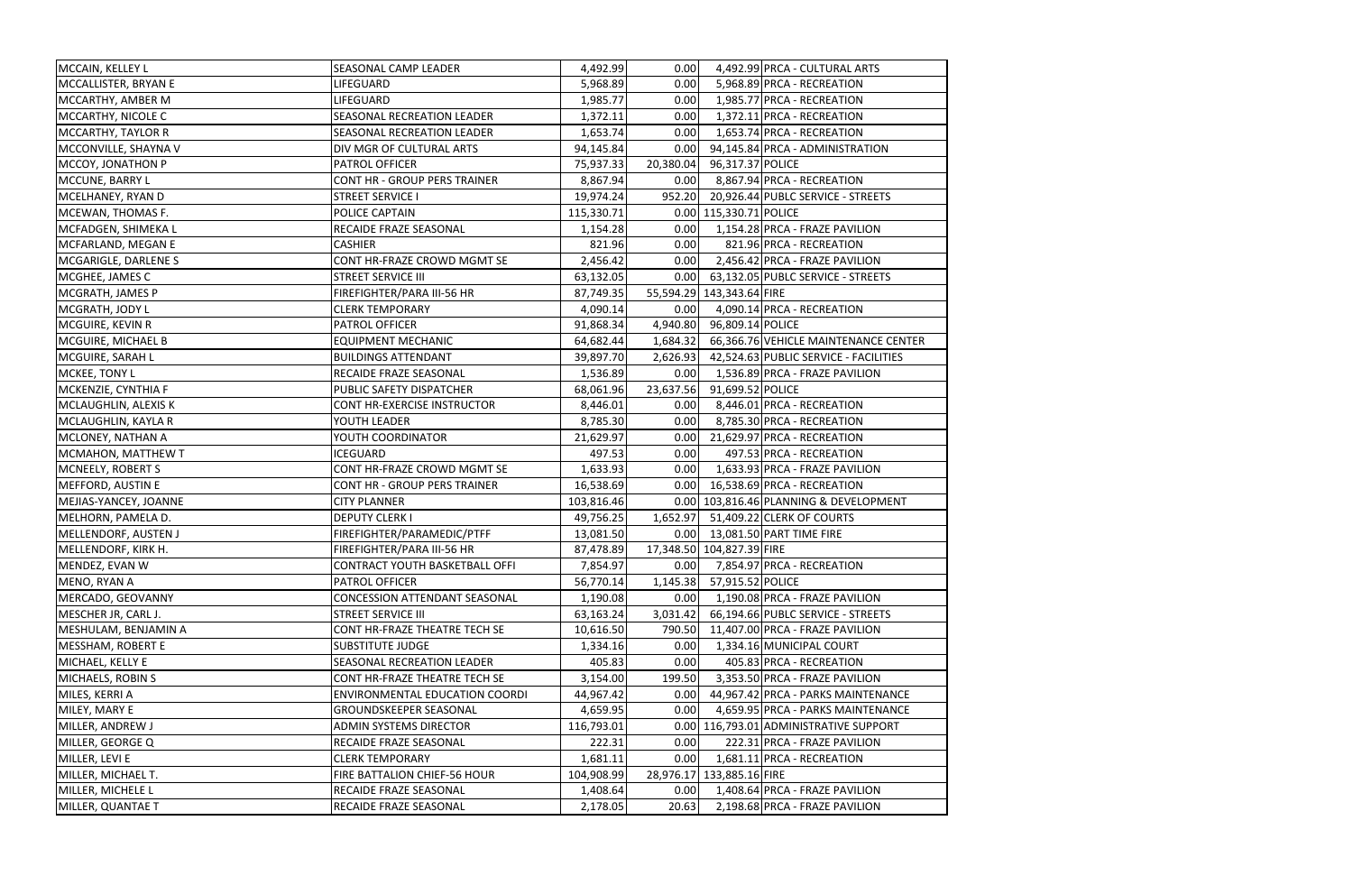| | | | | | |
|---|---|---|---|---|---|
| MCCAIN, KELLEY L | SEASONAL CAMP LEADER | 4,492.99 | 0.00 | 4,492.99 | PRCA - CULTURAL ARTS |
| MCCALLISTER, BRYAN E | LIFEGUARD | 5,968.89 | 0.00 | 5,968.89 | PRCA - RECREATION |
| MCCARTHY, AMBER M | LIFEGUARD | 1,985.77 | 0.00 | 1,985.77 | PRCA - RECREATION |
| MCCARTHY, NICOLE C | SEASONAL RECREATION LEADER | 1,372.11 | 0.00 | 1,372.11 | PRCA - RECREATION |
| MCCARTHY, TAYLOR R | SEASONAL RECREATION LEADER | 1,653.74 | 0.00 | 1,653.74 | PRCA - RECREATION |
| MCCONVILLE, SHAYNA V | DIV MGR OF CULTURAL ARTS | 94,145.84 | 0.00 | 94,145.84 | PRCA - ADMINISTRATION |
| MCCOY, JONATHON P | PATROL OFFICER | 75,937.33 | 20,380.04 | 96,317.37 | POLICE |
| MCCUNE, BARRY L | CONT HR - GROUP PERS TRAINER | 8,867.94 | 0.00 | 8,867.94 | PRCA - RECREATION |
| MCELHANEY, RYAN D | STREET SERVICE I | 19,974.24 | 952.20 | 20,926.44 | PUBLC SERVICE - STREETS |
| MCEWAN, THOMAS F. | POLICE CAPTAIN | 115,330.71 | 0.00 | 115,330.71 | POLICE |
| MCFADGEN, SHIMEKA L | RECAIDE FRAZE SEASONAL | 1,154.28 | 0.00 | 1,154.28 | PRCA - FRAZE PAVILION |
| MCFARLAND, MEGAN E | CASHIER | 821.96 | 0.00 | 821.96 | PRCA - RECREATION |
| MCGARIGLE, DARLENE S | CONT HR-FRAZE CROWD MGMT SE | 2,456.42 | 0.00 | 2,456.42 | PRCA - FRAZE PAVILION |
| MCGHEE, JAMES C | STREET SERVICE III | 63,132.05 | 0.00 | 63,132.05 | PUBLC SERVICE - STREETS |
| MCGRATH, JAMES P | FIREFIGHTER/PARA III-56 HR | 87,749.35 | 55,594.29 | 143,343.64 | FIRE |
| MCGRATH, JODY L | CLERK TEMPORARY | 4,090.14 | 0.00 | 4,090.14 | PRCA - RECREATION |
| MCGUIRE, KEVIN R | PATROL OFFICER | 91,868.34 | 4,940.80 | 96,809.14 | POLICE |
| MCGUIRE, MICHAEL B | EQUIPMENT MECHANIC | 64,682.44 | 1,684.32 | 66,366.76 | VEHICLE MAINTENANCE CENTER |
| MCGUIRE, SARAH L | BUILDINGS ATTENDANT | 39,897.70 | 2,626.93 | 42,524.63 | PUBLIC SERVICE - FACILITIES |
| MCKEE, TONY L | RECAIDE FRAZE SEASONAL | 1,536.89 | 0.00 | 1,536.89 | PRCA - FRAZE PAVILION |
| MCKENZIE, CYNTHIA F | PUBLIC SAFETY DISPATCHER | 68,061.96 | 23,637.56 | 91,699.52 | POLICE |
| MCLAUGHLIN, ALEXIS K | CONT HR-EXERCISE INSTRUCTOR | 8,446.01 | 0.00 | 8,446.01 | PRCA - RECREATION |
| MCLAUGHLIN, KAYLA R | YOUTH LEADER | 8,785.30 | 0.00 | 8,785.30 | PRCA - RECREATION |
| MCLONEY, NATHAN A | YOUTH COORDINATOR | 21,629.97 | 0.00 | 21,629.97 | PRCA - RECREATION |
| MCMAHON, MATTHEW T | ICEGUARD | 497.53 | 0.00 | 497.53 | PRCA - RECREATION |
| MCNEELY, ROBERT S | CONT HR-FRAZE CROWD MGMT SE | 1,633.93 | 0.00 | 1,633.93 | PRCA - FRAZE PAVILION |
| MEFFORD, AUSTIN E | CONT HR - GROUP PERS TRAINER | 16,538.69 | 0.00 | 16,538.69 | PRCA - RECREATION |
| MEJIAS-YANCEY, JOANNE | CITY PLANNER | 103,816.46 | 0.00 | 103,816.46 | PLANNING & DEVELOPMENT |
| MELHORN, PAMELA D. | DEPUTY CLERK I | 49,756.25 | 1,652.97 | 51,409.22 | CLERK OF COURTS |
| MELLENDORF, AUSTEN J | FIREFIGHTER/PARAMEDIC/PTFF | 13,081.50 | 0.00 | 13,081.50 | PART TIME FIRE |
| MELLENDORF, KIRK H. | FIREFIGHTER/PARA III-56 HR | 87,478.89 | 17,348.50 | 104,827.39 | FIRE |
| MENDEZ, EVAN W | CONTRACT YOUTH BASKETBALL OFFI | 7,854.97 | 0.00 | 7,854.97 | PRCA - RECREATION |
| MENO, RYAN A | PATROL OFFICER | 56,770.14 | 1,145.38 | 57,915.52 | POLICE |
| MERCADO, GEOVANNY | CONCESSION ATTENDANT SEASONAL | 1,190.08 | 0.00 | 1,190.08 | PRCA - FRAZE PAVILION |
| MESCHER JR, CARL J. | STREET SERVICE III | 63,163.24 | 3,031.42 | 66,194.66 | PUBLC SERVICE - STREETS |
| MESHULAM, BENJAMIN A | CONT HR-FRAZE THEATRE TECH SE | 10,616.50 | 790.50 | 11,407.00 | PRCA - FRAZE PAVILION |
| MESSHAM, ROBERT E | SUBSTITUTE JUDGE | 1,334.16 | 0.00 | 1,334.16 | MUNICIPAL COURT |
| MICHAEL, KELLY E | SEASONAL RECREATION LEADER | 405.83 | 0.00 | 405.83 | PRCA - RECREATION |
| MICHAELS, ROBIN S | CONT HR-FRAZE THEATRE TECH SE | 3,154.00 | 199.50 | 3,353.50 | PRCA - FRAZE PAVILION |
| MILES, KERRI A | ENVIRONMENTAL EDUCATION COORDI | 44,967.42 | 0.00 | 44,967.42 | PRCA - PARKS MAINTENANCE |
| MILEY, MARY E | GROUNDSKEEPER SEASONAL | 4,659.95 | 0.00 | 4,659.95 | PRCA - PARKS MAINTENANCE |
| MILLER, ANDREW J | ADMIN SYSTEMS DIRECTOR | 116,793.01 | 0.00 | 116,793.01 | ADMINISTRATIVE SUPPORT |
| MILLER, GEORGE Q | RECAIDE FRAZE SEASONAL | 222.31 | 0.00 | 222.31 | PRCA - FRAZE PAVILION |
| MILLER, LEVI E | CLERK TEMPORARY | 1,681.11 | 0.00 | 1,681.11 | PRCA - RECREATION |
| MILLER, MICHAEL T. | FIRE BATTALION CHIEF-56 HOUR | 104,908.99 | 28,976.17 | 133,885.16 | FIRE |
| MILLER, MICHELE L | RECAIDE FRAZE SEASONAL | 1,408.64 | 0.00 | 1,408.64 | PRCA - FRAZE PAVILION |
| MILLER, QUANTAE T | RECAIDE FRAZE SEASONAL | 2,178.05 | 20.63 | 2,198.68 | PRCA - FRAZE PAVILION |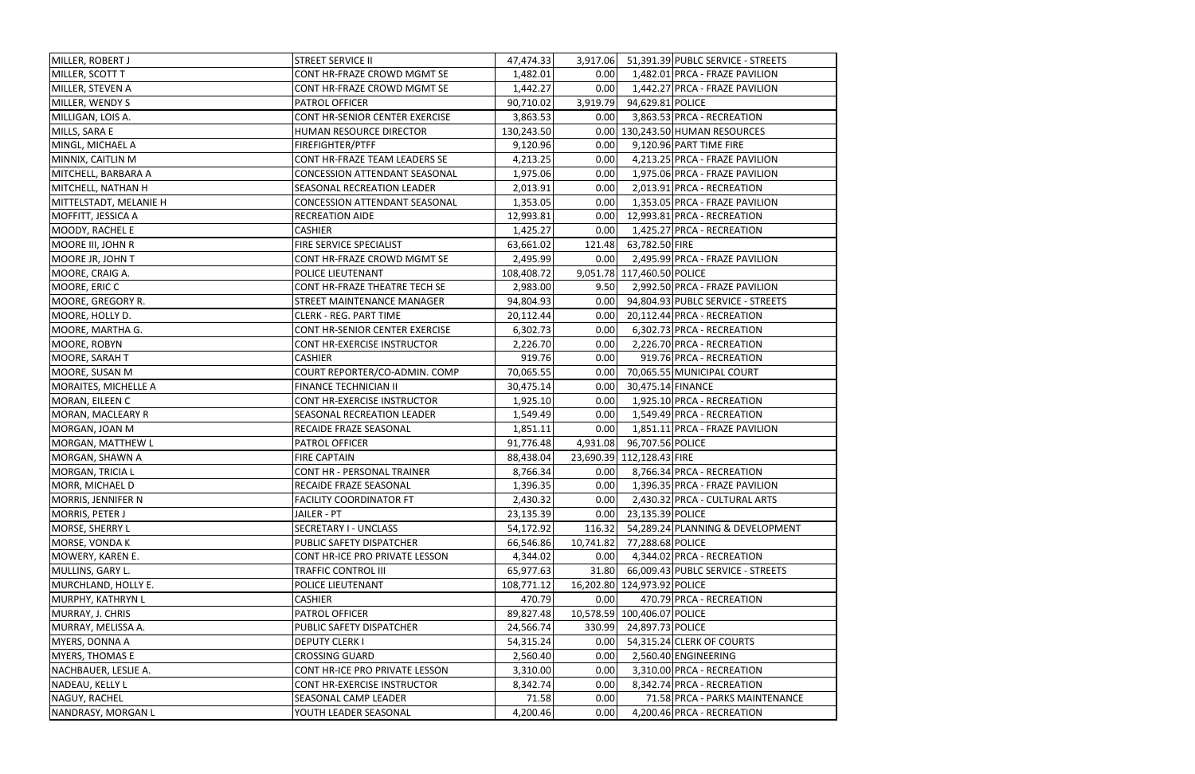| | | | | | |
|---|---|---|---|---|---|
| MILLER, ROBERT J | STREET SERVICE II | 47,474.33 | 3,917.06 | 51,391.39 | PUBLC SERVICE - STREETS |
| MILLER, SCOTT T | CONT HR-FRAZE CROWD MGMT SE | 1,482.01 | 0.00 | 1,482.01 | PRCA - FRAZE PAVILION |
| MILLER, STEVEN A | CONT HR-FRAZE CROWD MGMT SE | 1,442.27 | 0.00 | 1,442.27 | PRCA - FRAZE PAVILION |
| MILLER, WENDY S | PATROL OFFICER | 90,710.02 | 3,919.79 | 94,629.81 | POLICE |
| MILLIGAN, LOIS A. | CONT HR-SENIOR CENTER EXERCISE | 3,863.53 | 0.00 | 3,863.53 | PRCA - RECREATION |
| MILLS, SARA E | HUMAN RESOURCE DIRECTOR | 130,243.50 | 0.00 | 130,243.50 | HUMAN RESOURCES |
| MINGL, MICHAEL A | FIREFIGHTER/PTFF | 9,120.96 | 0.00 | 9,120.96 | PART TIME FIRE |
| MINNIX, CAITLIN M | CONT HR-FRAZE TEAM LEADERS SE | 4,213.25 | 0.00 | 4,213.25 | PRCA - FRAZE PAVILION |
| MITCHELL, BARBARA A | CONCESSION ATTENDANT SEASONAL | 1,975.06 | 0.00 | 1,975.06 | PRCA - FRAZE PAVILION |
| MITCHELL, NATHAN H | SEASONAL RECREATION LEADER | 2,013.91 | 0.00 | 2,013.91 | PRCA - RECREATION |
| MITTELSTADT, MELANIE H | CONCESSION ATTENDANT SEASONAL | 1,353.05 | 0.00 | 1,353.05 | PRCA - FRAZE PAVILION |
| MOFFITT, JESSICA A | RECREATION AIDE | 12,993.81 | 0.00 | 12,993.81 | PRCA - RECREATION |
| MOODY, RACHEL E | CASHIER | 1,425.27 | 0.00 | 1,425.27 | PRCA - RECREATION |
| MOORE III, JOHN R | FIRE SERVICE SPECIALIST | 63,661.02 | 121.48 | 63,782.50 | FIRE |
| MOORE JR, JOHN T | CONT HR-FRAZE CROWD MGMT SE | 2,495.99 | 0.00 | 2,495.99 | PRCA - FRAZE PAVILION |
| MOORE, CRAIG A. | POLICE LIEUTENANT | 108,408.72 | 9,051.78 | 117,460.50 | POLICE |
| MOORE, ERIC C | CONT HR-FRAZE THEATRE TECH SE | 2,983.00 | 9.50 | 2,992.50 | PRCA - FRAZE PAVILION |
| MOORE, GREGORY R. | STREET MAINTENANCE MANAGER | 94,804.93 | 0.00 | 94,804.93 | PUBLC SERVICE - STREETS |
| MOORE, HOLLY D. | CLERK - REG. PART TIME | 20,112.44 | 0.00 | 20,112.44 | PRCA - RECREATION |
| MOORE, MARTHA G. | CONT HR-SENIOR CENTER EXERCISE | 6,302.73 | 0.00 | 6,302.73 | PRCA - RECREATION |
| MOORE, ROBYN | CONT HR-EXERCISE INSTRUCTOR | 2,226.70 | 0.00 | 2,226.70 | PRCA - RECREATION |
| MOORE, SARAH T | CASHIER | 919.76 | 0.00 | 919.76 | PRCA - RECREATION |
| MOORE, SUSAN M | COURT REPORTER/CO-ADMIN. COMP | 70,065.55 | 0.00 | 70,065.55 | MUNICIPAL COURT |
| MORAITES, MICHELLE A | FINANCE TECHNICIAN II | 30,475.14 | 0.00 | 30,475.14 | FINANCE |
| MORAN, EILEEN C | CONT HR-EXERCISE INSTRUCTOR | 1,925.10 | 0.00 | 1,925.10 | PRCA - RECREATION |
| MORAN, MACLEARY R | SEASONAL RECREATION LEADER | 1,549.49 | 0.00 | 1,549.49 | PRCA - RECREATION |
| MORGAN, JOAN M | RECAIDE FRAZE SEASONAL | 1,851.11 | 0.00 | 1,851.11 | PRCA - FRAZE PAVILION |
| MORGAN, MATTHEW L | PATROL OFFICER | 91,776.48 | 4,931.08 | 96,707.56 | POLICE |
| MORGAN, SHAWN A | FIRE CAPTAIN | 88,438.04 | 23,690.39 | 112,128.43 | FIRE |
| MORGAN, TRICIA L | CONT HR - PERSONAL TRAINER | 8,766.34 | 0.00 | 8,766.34 | PRCA - RECREATION |
| MORR, MICHAEL D | RECAIDE FRAZE SEASONAL | 1,396.35 | 0.00 | 1,396.35 | PRCA - FRAZE PAVILION |
| MORRIS, JENNIFER N | FACILITY COORDINATOR FT | 2,430.32 | 0.00 | 2,430.32 | PRCA - CULTURAL ARTS |
| MORRIS, PETER J | JAILER - PT | 23,135.39 | 0.00 | 23,135.39 | POLICE |
| MORSE, SHERRY L | SECRETARY I - UNCLASS | 54,172.92 | 116.32 | 54,289.24 | PLANNING & DEVELOPMENT |
| MORSE, VONDA K | PUBLIC SAFETY DISPATCHER | 66,546.86 | 10,741.82 | 77,288.68 | POLICE |
| MOWERY, KAREN E. | CONT HR-ICE PRO PRIVATE LESSON | 4,344.02 | 0.00 | 4,344.02 | PRCA - RECREATION |
| MULLINS, GARY L. | TRAFFIC CONTROL III | 65,977.63 | 31.80 | 66,009.43 | PUBLC SERVICE - STREETS |
| MURCHLAND, HOLLY E. | POLICE LIEUTENANT | 108,771.12 | 16,202.80 | 124,973.92 | POLICE |
| MURPHY, KATHRYN L | CASHIER | 470.79 | 0.00 | 470.79 | PRCA - RECREATION |
| MURRAY, J. CHRIS | PATROL OFFICER | 89,827.48 | 10,578.59 | 100,406.07 | POLICE |
| MURRAY, MELISSA A. | PUBLIC SAFETY DISPATCHER | 24,566.74 | 330.99 | 24,897.73 | POLICE |
| MYERS, DONNA A | DEPUTY CLERK I | 54,315.24 | 0.00 | 54,315.24 | CLERK OF COURTS |
| MYERS, THOMAS E | CROSSING GUARD | 2,560.40 | 0.00 | 2,560.40 | ENGINEERING |
| NACHBAUER, LESLIE A. | CONT HR-ICE PRO PRIVATE LESSON | 3,310.00 | 0.00 | 3,310.00 | PRCA - RECREATION |
| NADEAU, KELLY L | CONT HR-EXERCISE INSTRUCTOR | 8,342.74 | 0.00 | 8,342.74 | PRCA - RECREATION |
| NAGUY, RACHEL | SEASONAL CAMP LEADER | 71.58 | 0.00 | 71.58 | PRCA - PARKS MAINTENANCE |
| NANDRASY, MORGAN L | YOUTH LEADER SEASONAL | 4,200.46 | 0.00 | 4,200.46 | PRCA - RECREATION |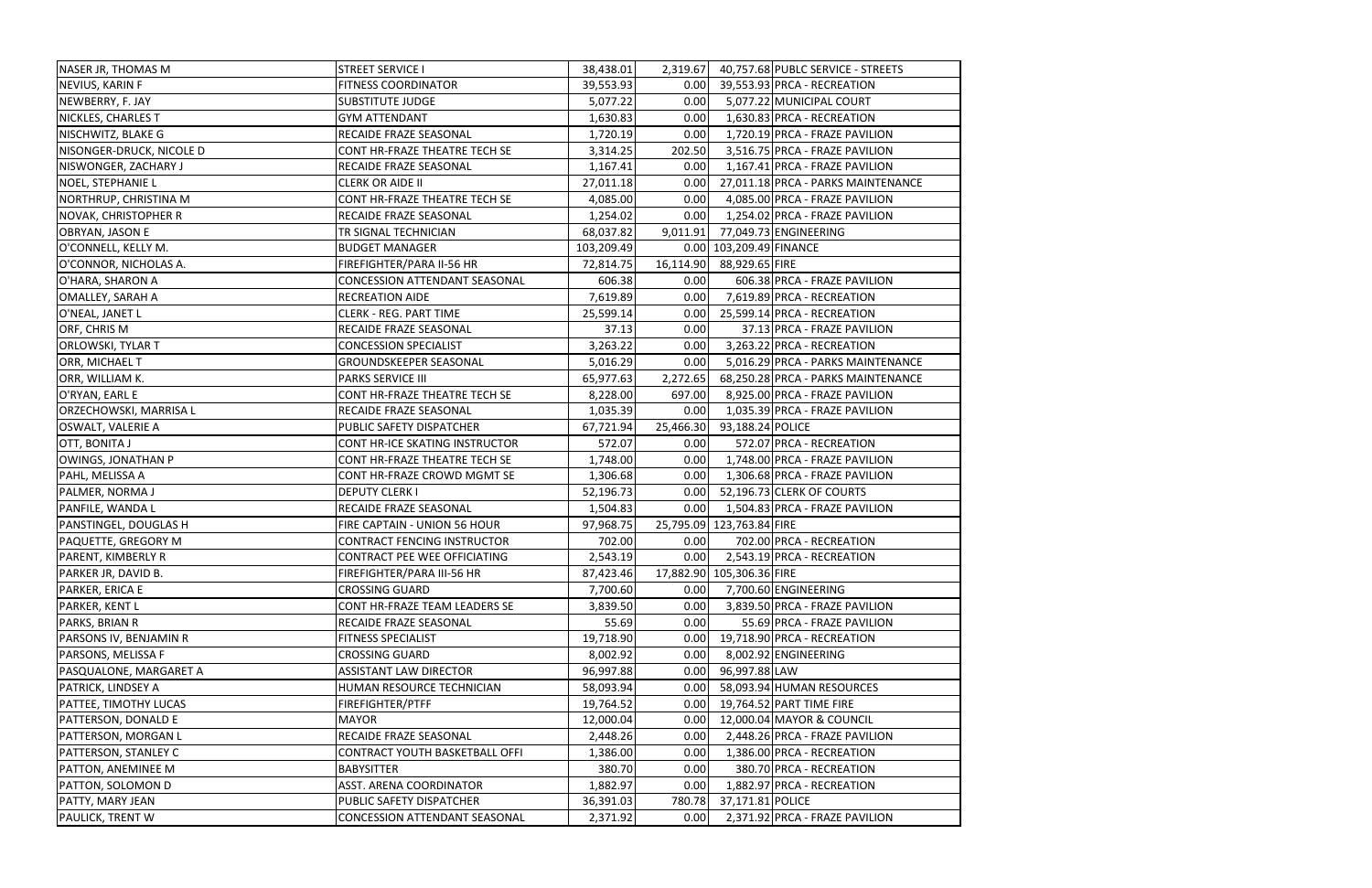| | | | | | |
|---|---|---|---|---|---|
| NASER JR, THOMAS M | STREET SERVICE I | 38,438.01 | 2,319.67 | 40,757.68 | PUBLC SERVICE - STREETS |
| NEVIUS, KARIN F | FITNESS COORDINATOR | 39,553.93 | 0.00 | 39,553.93 | PRCA - RECREATION |
| NEWBERRY, F. JAY | SUBSTITUTE JUDGE | 5,077.22 | 0.00 | 5,077.22 | MUNICIPAL COURT |
| NICKLES, CHARLES T | GYM ATTENDANT | 1,630.83 | 0.00 | 1,630.83 | PRCA - RECREATION |
| NISCHWITZ, BLAKE G | RECAIDE FRAZE SEASONAL | 1,720.19 | 0.00 | 1,720.19 | PRCA - FRAZE PAVILION |
| NISONGER-DRUCK, NICOLE D | CONT HR-FRAZE THEATRE TECH SE | 3,314.25 | 202.50 | 3,516.75 | PRCA - FRAZE PAVILION |
| NISWONGER, ZACHARY J | RECAIDE FRAZE SEASONAL | 1,167.41 | 0.00 | 1,167.41 | PRCA - FRAZE PAVILION |
| NOEL, STEPHANIE L | CLERK OR AIDE II | 27,011.18 | 0.00 | 27,011.18 | PRCA - PARKS MAINTENANCE |
| NORTHRUP, CHRISTINA M | CONT HR-FRAZE THEATRE TECH SE | 4,085.00 | 0.00 | 4,085.00 | PRCA - FRAZE PAVILION |
| NOVAK, CHRISTOPHER R | RECAIDE FRAZE SEASONAL | 1,254.02 | 0.00 | 1,254.02 | PRCA - FRAZE PAVILION |
| OBRYAN, JASON E | TR SIGNAL TECHNICIAN | 68,037.82 | 9,011.91 | 77,049.73 | ENGINEERING |
| O'CONNELL, KELLY M. | BUDGET MANAGER | 103,209.49 | 0.00 | 103,209.49 | FINANCE |
| O'CONNOR, NICHOLAS A. | FIREFIGHTER/PARA II-56 HR | 72,814.75 | 16,114.90 | 88,929.65 | FIRE |
| O'HARA, SHARON A | CONCESSION ATTENDANT SEASONAL | 606.38 | 0.00 | 606.38 | PRCA - FRAZE PAVILION |
| OMALLEY, SARAH A | RECREATION AIDE | 7,619.89 | 0.00 | 7,619.89 | PRCA - RECREATION |
| O'NEAL, JANET L | CLERK - REG. PART TIME | 25,599.14 | 0.00 | 25,599.14 | PRCA - RECREATION |
| ORF, CHRIS M | RECAIDE FRAZE SEASONAL | 37.13 | 0.00 | 37.13 | PRCA - FRAZE PAVILION |
| ORLOWSKI, TYLAR T | CONCESSION SPECIALIST | 3,263.22 | 0.00 | 3,263.22 | PRCA - RECREATION |
| ORR, MICHAEL T | GROUNDSKEEPER SEASONAL | 5,016.29 | 0.00 | 5,016.29 | PRCA - PARKS MAINTENANCE |
| ORR, WILLIAM K. | PARKS SERVICE III | 65,977.63 | 2,272.65 | 68,250.28 | PRCA - PARKS MAINTENANCE |
| O'RYAN, EARL E | CONT HR-FRAZE THEATRE TECH SE | 8,228.00 | 697.00 | 8,925.00 | PRCA - FRAZE PAVILION |
| ORZECHOWSKI, MARRISA L | RECAIDE FRAZE SEASONAL | 1,035.39 | 0.00 | 1,035.39 | PRCA - FRAZE PAVILION |
| OSWALT, VALERIE A | PUBLIC SAFETY DISPATCHER | 67,721.94 | 25,466.30 | 93,188.24 | POLICE |
| OTT, BONITA J | CONT HR-ICE SKATING INSTRUCTOR | 572.07 | 0.00 | 572.07 | PRCA - RECREATION |
| OWINGS, JONATHAN P | CONT HR-FRAZE THEATRE TECH SE | 1,748.00 | 0.00 | 1,748.00 | PRCA - FRAZE PAVILION |
| PAHL, MELISSA A | CONT HR-FRAZE CROWD MGMT SE | 1,306.68 | 0.00 | 1,306.68 | PRCA - FRAZE PAVILION |
| PALMER, NORMA J | DEPUTY CLERK I | 52,196.73 | 0.00 | 52,196.73 | CLERK OF COURTS |
| PANFILE, WANDA L | RECAIDE FRAZE SEASONAL | 1,504.83 | 0.00 | 1,504.83 | PRCA - FRAZE PAVILION |
| PANSTINGEL, DOUGLAS H | FIRE CAPTAIN - UNION 56 HOUR | 97,968.75 | 25,795.09 | 123,763.84 | FIRE |
| PAQUETTE, GREGORY M | CONTRACT FENCING INSTRUCTOR | 702.00 | 0.00 | 702.00 | PRCA - RECREATION |
| PARENT, KIMBERLY R | CONTRACT PEE WEE OFFICIATING | 2,543.19 | 0.00 | 2,543.19 | PRCA - RECREATION |
| PARKER JR, DAVID B. | FIREFIGHTER/PARA III-56 HR | 87,423.46 | 17,882.90 | 105,306.36 | FIRE |
| PARKER, ERICA E | CROSSING GUARD | 7,700.60 | 0.00 | 7,700.60 | ENGINEERING |
| PARKER, KENT L | CONT HR-FRAZE TEAM LEADERS SE | 3,839.50 | 0.00 | 3,839.50 | PRCA - FRAZE PAVILION |
| PARKS, BRIAN R | RECAIDE FRAZE SEASONAL | 55.69 | 0.00 | 55.69 | PRCA - FRAZE PAVILION |
| PARSONS IV, BENJAMIN R | FITNESS SPECIALIST | 19,718.90 | 0.00 | 19,718.90 | PRCA - RECREATION |
| PARSONS, MELISSA F | CROSSING GUARD | 8,002.92 | 0.00 | 8,002.92 | ENGINEERING |
| PASQUALONE, MARGARET A | ASSISTANT LAW DIRECTOR | 96,997.88 | 0.00 | 96,997.88 | LAW |
| PATRICK, LINDSEY A | HUMAN RESOURCE TECHNICIAN | 58,093.94 | 0.00 | 58,093.94 | HUMAN RESOURCES |
| PATTEE, TIMOTHY LUCAS | FIREFIGHTER/PTFF | 19,764.52 | 0.00 | 19,764.52 | PART TIME FIRE |
| PATTERSON, DONALD E | MAYOR | 12,000.04 | 0.00 | 12,000.04 | MAYOR & COUNCIL |
| PATTERSON, MORGAN L | RECAIDE FRAZE SEASONAL | 2,448.26 | 0.00 | 2,448.26 | PRCA - FRAZE PAVILION |
| PATTERSON, STANLEY C | CONTRACT YOUTH BASKETBALL OFFI | 1,386.00 | 0.00 | 1,386.00 | PRCA - RECREATION |
| PATTON, ANEMINEE M | BABYSITTER | 380.70 | 0.00 | 380.70 | PRCA - RECREATION |
| PATTON, SOLOMON D | ASST. ARENA COORDINATOR | 1,882.97 | 0.00 | 1,882.97 | PRCA - RECREATION |
| PATTY, MARY JEAN | PUBLIC SAFETY DISPATCHER | 36,391.03 | 780.78 | 37,171.81 | POLICE |
| PAULICK, TRENT W | CONCESSION ATTENDANT SEASONAL | 2,371.92 | 0.00 | 2,371.92 | PRCA - FRAZE PAVILION |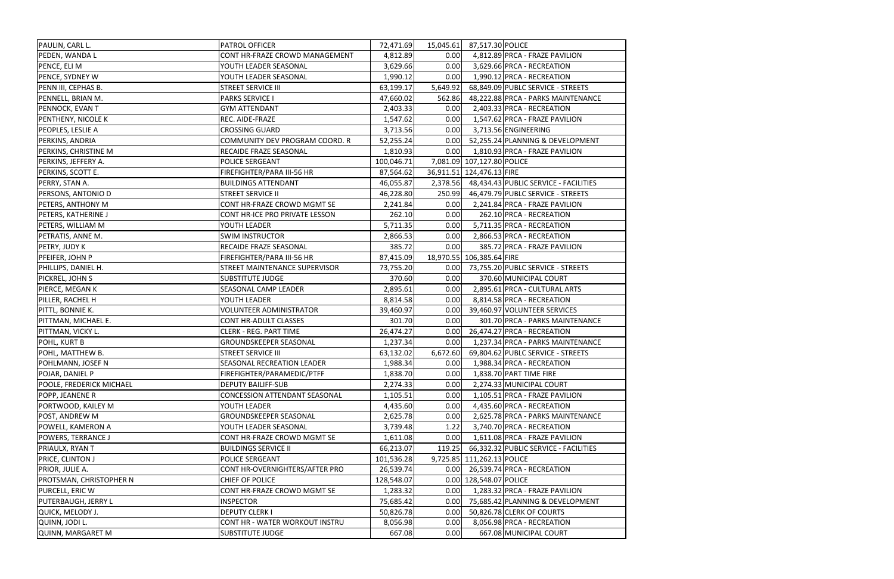| | | | | | |
|---|---|---|---|---|---|
| PAULIN, CARL L. | PATROL OFFICER | 72,471.69 | 15,045.61 | 87,517.30 | POLICE |
| PEDEN, WANDA L | CONT HR-FRAZE CROWD MANAGEMENT | 4,812.89 | 0.00 | 4,812.89 | PRCA - FRAZE PAVILION |
| PENCE, ELI M | YOUTH LEADER SEASONAL | 3,629.66 | 0.00 | 3,629.66 | PRCA - RECREATION |
| PENCE, SYDNEY W | YOUTH LEADER SEASONAL | 1,990.12 | 0.00 | 1,990.12 | PRCA - RECREATION |
| PENN III, CEPHAS B. | STREET SERVICE III | 63,199.17 | 5,649.92 | 68,849.09 | PUBLC SERVICE - STREETS |
| PENNELL, BRIAN M. | PARKS SERVICE I | 47,660.02 | 562.86 | 48,222.88 | PRCA - PARKS MAINTENANCE |
| PENNOCK, EVAN T | GYM ATTENDANT | 2,403.33 | 0.00 | 2,403.33 | PRCA - RECREATION |
| PENTHENY, NICOLE K | REC. AIDE-FRAZE | 1,547.62 | 0.00 | 1,547.62 | PRCA - FRAZE PAVILION |
| PEOPLES, LESLIE A | CROSSING GUARD | 3,713.56 | 0.00 | 3,713.56 | ENGINEERING |
| PERKINS, ANDRIA | COMMUNITY DEV PROGRAM COORD. R | 52,255.24 | 0.00 | 52,255.24 | PLANNING & DEVELOPMENT |
| PERKINS, CHRISTINE M | RECAIDE FRAZE SEASONAL | 1,810.93 | 0.00 | 1,810.93 | PRCA - FRAZE PAVILION |
| PERKINS, JEFFERY A. | POLICE SERGEANT | 100,046.71 | 7,081.09 | 107,127.80 | POLICE |
| PERKINS, SCOTT E. | FIREFIGHTER/PARA III-56 HR | 87,564.62 | 36,911.51 | 124,476.13 | FIRE |
| PERRY, STAN A. | BUILDINGS ATTENDANT | 46,055.87 | 2,378.56 | 48,434.43 | PUBLIC SERVICE - FACILITIES |
| PERSONS, ANTONIO D | STREET SERVICE II | 46,228.80 | 250.99 | 46,479.79 | PUBLC SERVICE - STREETS |
| PETERS, ANTHONY M | CONT HR-FRAZE CROWD MGMT SE | 2,241.84 | 0.00 | 2,241.84 | PRCA - FRAZE PAVILION |
| PETERS, KATHERINE J | CONT HR-ICE PRO PRIVATE LESSON | 262.10 | 0.00 | 262.10 | PRCA - RECREATION |
| PETERS, WILLIAM M | YOUTH LEADER | 5,711.35 | 0.00 | 5,711.35 | PRCA - RECREATION |
| PETRATIS, ANNE M. | SWIM INSTRUCTOR | 2,866.53 | 0.00 | 2,866.53 | PRCA - RECREATION |
| PETRY, JUDY K | RECAIDE FRAZE SEASONAL | 385.72 | 0.00 | 385.72 | PRCA - FRAZE PAVILION |
| PFEIFER, JOHN P | FIREFIGHTER/PARA III-56 HR | 87,415.09 | 18,970.55 | 106,385.64 | FIRE |
| PHILLIPS, DANIEL H. | STREET MAINTENANCE SUPERVISOR | 73,755.20 | 0.00 | 73,755.20 | PUBLC SERVICE - STREETS |
| PICKREL, JOHN S | SUBSTITUTE JUDGE | 370.60 | 0.00 | 370.60 | MUNICIPAL COURT |
| PIERCE, MEGAN K | SEASONAL CAMP LEADER | 2,895.61 | 0.00 | 2,895.61 | PRCA - CULTURAL ARTS |
| PILLER, RACHEL H | YOUTH LEADER | 8,814.58 | 0.00 | 8,814.58 | PRCA - RECREATION |
| PITTL, BONNIE K. | VOLUNTEER ADMINISTRATOR | 39,460.97 | 0.00 | 39,460.97 | VOLUNTEER SERVICES |
| PITTMAN, MICHAEL E. | CONT HR-ADULT CLASSES | 301.70 | 0.00 | 301.70 | PRCA - PARKS MAINTENANCE |
| PITTMAN, VICKY L. | CLERK - REG. PART TIME | 26,474.27 | 0.00 | 26,474.27 | PRCA - RECREATION |
| POHL, KURT B | GROUNDSKEEPER SEASONAL | 1,237.34 | 0.00 | 1,237.34 | PRCA - PARKS MAINTENANCE |
| POHL, MATTHEW B. | STREET SERVICE III | 63,132.02 | 6,672.60 | 69,804.62 | PUBLC SERVICE - STREETS |
| POHLMANN, JOSEF N | SEASONAL RECREATION LEADER | 1,988.34 | 0.00 | 1,988.34 | PRCA - RECREATION |
| POJAR, DANIEL P | FIREFIGHTER/PARAMEDIC/PTFF | 1,838.70 | 0.00 | 1,838.70 | PART TIME FIRE |
| POOLE, FREDERICK MICHAEL | DEPUTY BAILIFF-SUB | 2,274.33 | 0.00 | 2,274.33 | MUNICIPAL COURT |
| POPP, JEANENE R | CONCESSION ATTENDANT SEASONAL | 1,105.51 | 0.00 | 1,105.51 | PRCA - FRAZE PAVILION |
| PORTWOOD, KAILEY M | YOUTH LEADER | 4,435.60 | 0.00 | 4,435.60 | PRCA - RECREATION |
| POST, ANDREW M | GROUNDSKEEPER SEASONAL | 2,625.78 | 0.00 | 2,625.78 | PRCA - PARKS MAINTENANCE |
| POWELL, KAMERON A | YOUTH LEADER SEASONAL | 3,739.48 | 1.22 | 3,740.70 | PRCA - RECREATION |
| POWERS, TERRANCE J | CONT HR-FRAZE CROWD MGMT SE | 1,611.08 | 0.00 | 1,611.08 | PRCA - FRAZE PAVILION |
| PRIAULX, RYAN T | BUILDINGS SERVICE II | 66,213.07 | 119.25 | 66,332.32 | PUBLIC SERVICE - FACILITIES |
| PRICE, CLINTON J | POLICE SERGEANT | 101,536.28 | 9,725.85 | 111,262.13 | POLICE |
| PRIOR, JULIE A. | CONT HR-OVERNIGHTERS/AFTER PRO | 26,539.74 | 0.00 | 26,539.74 | PRCA - RECREATION |
| PROTSMAN, CHRISTOPHER N | CHIEF OF POLICE | 128,548.07 | 0.00 | 128,548.07 | POLICE |
| PURCELL, ERIC W | CONT HR-FRAZE CROWD MGMT SE | 1,283.32 | 0.00 | 1,283.32 | PRCA - FRAZE PAVILION |
| PUTERBAUGH, JERRY L | INSPECTOR | 75,685.42 | 0.00 | 75,685.42 | PLANNING & DEVELOPMENT |
| QUICK, MELODY J. | DEPUTY CLERK I | 50,826.78 | 0.00 | 50,826.78 | CLERK OF COURTS |
| QUINN, JODI L. | CONT HR - WATER WORKOUT INSTRU | 8,056.98 | 0.00 | 8,056.98 | PRCA - RECREATION |
| QUINN, MARGARET M | SUBSTITUTE JUDGE | 667.08 | 0.00 | 667.08 | MUNICIPAL COURT |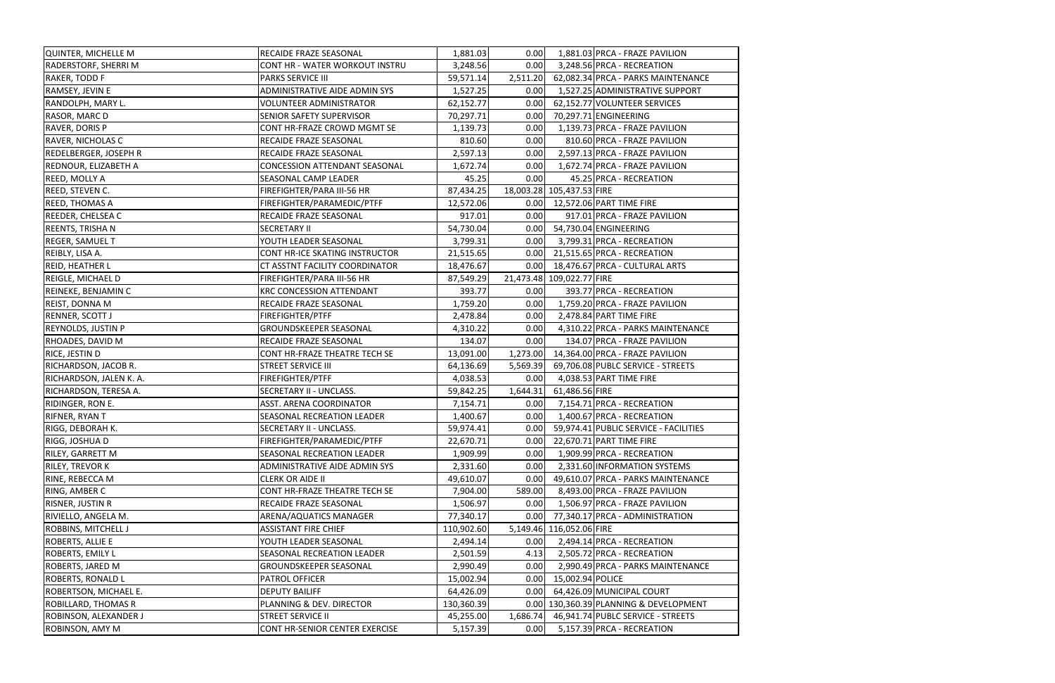| | | | | | |
|---|---|---|---|---|---|
| QUINTER, MICHELLE M | RECAIDE FRAZE SEASONAL | 1,881.03 | 0.00 | 1,881.03 | PRCA - FRAZE PAVILION |
| RADERSTORF, SHERRI M | CONT HR - WATER WORKOUT INSTRU | 3,248.56 | 0.00 | 3,248.56 | PRCA - RECREATION |
| RAKER, TODD F | PARKS SERVICE III | 59,571.14 | 2,511.20 | 62,082.34 | PRCA - PARKS MAINTENANCE |
| RAMSEY, JEVIN E | ADMINISTRATIVE AIDE ADMIN SYS | 1,527.25 | 0.00 | 1,527.25 | ADMINISTRATIVE SUPPORT |
| RANDOLPH, MARY L. | VOLUNTEER ADMINISTRATOR | 62,152.77 | 0.00 | 62,152.77 | VOLUNTEER SERVICES |
| RASOR, MARC D | SENIOR SAFETY SUPERVISOR | 70,297.71 | 0.00 | 70,297.71 | ENGINEERING |
| RAVER, DORIS P | CONT HR-FRAZE CROWD MGMT SE | 1,139.73 | 0.00 | 1,139.73 | PRCA - FRAZE PAVILION |
| RAVER, NICHOLAS C | RECAIDE FRAZE SEASONAL | 810.60 | 0.00 | 810.60 | PRCA - FRAZE PAVILION |
| REDELBERGER, JOSEPH R | RECAIDE FRAZE SEASONAL | 2,597.13 | 0.00 | 2,597.13 | PRCA - FRAZE PAVILION |
| REDNOUR, ELIZABETH A | CONCESSION ATTENDANT SEASONAL | 1,672.74 | 0.00 | 1,672.74 | PRCA - FRAZE PAVILION |
| REED, MOLLY A | SEASONAL CAMP LEADER | 45.25 | 0.00 | 45.25 | PRCA - RECREATION |
| REED, STEVEN C. | FIREFIGHTER/PARA III-56 HR | 87,434.25 | 18,003.28 | 105,437.53 | FIRE |
| REED, THOMAS A | FIREFIGHTER/PARAMEDIC/PTFF | 12,572.06 | 0.00 | 12,572.06 | PART TIME FIRE |
| REEDER, CHELSEA C | RECAIDE FRAZE SEASONAL | 917.01 | 0.00 | 917.01 | PRCA - FRAZE PAVILION |
| REENTS, TRISHA N | SECRETARY II | 54,730.04 | 0.00 | 54,730.04 | ENGINEERING |
| REGER, SAMUEL T | YOUTH LEADER SEASONAL | 3,799.31 | 0.00 | 3,799.31 | PRCA - RECREATION |
| REIBLY, LISA A. | CONT HR-ICE SKATING INSTRUCTOR | 21,515.65 | 0.00 | 21,515.65 | PRCA - RECREATION |
| REID, HEATHER L | CT ASSTNT FACILITY COORDINATOR | 18,476.67 | 0.00 | 18,476.67 | PRCA - CULTURAL ARTS |
| REIGLE, MICHAEL D | FIREFIGHTER/PARA III-56 HR | 87,549.29 | 21,473.48 | 109,022.77 | FIRE |
| REINEKE, BENJAMIN C | KRC CONCESSION ATTENDANT | 393.77 | 0.00 | 393.77 | PRCA - RECREATION |
| REIST, DONNA M | RECAIDE FRAZE SEASONAL | 1,759.20 | 0.00 | 1,759.20 | PRCA - FRAZE PAVILION |
| RENNER, SCOTT J | FIREFIGHTER/PTFF | 2,478.84 | 0.00 | 2,478.84 | PART TIME FIRE |
| REYNOLDS, JUSTIN P | GROUNDSKEEPER SEASONAL | 4,310.22 | 0.00 | 4,310.22 | PRCA - PARKS MAINTENANCE |
| RHOADES, DAVID M | RECAIDE FRAZE SEASONAL | 134.07 | 0.00 | 134.07 | PRCA - FRAZE PAVILION |
| RICE, JESTIN D | CONT HR-FRAZE THEATRE TECH SE | 13,091.00 | 1,273.00 | 14,364.00 | PRCA - FRAZE PAVILION |
| RICHARDSON, JACOB R. | STREET SERVICE III | 64,136.69 | 5,569.39 | 69,706.08 | PUBLC SERVICE - STREETS |
| RICHARDSON, JALEN K. A. | FIREFIGHTER/PTFF | 4,038.53 | 0.00 | 4,038.53 | PART TIME FIRE |
| RICHARDSON, TERESA A. | SECRETARY II - UNCLASS. | 59,842.25 | 1,644.31 | 61,486.56 | FIRE |
| RIDINGER, RON E. | ASST. ARENA COORDINATOR | 7,154.71 | 0.00 | 7,154.71 | PRCA - RECREATION |
| RIFNER, RYAN T | SEASONAL RECREATION LEADER | 1,400.67 | 0.00 | 1,400.67 | PRCA - RECREATION |
| RIGG, DEBORAH K. | SECRETARY II - UNCLASS. | 59,974.41 | 0.00 | 59,974.41 | PUBLIC SERVICE - FACILITIES |
| RIGG, JOSHUA D | FIREFIGHTER/PARAMEDIC/PTFF | 22,670.71 | 0.00 | 22,670.71 | PART TIME FIRE |
| RILEY, GARRETT M | SEASONAL RECREATION LEADER | 1,909.99 | 0.00 | 1,909.99 | PRCA - RECREATION |
| RILEY, TREVOR K | ADMINISTRATIVE AIDE ADMIN SYS | 2,331.60 | 0.00 | 2,331.60 | INFORMATION SYSTEMS |
| RINE, REBECCA M | CLERK OR AIDE II | 49,610.07 | 0.00 | 49,610.07 | PRCA - PARKS MAINTENANCE |
| RING, AMBER C | CONT HR-FRAZE THEATRE TECH SE | 7,904.00 | 589.00 | 8,493.00 | PRCA - FRAZE PAVILION |
| RISNER, JUSTIN R | RECAIDE FRAZE SEASONAL | 1,506.97 | 0.00 | 1,506.97 | PRCA - FRAZE PAVILION |
| RIVIELLO, ANGELA M. | ARENA/AQUATICS MANAGER | 77,340.17 | 0.00 | 77,340.17 | PRCA - ADMINISTRATION |
| ROBBINS, MITCHELL J | ASSISTANT FIRE CHIEF | 110,902.60 | 5,149.46 | 116,052.06 | FIRE |
| ROBERTS, ALLIE E | YOUTH LEADER SEASONAL | 2,494.14 | 0.00 | 2,494.14 | PRCA - RECREATION |
| ROBERTS, EMILY L | SEASONAL RECREATION LEADER | 2,501.59 | 4.13 | 2,505.72 | PRCA - RECREATION |
| ROBERTS, JARED M | GROUNDSKEEPER SEASONAL | 2,990.49 | 0.00 | 2,990.49 | PRCA - PARKS MAINTENANCE |
| ROBERTS, RONALD L | PATROL OFFICER | 15,002.94 | 0.00 | 15,002.94 | POLICE |
| ROBERTSON, MICHAEL E. | DEPUTY BAILIFF | 64,426.09 | 0.00 | 64,426.09 | MUNICIPAL COURT |
| ROBILLARD, THOMAS R | PLANNING & DEV. DIRECTOR | 130,360.39 | 0.00 | 130,360.39 | PLANNING & DEVELOPMENT |
| ROBINSON, ALEXANDER J | STREET SERVICE II | 45,255.00 | 1,686.74 | 46,941.74 | PUBLC SERVICE - STREETS |
| ROBINSON, AMY M | CONT HR-SENIOR CENTER EXERCISE | 5,157.39 | 0.00 | 5,157.39 | PRCA - RECREATION |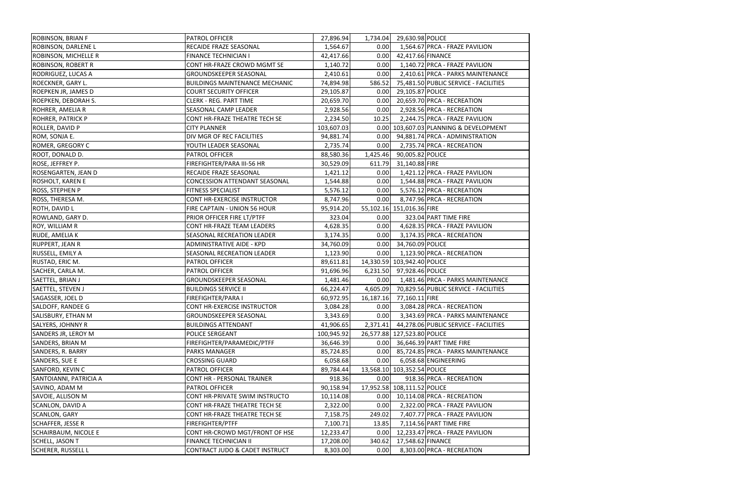| | | | | | |
|---|---|---|---|---|---|
| ROBINSON, BRIAN F | PATROL OFFICER | 27,896.94 | 1,734.04 | 29,630.98 | POLICE |
| ROBINSON, DARLENE L | RECAIDE FRAZE SEASONAL | 1,564.67 | 0.00 | 1,564.67 | PRCA - FRAZE PAVILION |
| ROBINSON, MICHELLE R | FINANCE TECHNICIAN I | 42,417.66 | 0.00 | 42,417.66 | FINANCE |
| ROBINSON, ROBERT R | CONT HR-FRAZE CROWD MGMT SE | 1,140.72 | 0.00 | 1,140.72 | PRCA - FRAZE PAVILION |
| RODRIGUEZ, LUCAS A | GROUNDSKEEPER SEASONAL | 2,410.61 | 0.00 | 2,410.61 | PRCA - PARKS MAINTENANCE |
| ROECKNER, GARY L. | BUILDINGS MAINTENANCE MECHANIC | 74,894.98 | 586.52 | 75,481.50 | PUBLIC SERVICE - FACILITIES |
| ROEPKEN JR, JAMES D | COURT SECURITY OFFICER | 29,105.87 | 0.00 | 29,105.87 | POLICE |
| ROEPKEN, DEBORAH S. | CLERK - REG. PART TIME | 20,659.70 | 0.00 | 20,659.70 | PRCA - RECREATION |
| ROHRER, AMELIA R | SEASONAL CAMP LEADER | 2,928.56 | 0.00 | 2,928.56 | PRCA - RECREATION |
| ROHRER, PATRICK P | CONT HR-FRAZE THEATRE TECH SE | 2,234.50 | 10.25 | 2,244.75 | PRCA - FRAZE PAVILION |
| ROLLER, DAVID P | CITY PLANNER | 103,607.03 | 0.00 | 103,607.03 | PLANNING & DEVELOPMENT |
| ROM, SONJA E. | DIV MGR OF REC FACILITIES | 94,881.74 | 0.00 | 94,881.74 | PRCA - ADMINISTRATION |
| ROMER, GREGORY C | YOUTH LEADER SEASONAL | 2,735.74 | 0.00 | 2,735.74 | PRCA - RECREATION |
| ROOT, DONALD D. | PATROL OFFICER | 88,580.36 | 1,425.46 | 90,005.82 | POLICE |
| ROSE, JEFFREY P. | FIREFIGHTER/PARA III-56 HR | 30,529.09 | 611.79 | 31,140.88 | FIRE |
| ROSENGARTEN, JEAN D | RECAIDE FRAZE SEASONAL | 1,421.12 | 0.00 | 1,421.12 | PRCA - FRAZE PAVILION |
| ROSHOLT, KAREN E | CONCESSION ATTENDANT SEASONAL | 1,544.88 | 0.00 | 1,544.88 | PRCA - FRAZE PAVILION |
| ROSS, STEPHEN P | FITNESS SPECIALIST | 5,576.12 | 0.00 | 5,576.12 | PRCA - RECREATION |
| ROSS, THERESA M. | CONT HR-EXERCISE INSTRUCTOR | 8,747.96 | 0.00 | 8,747.96 | PRCA - RECREATION |
| ROTH, DAVID L | FIRE CAPTAIN - UNION 56 HOUR | 95,914.20 | 55,102.16 | 151,016.36 | FIRE |
| ROWLAND, GARY D. | PRIOR OFFICER FIRE LT/PTFF | 323.04 | 0.00 | 323.04 | PART TIME FIRE |
| ROY, WILLIAM R | CONT HR-FRAZE TEAM LEADERS | 4,628.35 | 0.00 | 4,628.35 | PRCA - FRAZE PAVILION |
| RUDE, AMELIA K | SEASONAL RECREATION LEADER | 3,174.35 | 0.00 | 3,174.35 | PRCA - RECREATION |
| RUPPERT, JEAN R | ADMINISTRATIVE AIDE - KPD | 34,760.09 | 0.00 | 34,760.09 | POLICE |
| RUSSELL, EMILY A | SEASONAL RECREATION LEADER | 1,123.90 | 0.00 | 1,123.90 | PRCA - RECREATION |
| RUSTAD, ERIC M. | PATROL OFFICER | 89,611.81 | 14,330.59 | 103,942.40 | POLICE |
| SACHER, CARLA M. | PATROL OFFICER | 91,696.96 | 6,231.50 | 97,928.46 | POLICE |
| SAETTEL, BRIAN J | GROUNDSKEEPER SEASONAL | 1,481.46 | 0.00 | 1,481.46 | PRCA - PARKS MAINTENANCE |
| SAETTEL, STEVEN J | BUILDINGS SERVICE II | 66,224.47 | 4,605.09 | 70,829.56 | PUBLIC SERVICE - FACILITIES |
| SAGASSER, JOEL D | FIREFIGHTER/PARA I | 60,972.95 | 16,187.16 | 77,160.11 | FIRE |
| SALDOFF, RANDEE G | CONT HR-EXERCISE INSTRUCTOR | 3,084.28 | 0.00 | 3,084.28 | PRCA - RECREATION |
| SALISBURY, ETHAN M | GROUNDSKEEPER SEASONAL | 3,343.69 | 0.00 | 3,343.69 | PRCA - PARKS MAINTENANCE |
| SALYERS, JOHNNY R | BUILDINGS ATTENDANT | 41,906.65 | 2,371.41 | 44,278.06 | PUBLIC SERVICE - FACILITIES |
| SANDERS JR, LEROY M | POLICE SERGEANT | 100,945.92 | 26,577.88 | 127,523.80 | POLICE |
| SANDERS, BRIAN M | FIREFIGHTER/PARAMEDIC/PTFF | 36,646.39 | 0.00 | 36,646.39 | PART TIME FIRE |
| SANDERS, R. BARRY | PARKS MANAGER | 85,724.85 | 0.00 | 85,724.85 | PRCA - PARKS MAINTENANCE |
| SANDERS, SUE E | CROSSING GUARD | 6,058.68 | 0.00 | 6,058.68 | ENGINEERING |
| SANFORD, KEVIN C | PATROL OFFICER | 89,784.44 | 13,568.10 | 103,352.54 | POLICE |
| SANTOIANNI, PATRICIA A | CONT HR - PERSONAL TRAINER | 918.36 | 0.00 | 918.36 | PRCA - RECREATION |
| SAVINO, ADAM M | PATROL OFFICER | 90,158.94 | 17,952.58 | 108,111.52 | POLICE |
| SAVOIE, ALLISON M | CONT HR-PRIVATE SWIM INSTRUCTO | 10,114.08 | 0.00 | 10,114.08 | PRCA - RECREATION |
| SCANLON, DAVID A | CONT HR-FRAZE THEATRE TECH SE | 2,322.00 | 0.00 | 2,322.00 | PRCA - FRAZE PAVILION |
| SCANLON, GARY | CONT HR-FRAZE THEATRE TECH SE | 7,158.75 | 249.02 | 7,407.77 | PRCA - FRAZE PAVILION |
| SCHAFFER, JESSE R | FIREFIGHTER/PTFF | 7,100.71 | 13.85 | 7,114.56 | PART TIME FIRE |
| SCHAIRBAUM, NICOLE E | CONT HR-CROWD MGT/FRONT OF HSE | 12,233.47 | 0.00 | 12,233.47 | PRCA - FRAZE PAVILION |
| SCHELL, JASON T | FINANCE TECHNICIAN II | 17,208.00 | 340.62 | 17,548.62 | FINANCE |
| SCHERER, RUSSELL L | CONTRACT JUDO & CADET INSTRUCT | 8,303.00 | 0.00 | 8,303.00 | PRCA - RECREATION |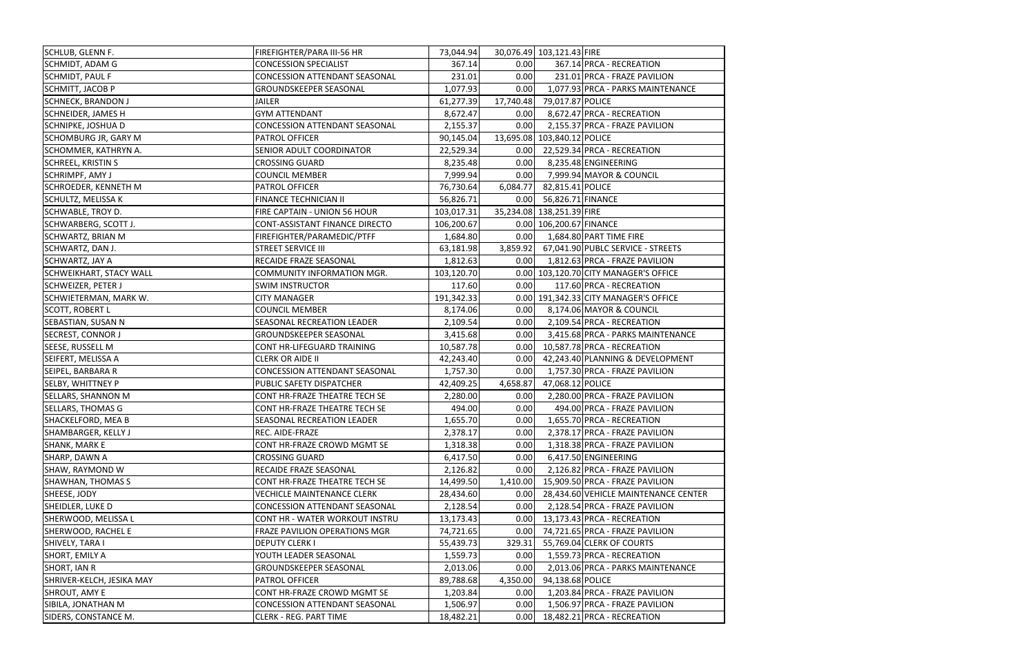| | | | | | |
|---|---|---|---|---|---|
| SCHLUB, GLENN F. | FIREFIGHTER/PARA III-56 HR | 73,044.94 | 30,076.49 | 103,121.43 | FIRE |
| SCHMIDT, ADAM G | CONCESSION SPECIALIST | 367.14 | 0.00 | 367.14 | PRCA - RECREATION |
| SCHMIDT, PAUL F | CONCESSION ATTENDANT SEASONAL | 231.01 | 0.00 | 231.01 | PRCA - FRAZE PAVILION |
| SCHMITT, JACOB P | GROUNDSKEEPER SEASONAL | 1,077.93 | 0.00 | 1,077.93 | PRCA - PARKS MAINTENANCE |
| SCHNECK, BRANDON J | JAILER | 61,277.39 | 17,740.48 | 79,017.87 | POLICE |
| SCHNEIDER, JAMES H | GYM ATTENDANT | 8,672.47 | 0.00 | 8,672.47 | PRCA - RECREATION |
| SCHNIPKE, JOSHUA D | CONCESSION ATTENDANT SEASONAL | 2,155.37 | 0.00 | 2,155.37 | PRCA - FRAZE PAVILION |
| SCHOMBURG JR, GARY M | PATROL OFFICER | 90,145.04 | 13,695.08 | 103,840.12 | POLICE |
| SCHOMMER, KATHRYN A. | SENIOR ADULT COORDINATOR | 22,529.34 | 0.00 | 22,529.34 | PRCA - RECREATION |
| SCHREEL, KRISTIN S | CROSSING GUARD | 8,235.48 | 0.00 | 8,235.48 | ENGINEERING |
| SCHRIMPF, AMY J | COUNCIL MEMBER | 7,999.94 | 0.00 | 7,999.94 | MAYOR & COUNCIL |
| SCHROEDER, KENNETH M | PATROL OFFICER | 76,730.64 | 6,084.77 | 82,815.41 | POLICE |
| SCHULTZ, MELISSA K | FINANCE TECHNICIAN II | 56,826.71 | 0.00 | 56,826.71 | FINANCE |
| SCHWABLE, TROY D. | FIRE CAPTAIN - UNION 56 HOUR | 103,017.31 | 35,234.08 | 138,251.39 | FIRE |
| SCHWARBERG, SCOTT J. | CONT-ASSISTANT FINANCE DIRECTO | 106,200.67 | 0.00 | 106,200.67 | FINANCE |
| SCHWARTZ, BRIAN M | FIREFIGHTER/PARAMEDIC/PTFF | 1,684.80 | 0.00 | 1,684.80 | PART TIME FIRE |
| SCHWARTZ, DAN J. | STREET SERVICE III | 63,181.98 | 3,859.92 | 67,041.90 | PUBLC SERVICE - STREETS |
| SCHWARTZ, JAY A | RECAIDE FRAZE SEASONAL | 1,812.63 | 0.00 | 1,812.63 | PRCA - FRAZE PAVILION |
| SCHWEIKHART, STACY WALL | COMMUNITY INFORMATION MGR. | 103,120.70 | 0.00 | 103,120.70 | CITY MANAGER'S OFFICE |
| SCHWEIZER, PETER J | SWIM INSTRUCTOR | 117.60 | 0.00 | 117.60 | PRCA - RECREATION |
| SCHWIETERMAN, MARK W. | CITY MANAGER | 191,342.33 | 0.00 | 191,342.33 | CITY MANAGER'S OFFICE |
| SCOTT, ROBERT L | COUNCIL MEMBER | 8,174.06 | 0.00 | 8,174.06 | MAYOR & COUNCIL |
| SEBASTIAN, SUSAN N | SEASONAL RECREATION LEADER | 2,109.54 | 0.00 | 2,109.54 | PRCA - RECREATION |
| SECREST, CONNOR J | GROUNDSKEEPER SEASONAL | 3,415.68 | 0.00 | 3,415.68 | PRCA - PARKS MAINTENANCE |
| SEESE, RUSSELL M | CONT HR-LIFEGUARD TRAINING | 10,587.78 | 0.00 | 10,587.78 | PRCA - RECREATION |
| SEIFERT, MELISSA A | CLERK OR AIDE II | 42,243.40 | 0.00 | 42,243.40 | PLANNING & DEVELOPMENT |
| SEIPEL, BARBARA R | CONCESSION ATTENDANT SEASONAL | 1,757.30 | 0.00 | 1,757.30 | PRCA - FRAZE PAVILION |
| SELBY, WHITTNEY P | PUBLIC SAFETY DISPATCHER | 42,409.25 | 4,658.87 | 47,068.12 | POLICE |
| SELLARS, SHANNON M | CONT HR-FRAZE THEATRE TECH SE | 2,280.00 | 0.00 | 2,280.00 | PRCA - FRAZE PAVILION |
| SELLARS, THOMAS G | CONT HR-FRAZE THEATRE TECH SE | 494.00 | 0.00 | 494.00 | PRCA - FRAZE PAVILION |
| SHACKELFORD, MEA B | SEASONAL RECREATION LEADER | 1,655.70 | 0.00 | 1,655.70 | PRCA - RECREATION |
| SHAMBARGER, KELLY J | REC. AIDE-FRAZE | 2,378.17 | 0.00 | 2,378.17 | PRCA - FRAZE PAVILION |
| SHANK, MARK E | CONT HR-FRAZE CROWD MGMT SE | 1,318.38 | 0.00 | 1,318.38 | PRCA - FRAZE PAVILION |
| SHARP, DAWN A | CROSSING GUARD | 6,417.50 | 0.00 | 6,417.50 | ENGINEERING |
| SHAW, RAYMOND W | RECAIDE FRAZE SEASONAL | 2,126.82 | 0.00 | 2,126.82 | PRCA - FRAZE PAVILION |
| SHAWHAN, THOMAS S | CONT HR-FRAZE THEATRE TECH SE | 14,499.50 | 1,410.00 | 15,909.50 | PRCA - FRAZE PAVILION |
| SHEESE, JODY | VECHICLE MAINTENANCE CLERK | 28,434.60 | 0.00 | 28,434.60 | VEHICLE MAINTENANCE CENTER |
| SHEIDLER, LUKE D | CONCESSION ATTENDANT SEASONAL | 2,128.54 | 0.00 | 2,128.54 | PRCA - FRAZE PAVILION |
| SHERWOOD, MELISSA L | CONT HR - WATER WORKOUT INSTRU | 13,173.43 | 0.00 | 13,173.43 | PRCA - RECREATION |
| SHERWOOD, RACHEL E | FRAZE PAVILION OPERATIONS MGR | 74,721.65 | 0.00 | 74,721.65 | PRCA - FRAZE PAVILION |
| SHIVELY, TARA I | DEPUTY CLERK I | 55,439.73 | 329.31 | 55,769.04 | CLERK OF COURTS |
| SHORT, EMILY A | YOUTH LEADER SEASONAL | 1,559.73 | 0.00 | 1,559.73 | PRCA - RECREATION |
| SHORT, IAN R | GROUNDSKEEPER SEASONAL | 2,013.06 | 0.00 | 2,013.06 | PRCA - PARKS MAINTENANCE |
| SHRIVER-KELCH, JESIKA MAY | PATROL OFFICER | 89,788.68 | 4,350.00 | 94,138.68 | POLICE |
| SHROUT, AMY E | CONT HR-FRAZE CROWD MGMT SE | 1,203.84 | 0.00 | 1,203.84 | PRCA - FRAZE PAVILION |
| SIBILA, JONATHAN M | CONCESSION ATTENDANT SEASONAL | 1,506.97 | 0.00 | 1,506.97 | PRCA - FRAZE PAVILION |
| SIDERS, CONSTANCE M. | CLERK - REG. PART TIME | 18,482.21 | 0.00 | 18,482.21 | PRCA - RECREATION |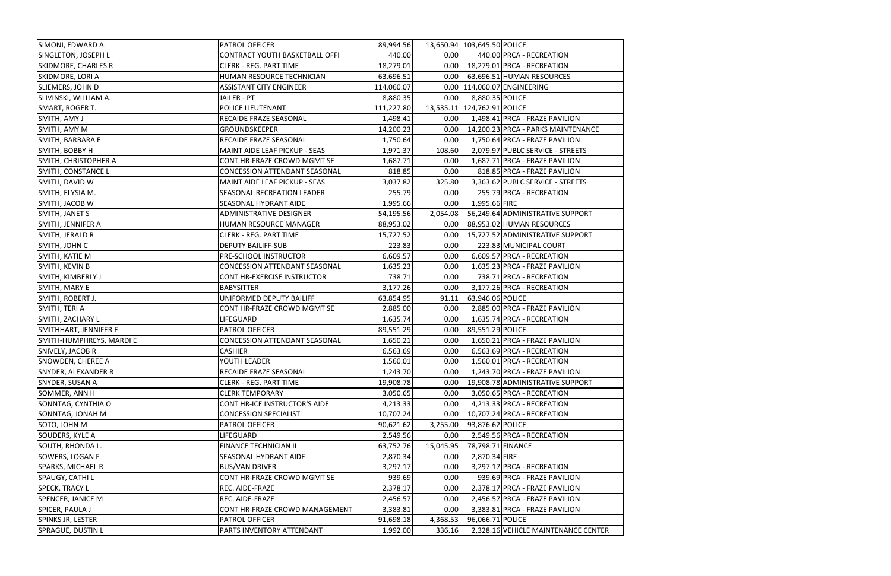| SIMONI, EDWARD A. | PATROL OFFICER | 89,994.56 | 13,650.94 | 103,645.50 | POLICE |
|---|---|---|---|---|---|
| SINGLETON, JOSEPH L | CONTRACT YOUTH BASKETBALL OFFI | 440.00 | 0.00 | 440.00 | PRCA - RECREATION |
| SKIDMORE, CHARLES R | CLERK - REG. PART TIME | 18,279.01 | 0.00 | 18,279.01 | PRCA - RECREATION |
| SKIDMORE, LORI A | HUMAN RESOURCE TECHNICIAN | 63,696.51 | 0.00 | 63,696.51 | HUMAN RESOURCES |
| SLIEMERS, JOHN D | ASSISTANT CITY ENGINEER | 114,060.07 | 0.00 | 114,060.07 | ENGINEERING |
| SLIVINSKI, WILLIAM A. | JAILER - PT | 8,880.35 | 0.00 | 8,880.35 | POLICE |
| SMART, ROGER T. | POLICE LIEUTENANT | 111,227.80 | 13,535.11 | 124,762.91 | POLICE |
| SMITH, AMY J | RECAIDE FRAZE SEASONAL | 1,498.41 | 0.00 | 1,498.41 | PRCA - FRAZE PAVILION |
| SMITH, AMY M | GROUNDSKEEPER | 14,200.23 | 0.00 | 14,200.23 | PRCA - PARKS MAINTENANCE |
| SMITH, BARBARA E | RECAIDE FRAZE SEASONAL | 1,750.64 | 0.00 | 1,750.64 | PRCA - FRAZE PAVILION |
| SMITH, BOBBY H | MAINT AIDE LEAF PICKUP - SEAS | 1,971.37 | 108.60 | 2,079.97 | PUBLC SERVICE - STREETS |
| SMITH, CHRISTOPHER A | CONT HR-FRAZE CROWD MGMT SE | 1,687.71 | 0.00 | 1,687.71 | PRCA - FRAZE PAVILION |
| SMITH, CONSTANCE L | CONCESSION ATTENDANT SEASONAL | 818.85 | 0.00 | 818.85 | PRCA - FRAZE PAVILION |
| SMITH, DAVID W | MAINT AIDE LEAF PICKUP - SEAS | 3,037.82 | 325.80 | 3,363.62 | PUBLC SERVICE - STREETS |
| SMITH, ELYSIA M. | SEASONAL RECREATION LEADER | 255.79 | 0.00 | 255.79 | PRCA - RECREATION |
| SMITH, JACOB W | SEASONAL HYDRANT AIDE | 1,995.66 | 0.00 | 1,995.66 | FIRE |
| SMITH, JANET S | ADMINISTRATIVE DESIGNER | 54,195.56 | 2,054.08 | 56,249.64 | ADMINISTRATIVE SUPPORT |
| SMITH, JENNIFER A | HUMAN RESOURCE MANAGER | 88,953.02 | 0.00 | 88,953.02 | HUMAN RESOURCES |
| SMITH, JERALD R | CLERK - REG. PART TIME | 15,727.52 | 0.00 | 15,727.52 | ADMINISTRATIVE SUPPORT |
| SMITH, JOHN C | DEPUTY BAILIFF-SUB | 223.83 | 0.00 | 223.83 | MUNICIPAL COURT |
| SMITH, KATIE M | PRE-SCHOOL INSTRUCTOR | 6,609.57 | 0.00 | 6,609.57 | PRCA - RECREATION |
| SMITH, KEVIN B | CONCESSION ATTENDANT SEASONAL | 1,635.23 | 0.00 | 1,635.23 | PRCA - FRAZE PAVILION |
| SMITH, KIMBERLY J | CONT HR-EXERCISE INSTRUCTOR | 738.71 | 0.00 | 738.71 | PRCA - RECREATION |
| SMITH, MARY E | BABYSITTER | 3,177.26 | 0.00 | 3,177.26 | PRCA - RECREATION |
| SMITH, ROBERT J. | UNIFORMED DEPUTY BAILIFF | 63,854.95 | 91.11 | 63,946.06 | POLICE |
| SMITH, TERI A | CONT HR-FRAZE CROWD MGMT SE | 2,885.00 | 0.00 | 2,885.00 | PRCA - FRAZE PAVILION |
| SMITH, ZACHARY L | LIFEGUARD | 1,635.74 | 0.00 | 1,635.74 | PRCA - RECREATION |
| SMITHHART, JENNIFER E | PATROL OFFICER | 89,551.29 | 0.00 | 89,551.29 | POLICE |
| SMITH-HUMPHREYS, MARDI E | CONCESSION ATTENDANT SEASONAL | 1,650.21 | 0.00 | 1,650.21 | PRCA - FRAZE PAVILION |
| SNIVELY, JACOB R | CASHIER | 6,563.69 | 0.00 | 6,563.69 | PRCA - RECREATION |
| SNOWDEN, CHEREE A | YOUTH LEADER | 1,560.01 | 0.00 | 1,560.01 | PRCA - RECREATION |
| SNYDER, ALEXANDER R | RECAIDE FRAZE SEASONAL | 1,243.70 | 0.00 | 1,243.70 | PRCA - FRAZE PAVILION |
| SNYDER, SUSAN A | CLERK - REG. PART TIME | 19,908.78 | 0.00 | 19,908.78 | ADMINISTRATIVE SUPPORT |
| SOMMER, ANN H | CLERK TEMPORARY | 3,050.65 | 0.00 | 3,050.65 | PRCA - RECREATION |
| SONNTAG, CYNTHIA O | CONT HR-ICE INSTRUCTOR'S AIDE | 4,213.33 | 0.00 | 4,213.33 | PRCA - RECREATION |
| SONNTAG, JONAH M | CONCESSION SPECIALIST | 10,707.24 | 0.00 | 10,707.24 | PRCA - RECREATION |
| SOTO, JOHN M | PATROL OFFICER | 90,621.62 | 3,255.00 | 93,876.62 | POLICE |
| SOUDERS, KYLE A | LIFEGUARD | 2,549.56 | 0.00 | 2,549.56 | PRCA - RECREATION |
| SOUTH, RHONDA L. | FINANCE TECHNICIAN II | 63,752.76 | 15,045.95 | 78,798.71 | FINANCE |
| SOWERS, LOGAN F | SEASONAL HYDRANT AIDE | 2,870.34 | 0.00 | 2,870.34 | FIRE |
| SPARKS, MICHAEL R | BUS/VAN DRIVER | 3,297.17 | 0.00 | 3,297.17 | PRCA - RECREATION |
| SPAUGY, CATHI L | CONT HR-FRAZE CROWD MGMT SE | 939.69 | 0.00 | 939.69 | PRCA - FRAZE PAVILION |
| SPECK, TRACY L | REC. AIDE-FRAZE | 2,378.17 | 0.00 | 2,378.17 | PRCA - FRAZE PAVILION |
| SPENCER, JANICE M | REC. AIDE-FRAZE | 2,456.57 | 0.00 | 2,456.57 | PRCA - FRAZE PAVILION |
| SPICER, PAULA J | CONT HR-FRAZE CROWD MANAGEMENT | 3,383.81 | 0.00 | 3,383.81 | PRCA - FRAZE PAVILION |
| SPINKS JR, LESTER | PATROL OFFICER | 91,698.18 | 4,368.53 | 96,066.71 | POLICE |
| SPRAGUE, DUSTIN L | PARTS INVENTORY ATTENDANT | 1,992.00 | 336.16 | 2,328.16 | VEHICLE MAINTENANCE CENTER |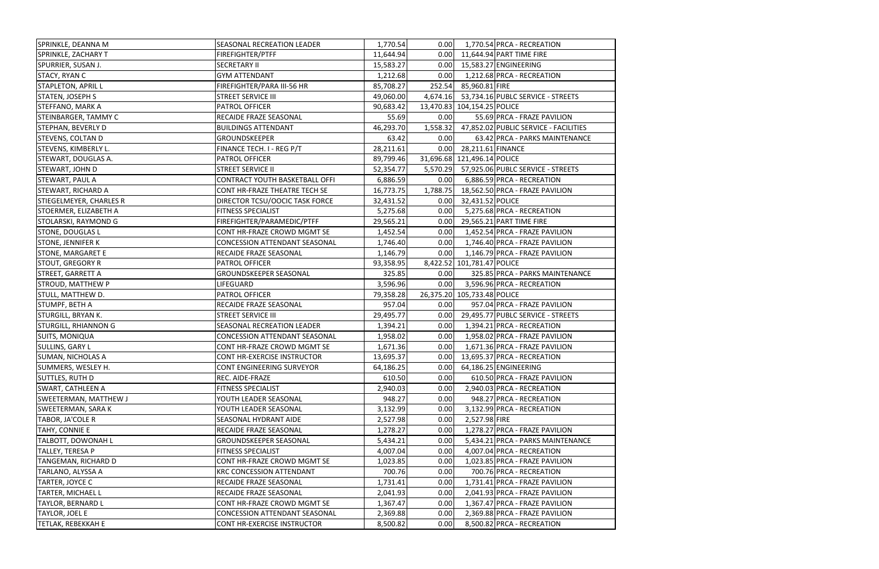| | | | | | |
|---|---|---|---|---|---|
| SPRINKLE, DEANNA M | SEASONAL RECREATION LEADER | 1,770.54 | 0.00 | 1,770.54 | PRCA - RECREATION |
| SPRINKLE, ZACHARY T | FIREFIGHTER/PTFF | 11,644.94 | 0.00 | 11,644.94 | PART TIME FIRE |
| SPURRIER, SUSAN J. | SECRETARY II | 15,583.27 | 0.00 | 15,583.27 | ENGINEERING |
| STACY, RYAN C | GYM ATTENDANT | 1,212.68 | 0.00 | 1,212.68 | PRCA - RECREATION |
| STAPLETON, APRIL L | FIREFIGHTER/PARA III-56 HR | 85,708.27 | 252.54 | 85,960.81 | FIRE |
| STATEN, JOSEPH S | STREET SERVICE III | 49,060.00 | 4,674.16 | 53,734.16 | PUBLC SERVICE - STREETS |
| STEFFANO, MARK A | PATROL OFFICER | 90,683.42 | 13,470.83 | 104,154.25 | POLICE |
| STEINBARGER, TAMMY C | RECAIDE FRAZE SEASONAL | 55.69 | 0.00 | 55.69 | PRCA - FRAZE PAVILION |
| STEPHAN, BEVERLY D | BUILDINGS ATTENDANT | 46,293.70 | 1,558.32 | 47,852.02 | PUBLIC SERVICE - FACILITIES |
| STEVENS, COLTAN D | GROUNDSKEEPER | 63.42 | 0.00 | 63.42 | PRCA - PARKS MAINTENANCE |
| STEVENS, KIMBERLY L. | FINANCE TECH. I - REG P/T | 28,211.61 | 0.00 | 28,211.61 | FINANCE |
| STEWART, DOUGLAS A. | PATROL OFFICER | 89,799.46 | 31,696.68 | 121,496.14 | POLICE |
| STEWART, JOHN D | STREET SERVICE II | 52,354.77 | 5,570.29 | 57,925.06 | PUBLC SERVICE - STREETS |
| STEWART, PAUL A | CONTRACT YOUTH BASKETBALL OFFI | 6,886.59 | 0.00 | 6,886.59 | PRCA - RECREATION |
| STEWART, RICHARD A | CONT HR-FRAZE THEATRE TECH SE | 16,773.75 | 1,788.75 | 18,562.50 | PRCA - FRAZE PAVILION |
| STIEGELMEYER, CHARLES R | DIRECTOR TCSU/OOCIC TASK FORCE | 32,431.52 | 0.00 | 32,431.52 | POLICE |
| STOERMER, ELIZABETH A | FITNESS SPECIALIST | 5,275.68 | 0.00 | 5,275.68 | PRCA - RECREATION |
| STOLARSKI, RAYMOND G | FIREFIGHTER/PARAMEDIC/PTFF | 29,565.21 | 0.00 | 29,565.21 | PART TIME FIRE |
| STONE, DOUGLAS L | CONT HR-FRAZE CROWD MGMT SE | 1,452.54 | 0.00 | 1,452.54 | PRCA - FRAZE PAVILION |
| STONE, JENNIFER K | CONCESSION ATTENDANT SEASONAL | 1,746.40 | 0.00 | 1,746.40 | PRCA - FRAZE PAVILION |
| STONE, MARGARET E | RECAIDE FRAZE SEASONAL | 1,146.79 | 0.00 | 1,146.79 | PRCA - FRAZE PAVILION |
| STOUT, GREGORY R | PATROL OFFICER | 93,358.95 | 8,422.52 | 101,781.47 | POLICE |
| STREET, GARRETT A | GROUNDSKEEPER SEASONAL | 325.85 | 0.00 | 325.85 | PRCA - PARKS MAINTENANCE |
| STROUD, MATTHEW P | LIFEGUARD | 3,596.96 | 0.00 | 3,596.96 | PRCA - RECREATION |
| STULL, MATTHEW D. | PATROL OFFICER | 79,358.28 | 26,375.20 | 105,733.48 | POLICE |
| STUMPF, BETH A | RECAIDE FRAZE SEASONAL | 957.04 | 0.00 | 957.04 | PRCA - FRAZE PAVILION |
| STURGILL, BRYAN K. | STREET SERVICE III | 29,495.77 | 0.00 | 29,495.77 | PUBLC SERVICE - STREETS |
| STURGILL, RHIANNON G | SEASONAL RECREATION LEADER | 1,394.21 | 0.00 | 1,394.21 | PRCA - RECREATION |
| SUITS, MONIQUA | CONCESSION ATTENDANT SEASONAL | 1,958.02 | 0.00 | 1,958.02 | PRCA - FRAZE PAVILION |
| SULLINS, GARY L | CONT HR-FRAZE CROWD MGMT SE | 1,671.36 | 0.00 | 1,671.36 | PRCA - FRAZE PAVILION |
| SUMAN, NICHOLAS A | CONT HR-EXERCISE INSTRUCTOR | 13,695.37 | 0.00 | 13,695.37 | PRCA - RECREATION |
| SUMMERS, WESLEY H. | CONT ENGINEERING SURVEYOR | 64,186.25 | 0.00 | 64,186.25 | ENGINEERING |
| SUTTLES, RUTH D | REC. AIDE-FRAZE | 610.50 | 0.00 | 610.50 | PRCA - FRAZE PAVILION |
| SWART, CATHLEEN A | FITNESS SPECIALIST | 2,940.03 | 0.00 | 2,940.03 | PRCA - RECREATION |
| SWEETERMAN, MATTHEW J | YOUTH LEADER SEASONAL | 948.27 | 0.00 | 948.27 | PRCA - RECREATION |
| SWEETERMAN, SARA K | YOUTH LEADER SEASONAL | 3,132.99 | 0.00 | 3,132.99 | PRCA - RECREATION |
| TABOR, JA'COLE R | SEASONAL HYDRANT AIDE | 2,527.98 | 0.00 | 2,527.98 | FIRE |
| TAHY, CONNIE E | RECAIDE FRAZE SEASONAL | 1,278.27 | 0.00 | 1,278.27 | PRCA - FRAZE PAVILION |
| TALBOTT, DOWONAH L | GROUNDSKEEPER SEASONAL | 5,434.21 | 0.00 | 5,434.21 | PRCA - PARKS MAINTENANCE |
| TALLEY, TERESA P | FITNESS SPECIALIST | 4,007.04 | 0.00 | 4,007.04 | PRCA - RECREATION |
| TANGEMAN, RICHARD D | CONT HR-FRAZE CROWD MGMT SE | 1,023.85 | 0.00 | 1,023.85 | PRCA - FRAZE PAVILION |
| TARLANO, ALYSSA A | KRC CONCESSION ATTENDANT | 700.76 | 0.00 | 700.76 | PRCA - RECREATION |
| TARTER, JOYCE C | RECAIDE FRAZE SEASONAL | 1,731.41 | 0.00 | 1,731.41 | PRCA - FRAZE PAVILION |
| TARTER, MICHAEL L | RECAIDE FRAZE SEASONAL | 2,041.93 | 0.00 | 2,041.93 | PRCA - FRAZE PAVILION |
| TAYLOR, BERNARD L | CONT HR-FRAZE CROWD MGMT SE | 1,367.47 | 0.00 | 1,367.47 | PRCA - FRAZE PAVILION |
| TAYLOR, JOEL E | CONCESSION ATTENDANT SEASONAL | 2,369.88 | 0.00 | 2,369.88 | PRCA - FRAZE PAVILION |
| TETLAK, REBEKKAH E | CONT HR-EXERCISE INSTRUCTOR | 8,500.82 | 0.00 | 8,500.82 | PRCA - RECREATION |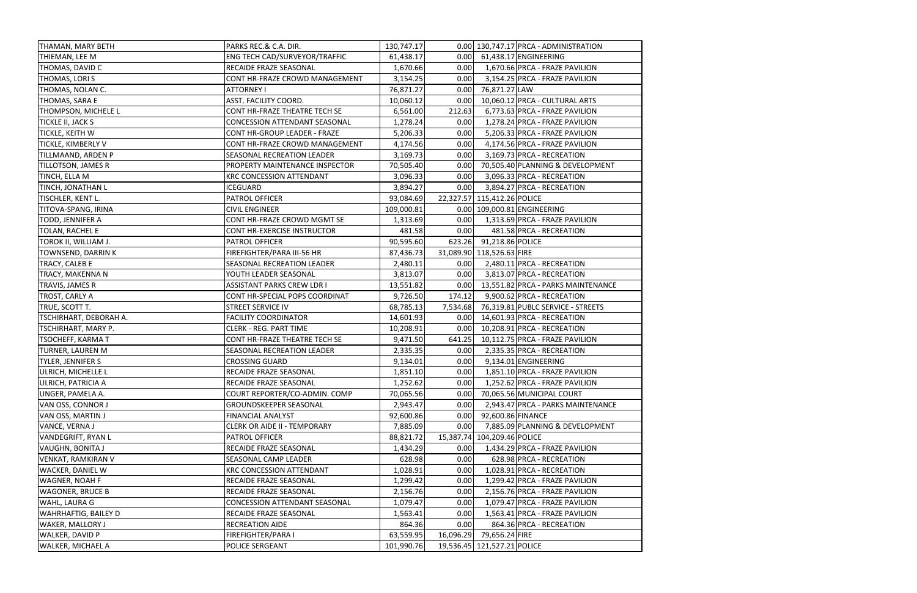| | | | | | |
|---|---|---|---|---|---|
| THAMAN, MARY BETH | PARKS REC.& C.A. DIR. | 130,747.17 | 0.00 | 130,747.17 | PRCA - ADMINISTRATION |
| THIEMAN, LEE M | ENG TECH CAD/SURVEYOR/TRAFFIC | 61,438.17 | 0.00 | 61,438.17 | ENGINEERING |
| THOMAS, DAVID C | RECAIDE FRAZE SEASONAL | 1,670.66 | 0.00 | 1,670.66 | PRCA - FRAZE PAVILION |
| THOMAS, LORI S | CONT HR-FRAZE CROWD MANAGEMENT | 3,154.25 | 0.00 | 3,154.25 | PRCA - FRAZE PAVILION |
| THOMAS, NOLAN C. | ATTORNEY I | 76,871.27 | 0.00 | 76,871.27 | LAW |
| THOMAS, SARA E | ASST. FACILITY COORD. | 10,060.12 | 0.00 | 10,060.12 | PRCA - CULTURAL ARTS |
| THOMPSON, MICHELE L | CONT HR-FRAZE THEATRE TECH SE | 6,561.00 | 212.63 | 6,773.63 | PRCA - FRAZE PAVILION |
| TICKLE II, JACK S | CONCESSION ATTENDANT SEASONAL | 1,278.24 | 0.00 | 1,278.24 | PRCA - FRAZE PAVILION |
| TICKLE, KEITH W | CONT HR-GROUP LEADER - FRAZE | 5,206.33 | 0.00 | 5,206.33 | PRCA - FRAZE PAVILION |
| TICKLE, KIMBERLY V | CONT HR-FRAZE CROWD MANAGEMENT | 4,174.56 | 0.00 | 4,174.56 | PRCA - FRAZE PAVILION |
| TILLMAAND, ARDEN P | SEASONAL RECREATION LEADER | 3,169.73 | 0.00 | 3,169.73 | PRCA - RECREATION |
| TILLOTSON, JAMES R | PROPERTY MAINTENANCE INSPECTOR | 70,505.40 | 0.00 | 70,505.40 | PLANNING & DEVELOPMENT |
| TINCH, ELLA M | KRC CONCESSION ATTENDANT | 3,096.33 | 0.00 | 3,096.33 | PRCA - RECREATION |
| TINCH, JONATHAN L | ICEGUARD | 3,894.27 | 0.00 | 3,894.27 | PRCA - RECREATION |
| TISCHLER, KENT L. | PATROL OFFICER | 93,084.69 | 22,327.57 | 115,412.26 | POLICE |
| TITOVA-SPANG, IRINA | CIVIL ENGINEER | 109,000.81 | 0.00 | 109,000.81 | ENGINEERING |
| TODD, JENNIFER A | CONT HR-FRAZE CROWD MGMT SE | 1,313.69 | 0.00 | 1,313.69 | PRCA - FRAZE PAVILION |
| TOLAN, RACHEL E | CONT HR-EXERCISE INSTRUCTOR | 481.58 | 0.00 | 481.58 | PRCA - RECREATION |
| TOROK II, WILLIAM J. | PATROL OFFICER | 90,595.60 | 623.26 | 91,218.86 | POLICE |
| TOWNSEND, DARRIN K | FIREFIGHTER/PARA III-56 HR | 87,436.73 | 31,089.90 | 118,526.63 | FIRE |
| TRACY, CALEB E | SEASONAL RECREATION LEADER | 2,480.11 | 0.00 | 2,480.11 | PRCA - RECREATION |
| TRACY, MAKENNA N | YOUTH LEADER SEASONAL | 3,813.07 | 0.00 | 3,813.07 | PRCA - RECREATION |
| TRAVIS, JAMES R | ASSISTANT PARKS CREW LDR I | 13,551.82 | 0.00 | 13,551.82 | PRCA - PARKS MAINTENANCE |
| TROST, CARLY A | CONT HR-SPECIAL POPS COORDINAT | 9,726.50 | 174.12 | 9,900.62 | PRCA - RECREATION |
| TRUE, SCOTT T. | STREET SERVICE IV | 68,785.13 | 7,534.68 | 76,319.81 | PUBLC SERVICE - STREETS |
| TSCHIRHART, DEBORAH A. | FACILITY COORDINATOR | 14,601.93 | 0.00 | 14,601.93 | PRCA - RECREATION |
| TSCHIRHART, MARY P. | CLERK - REG. PART TIME | 10,208.91 | 0.00 | 10,208.91 | PRCA - RECREATION |
| TSOCHEFF, KARMA T | CONT HR-FRAZE THEATRE TECH SE | 9,471.50 | 641.25 | 10,112.75 | PRCA - FRAZE PAVILION |
| TURNER, LAUREN M | SEASONAL RECREATION LEADER | 2,335.35 | 0.00 | 2,335.35 | PRCA - RECREATION |
| TYLER, JENNIFER S | CROSSING GUARD | 9,134.01 | 0.00 | 9,134.01 | ENGINEERING |
| ULRICH, MICHELLE L | RECAIDE FRAZE SEASONAL | 1,851.10 | 0.00 | 1,851.10 | PRCA - FRAZE PAVILION |
| ULRICH, PATRICIA A | RECAIDE FRAZE SEASONAL | 1,252.62 | 0.00 | 1,252.62 | PRCA - FRAZE PAVILION |
| UNGER, PAMELA A. | COURT REPORTER/CO-ADMIN. COMP | 70,065.56 | 0.00 | 70,065.56 | MUNICIPAL COURT |
| VAN OSS, CONNOR J | GROUNDSKEEPER SEASONAL | 2,943.47 | 0.00 | 2,943.47 | PRCA - PARKS MAINTENANCE |
| VAN OSS, MARTIN J | FINANCIAL ANALYST | 92,600.86 | 0.00 | 92,600.86 | FINANCE |
| VANCE, VERNA J | CLERK OR AIDE II - TEMPORARY | 7,885.09 | 0.00 | 7,885.09 | PLANNING & DEVELOPMENT |
| VANDEGRIFT, RYAN L | PATROL OFFICER | 88,821.72 | 15,387.74 | 104,209.46 | POLICE |
| VAUGHN, BONITA J | RECAIDE FRAZE SEASONAL | 1,434.29 | 0.00 | 1,434.29 | PRCA - FRAZE PAVILION |
| VENKAT, RAMKIRAN V | SEASONAL CAMP LEADER | 628.98 | 0.00 | 628.98 | PRCA - RECREATION |
| WACKER, DANIEL W | KRC CONCESSION ATTENDANT | 1,028.91 | 0.00 | 1,028.91 | PRCA - RECREATION |
| WAGNER, NOAH F | RECAIDE FRAZE SEASONAL | 1,299.42 | 0.00 | 1,299.42 | PRCA - FRAZE PAVILION |
| WAGONER, BRUCE B | RECAIDE FRAZE SEASONAL | 2,156.76 | 0.00 | 2,156.76 | PRCA - FRAZE PAVILION |
| WAHL, LAURA G | CONCESSION ATTENDANT SEASONAL | 1,079.47 | 0.00 | 1,079.47 | PRCA - FRAZE PAVILION |
| WAHRHAFTIG, BAILEY D | RECAIDE FRAZE SEASONAL | 1,563.41 | 0.00 | 1,563.41 | PRCA - FRAZE PAVILION |
| WAKER, MALLORY J | RECREATION AIDE | 864.36 | 0.00 | 864.36 | PRCA - RECREATION |
| WALKER, DAVID P | FIREFIGHTER/PARA I | 63,559.95 | 16,096.29 | 79,656.24 | FIRE |
| WALKER, MICHAEL A | POLICE SERGEANT | 101,990.76 | 19,536.45 | 121,527.21 | POLICE |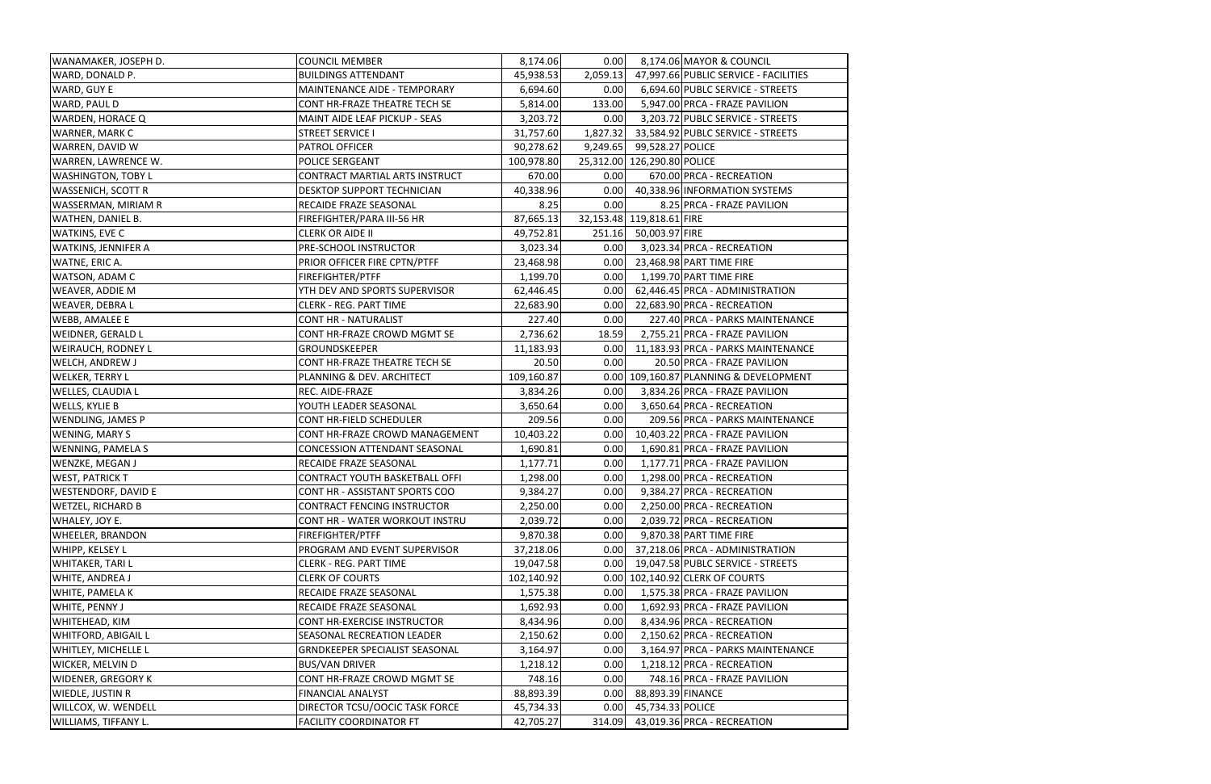| | | | | | |
|---|---|---|---|---|---|
| WANAMAKER, JOSEPH D. | COUNCIL MEMBER | 8,174.06 | 0.00 | 8,174.06 | MAYOR & COUNCIL |
| WARD, DONALD P. | BUILDINGS ATTENDANT | 45,938.53 | 2,059.13 | 47,997.66 | PUBLIC SERVICE - FACILITIES |
| WARD, GUY E | MAINTENANCE AIDE - TEMPORARY | 6,694.60 | 0.00 | 6,694.60 | PUBLC SERVICE - STREETS |
| WARD, PAUL D | CONT HR-FRAZE THEATRE TECH SE | 5,814.00 | 133.00 | 5,947.00 | PRCA - FRAZE PAVILION |
| WARDEN, HORACE Q | MAINT AIDE LEAF PICKUP - SEAS | 3,203.72 | 0.00 | 3,203.72 | PUBLC SERVICE - STREETS |
| WARNER, MARK C | STREET SERVICE I | 31,757.60 | 1,827.32 | 33,584.92 | PUBLC SERVICE - STREETS |
| WARREN, DAVID W | PATROL OFFICER | 90,278.62 | 9,249.65 | 99,528.27 | POLICE |
| WARREN, LAWRENCE W. | POLICE SERGEANT | 100,978.80 | 25,312.00 | 126,290.80 | POLICE |
| WASHINGTON, TOBY L | CONTRACT MARTIAL ARTS INSTRUCT | 670.00 | 0.00 | 670.00 | PRCA - RECREATION |
| WASSENICH, SCOTT R | DESKTOP SUPPORT TECHNICIAN | 40,338.96 | 0.00 | 40,338.96 | INFORMATION SYSTEMS |
| WASSERMAN, MIRIAM R | RECAIDE FRAZE SEASONAL | 8.25 | 0.00 | 8.25 | PRCA - FRAZE PAVILION |
| WATHEN, DANIEL B. | FIREFIGHTER/PARA III-56 HR | 87,665.13 | 32,153.48 | 119,818.61 | FIRE |
| WATKINS, EVE C | CLERK OR AIDE II | 49,752.81 | 251.16 | 50,003.97 | FIRE |
| WATKINS, JENNIFER A | PRE-SCHOOL INSTRUCTOR | 3,023.34 | 0.00 | 3,023.34 | PRCA - RECREATION |
| WATNE, ERIC A. | PRIOR OFFICER FIRE CPTN/PTFF | 23,468.98 | 0.00 | 23,468.98 | PART TIME FIRE |
| WATSON, ADAM C | FIREFIGHTER/PTFF | 1,199.70 | 0.00 | 1,199.70 | PART TIME FIRE |
| WEAVER, ADDIE M | YTH DEV AND SPORTS SUPERVISOR | 62,446.45 | 0.00 | 62,446.45 | PRCA - ADMINISTRATION |
| WEAVER, DEBRA L | CLERK - REG. PART TIME | 22,683.90 | 0.00 | 22,683.90 | PRCA - RECREATION |
| WEBB, AMALEE E | CONT HR - NATURALIST | 227.40 | 0.00 | 227.40 | PRCA - PARKS MAINTENANCE |
| WEIDNER, GERALD L | CONT HR-FRAZE CROWD MGMT SE | 2,736.62 | 18.59 | 2,755.21 | PRCA - FRAZE PAVILION |
| WEIRAUCH, RODNEY L | GROUNDSKEEPER | 11,183.93 | 0.00 | 11,183.93 | PRCA - PARKS MAINTENANCE |
| WELCH, ANDREW J | CONT HR-FRAZE THEATRE TECH SE | 20.50 | 0.00 | 20.50 | PRCA - FRAZE PAVILION |
| WELKER, TERRY L | PLANNING & DEV. ARCHITECT | 109,160.87 | 0.00 | 109,160.87 | PLANNING & DEVELOPMENT |
| WELLES, CLAUDIA L | REC. AIDE-FRAZE | 3,834.26 | 0.00 | 3,834.26 | PRCA - FRAZE PAVILION |
| WELLS, KYLIE B | YOUTH LEADER SEASONAL | 3,650.64 | 0.00 | 3,650.64 | PRCA - RECREATION |
| WENDLING, JAMES P | CONT HR-FIELD SCHEDULER | 209.56 | 0.00 | 209.56 | PRCA - PARKS MAINTENANCE |
| WENING, MARY S | CONT HR-FRAZE CROWD MANAGEMENT | 10,403.22 | 0.00 | 10,403.22 | PRCA - FRAZE PAVILION |
| WENNING, PAMELA S | CONCESSION ATTENDANT SEASONAL | 1,690.81 | 0.00 | 1,690.81 | PRCA - FRAZE PAVILION |
| WENZKE, MEGAN J | RECAIDE FRAZE SEASONAL | 1,177.71 | 0.00 | 1,177.71 | PRCA - FRAZE PAVILION |
| WEST, PATRICK T | CONTRACT YOUTH BASKETBALL OFFI | 1,298.00 | 0.00 | 1,298.00 | PRCA - RECREATION |
| WESTENDORF, DAVID E | CONT HR - ASSISTANT SPORTS COO | 9,384.27 | 0.00 | 9,384.27 | PRCA - RECREATION |
| WETZEL, RICHARD B | CONTRACT FENCING INSTRUCTOR | 2,250.00 | 0.00 | 2,250.00 | PRCA - RECREATION |
| WHALEY, JOY E. | CONT HR - WATER WORKOUT INSTRU | 2,039.72 | 0.00 | 2,039.72 | PRCA - RECREATION |
| WHEELER, BRANDON | FIREFIGHTER/PTFF | 9,870.38 | 0.00 | 9,870.38 | PART TIME FIRE |
| WHIPP, KELSEY L | PROGRAM AND EVENT SUPERVISOR | 37,218.06 | 0.00 | 37,218.06 | PRCA - ADMINISTRATION |
| WHITAKER, TARI L | CLERK - REG. PART TIME | 19,047.58 | 0.00 | 19,047.58 | PUBLC SERVICE - STREETS |
| WHITE, ANDREA J | CLERK OF COURTS | 102,140.92 | 0.00 | 102,140.92 | CLERK OF COURTS |
| WHITE, PAMELA K | RECAIDE FRAZE SEASONAL | 1,575.38 | 0.00 | 1,575.38 | PRCA - FRAZE PAVILION |
| WHITE, PENNY J | RECAIDE FRAZE SEASONAL | 1,692.93 | 0.00 | 1,692.93 | PRCA - FRAZE PAVILION |
| WHITEHEAD, KIM | CONT HR-EXERCISE INSTRUCTOR | 8,434.96 | 0.00 | 8,434.96 | PRCA - RECREATION |
| WHITFORD, ABIGAIL L | SEASONAL RECREATION LEADER | 2,150.62 | 0.00 | 2,150.62 | PRCA - RECREATION |
| WHITLEY, MICHELLE L | GRNDKEEPER SPECIALIST SEASONAL | 3,164.97 | 0.00 | 3,164.97 | PRCA - PARKS MAINTENANCE |
| WICKER, MELVIN D | BUS/VAN DRIVER | 1,218.12 | 0.00 | 1,218.12 | PRCA - RECREATION |
| WIDENER, GREGORY K | CONT HR-FRAZE CROWD MGMT SE | 748.16 | 0.00 | 748.16 | PRCA - FRAZE PAVILION |
| WIEDLE, JUSTIN R | FINANCIAL ANALYST | 88,893.39 | 0.00 | 88,893.39 | FINANCE |
| WILLCOX, W. WENDELL | DIRECTOR TCSU/OOCIC TASK FORCE | 45,734.33 | 0.00 | 45,734.33 | POLICE |
| WILLIAMS, TIFFANY L. | FACILITY COORDINATOR FT | 42,705.27 | 314.09 | 43,019.36 | PRCA - RECREATION |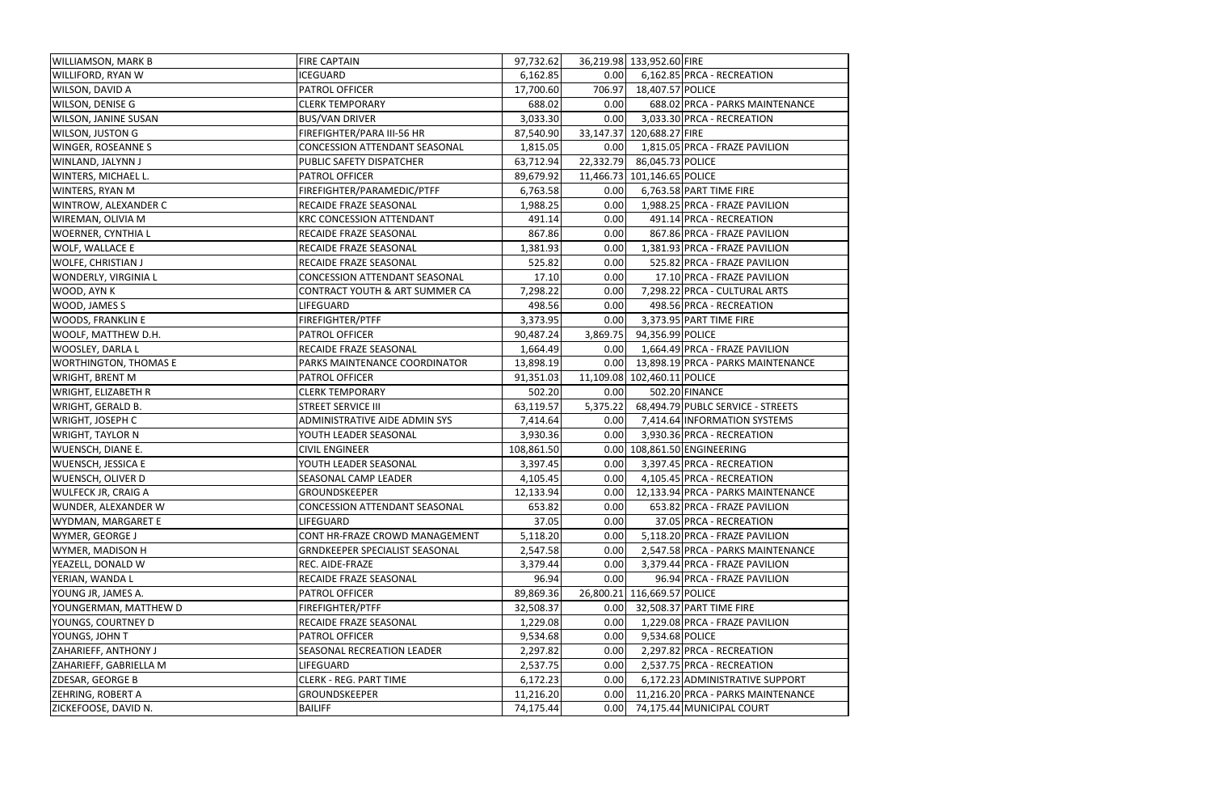| | | | | | |
|---|---|---|---|---|---|
| WILLIAMSON, MARK B | FIRE CAPTAIN | 97,732.62 | 36,219.98 | 133,952.60 | FIRE |
| WILLIFORD, RYAN W | ICEGUARD | 6,162.85 | 0.00 | 6,162.85 | PRCA - RECREATION |
| WILSON, DAVID A | PATROL OFFICER | 17,700.60 | 706.97 | 18,407.57 | POLICE |
| WILSON, DENISE G | CLERK TEMPORARY | 688.02 | 0.00 | 688.02 | PRCA - PARKS MAINTENANCE |
| WILSON, JANINE SUSAN | BUS/VAN DRIVER | 3,033.30 | 0.00 | 3,033.30 | PRCA - RECREATION |
| WILSON, JUSTON G | FIREFIGHTER/PARA III-56 HR | 87,540.90 | 33,147.37 | 120,688.27 | FIRE |
| WINGER, ROSEANNE S | CONCESSION ATTENDANT SEASONAL | 1,815.05 | 0.00 | 1,815.05 | PRCA - FRAZE PAVILION |
| WINLAND, JALYNN J | PUBLIC SAFETY DISPATCHER | 63,712.94 | 22,332.79 | 86,045.73 | POLICE |
| WINTERS, MICHAEL L. | PATROL OFFICER | 89,679.92 | 11,466.73 | 101,146.65 | POLICE |
| WINTERS, RYAN M | FIREFIGHTER/PARAMEDIC/PTFF | 6,763.58 | 0.00 | 6,763.58 | PART TIME FIRE |
| WINTROW, ALEXANDER C | RECAIDE FRAZE SEASONAL | 1,988.25 | 0.00 | 1,988.25 | PRCA - FRAZE PAVILION |
| WIREMAN, OLIVIA M | KRC CONCESSION ATTENDANT | 491.14 | 0.00 | 491.14 | PRCA - RECREATION |
| WOERNER, CYNTHIA L | RECAIDE FRAZE SEASONAL | 867.86 | 0.00 | 867.86 | PRCA - FRAZE PAVILION |
| WOLF, WALLACE E | RECAIDE FRAZE SEASONAL | 1,381.93 | 0.00 | 1,381.93 | PRCA - FRAZE PAVILION |
| WOLFE, CHRISTIAN J | RECAIDE FRAZE SEASONAL | 525.82 | 0.00 | 525.82 | PRCA - FRAZE PAVILION |
| WONDERLY, VIRGINIA L | CONCESSION ATTENDANT SEASONAL | 17.10 | 0.00 | 17.10 | PRCA - FRAZE PAVILION |
| WOOD, AYN K | CONTRACT YOUTH & ART SUMMER CA | 7,298.22 | 0.00 | 7,298.22 | PRCA - CULTURAL ARTS |
| WOOD, JAMES S | LIFEGUARD | 498.56 | 0.00 | 498.56 | PRCA - RECREATION |
| WOODS, FRANKLIN E | FIREFIGHTER/PTFF | 3,373.95 | 0.00 | 3,373.95 | PART TIME FIRE |
| WOOLF, MATTHEW D.H. | PATROL OFFICER | 90,487.24 | 3,869.75 | 94,356.99 | POLICE |
| WOOSLEY, DARLA L | RECAIDE FRAZE SEASONAL | 1,664.49 | 0.00 | 1,664.49 | PRCA - FRAZE PAVILION |
| WORTHINGTON, THOMAS E | PARKS MAINTENANCE COORDINATOR | 13,898.19 | 0.00 | 13,898.19 | PRCA - PARKS MAINTENANCE |
| WRIGHT, BRENT M | PATROL OFFICER | 91,351.03 | 11,109.08 | 102,460.11 | POLICE |
| WRIGHT, ELIZABETH R | CLERK TEMPORARY | 502.20 | 0.00 | 502.20 | FINANCE |
| WRIGHT, GERALD B. | STREET SERVICE III | 63,119.57 | 5,375.22 | 68,494.79 | PUBLC SERVICE - STREETS |
| WRIGHT, JOSEPH C | ADMINISTRATIVE AIDE ADMIN SYS | 7,414.64 | 0.00 | 7,414.64 | INFORMATION SYSTEMS |
| WRIGHT, TAYLOR N | YOUTH LEADER SEASONAL | 3,930.36 | 0.00 | 3,930.36 | PRCA - RECREATION |
| WUENSCH, DIANE E. | CIVIL ENGINEER | 108,861.50 | 0.00 | 108,861.50 | ENGINEERING |
| WUENSCH, JESSICA E | YOUTH LEADER SEASONAL | 3,397.45 | 0.00 | 3,397.45 | PRCA - RECREATION |
| WUENSCH, OLIVER D | SEASONAL CAMP LEADER | 4,105.45 | 0.00 | 4,105.45 | PRCA - RECREATION |
| WULFECK JR, CRAIG A | GROUNDSKEEPER | 12,133.94 | 0.00 | 12,133.94 | PRCA - PARKS MAINTENANCE |
| WUNDER, ALEXANDER W | CONCESSION ATTENDANT SEASONAL | 653.82 | 0.00 | 653.82 | PRCA - FRAZE PAVILION |
| WYDMAN, MARGARET E | LIFEGUARD | 37.05 | 0.00 | 37.05 | PRCA - RECREATION |
| WYMER, GEORGE J | CONT HR-FRAZE CROWD MANAGEMENT | 5,118.20 | 0.00 | 5,118.20 | PRCA - FRAZE PAVILION |
| WYMER, MADISON H | GRNDKEEPER SPECIALIST SEASONAL | 2,547.58 | 0.00 | 2,547.58 | PRCA - PARKS MAINTENANCE |
| YEAZELL, DONALD W | REC. AIDE-FRAZE | 3,379.44 | 0.00 | 3,379.44 | PRCA - FRAZE PAVILION |
| YERIAN, WANDA L | RECAIDE FRAZE SEASONAL | 96.94 | 0.00 | 96.94 | PRCA - FRAZE PAVILION |
| YOUNG JR, JAMES A. | PATROL OFFICER | 89,869.36 | 26,800.21 | 116,669.57 | POLICE |
| YOUNGERMAN, MATTHEW D | FIREFIGHTER/PTFF | 32,508.37 | 0.00 | 32,508.37 | PART TIME FIRE |
| YOUNGS, COURTNEY D | RECAIDE FRAZE SEASONAL | 1,229.08 | 0.00 | 1,229.08 | PRCA - FRAZE PAVILION |
| YOUNGS, JOHN T | PATROL OFFICER | 9,534.68 | 0.00 | 9,534.68 | POLICE |
| ZAHARIEFF, ANTHONY J | SEASONAL RECREATION LEADER | 2,297.82 | 0.00 | 2,297.82 | PRCA - RECREATION |
| ZAHARIEFF, GABRIELLA M | LIFEGUARD | 2,537.75 | 0.00 | 2,537.75 | PRCA - RECREATION |
| ZDESAR, GEORGE B | CLERK - REG. PART TIME | 6,172.23 | 0.00 | 6,172.23 | ADMINISTRATIVE SUPPORT |
| ZEHRING, ROBERT A | GROUNDSKEEPER | 11,216.20 | 0.00 | 11,216.20 | PRCA - PARKS MAINTENANCE |
| ZICKEFOOSE, DAVID N. | BAILIFF | 74,175.44 | 0.00 | 74,175.44 | MUNICIPAL COURT |